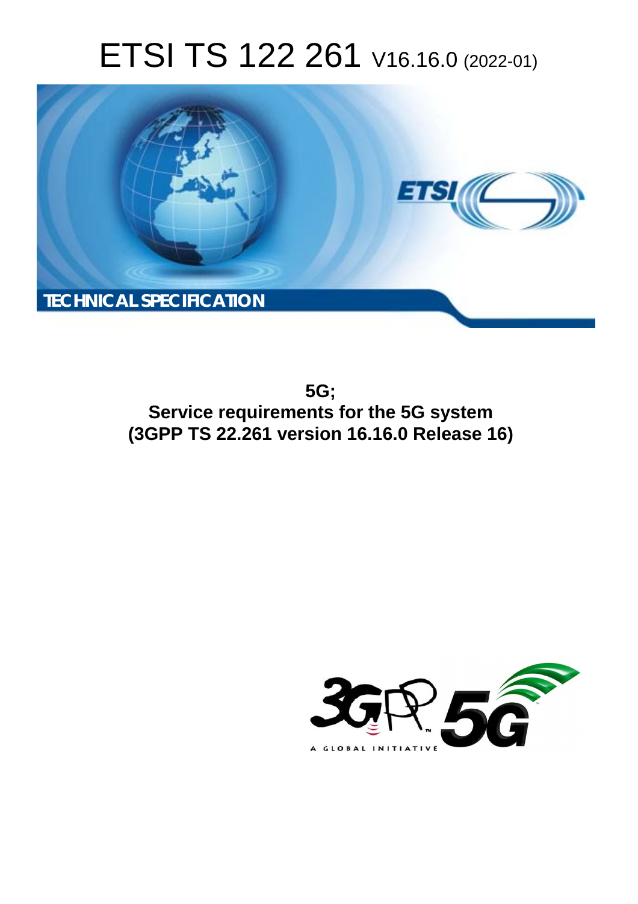# ETSI TS 122 261 V16.16.0 (2022-01)

TECHNICAL SPECIFICATION

**5G;**
**Service requirements for the 5G system**
**(3GPP TS 22.261 version 16.16.0 Release 16)**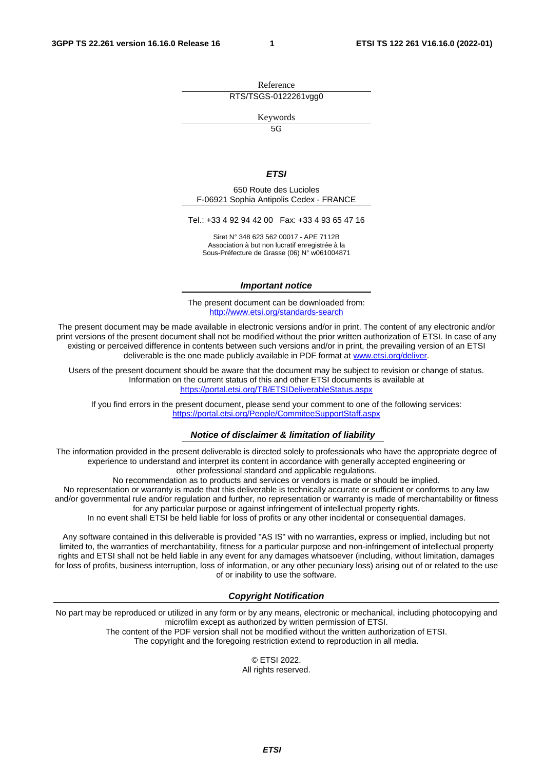Reference

RTS/TSGS-0122261vgg0

Keywords

5G

***ETSI***

650 Route des Lucioles
F-06921 Sophia Antipolis Cedex - FRANCE

Tel.: +33 4 92 94 42 00   Fax: +33 4 93 65 47 16

Siret N° 348 623 562 00017 - APE 7112B
Association à but non lucratif enregistrée à la
Sous-Préfecture de Grasse (06) N° w061004871

***Important notice***

The present document can be downloaded from:
http://www.etsi.org/standards-search

The present document may be made available in electronic versions and/or in print. The content of any electronic and/or print versions of the present document shall not be modified without the prior written authorization of ETSI. In case of any existing or perceived difference in contents between such versions and/or in print, the prevailing version of an ETSI deliverable is the one made publicly available in PDF format at www.etsi.org/deliver.

Users of the present document should be aware that the document may be subject to revision or change of status. Information on the current status of this and other ETSI documents is available at
https://portal.etsi.org/TB/ETSIDeliverableStatus.aspx

If you find errors in the present document, please send your comment to one of the following services:
https://portal.etsi.org/People/CommiteeSupportStaff.aspx

***Notice of disclaimer & limitation of liability***

The information provided in the present deliverable is directed solely to professionals who have the appropriate degree of experience to understand and interpret its content in accordance with generally accepted engineering or other professional standard and applicable regulations.
No recommendation as to products and services or vendors is made or should be implied.
No representation or warranty is made that this deliverable is technically accurate or sufficient or conforms to any law and/or governmental rule and/or regulation and further, no representation or warranty is made of merchantability or fitness for any particular purpose or against infringement of intellectual property rights.
In no event shall ETSI be held liable for loss of profits or any other incidental or consequential damages.

Any software contained in this deliverable is provided "AS IS" with no warranties, express or implied, including but not limited to, the warranties of merchantability, fitness for a particular purpose and non-infringement of intellectual property rights and ETSI shall not be held liable in any event for any damages whatsoever (including, without limitation, damages for loss of profits, business interruption, loss of information, or any other pecuniary loss) arising out of or related to the use of or inability to use the software.

***Copyright Notification***

No part may be reproduced or utilized in any form or by any means, electronic or mechanical, including photocopying and microfilm except as authorized by written permission of ETSI.
The content of the PDF version shall not be modified without the written authorization of ETSI.
The copyright and the foregoing restriction extend to reproduction in all media.

© ETSI 2022.
All rights reserved.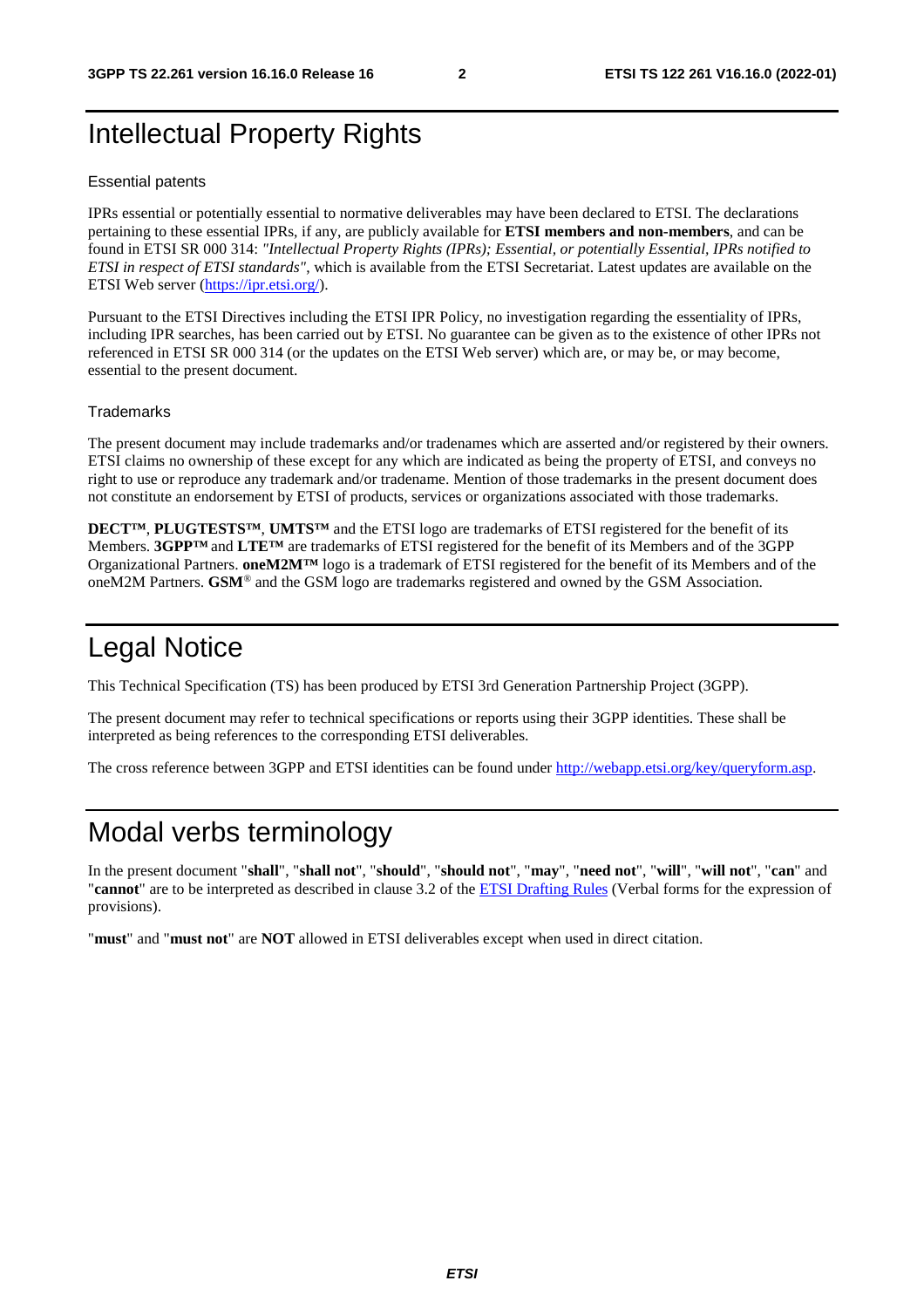# Intellectual Property Rights

## Essential patents

IPRs essential or potentially essential to normative deliverables may have been declared to ETSI. The declarations pertaining to these essential IPRs, if any, are publicly available for **ETSI members and non-members**, and can be found in ETSI SR 000 314: *"Intellectual Property Rights (IPRs); Essential, or potentially Essential, IPRs notified to ETSI in respect of ETSI standards"*, which is available from the ETSI Secretariat. Latest updates are available on the ETSI Web server (https://ipr.etsi.org/).

Pursuant to the ETSI Directives including the ETSI IPR Policy, no investigation regarding the essentiality of IPRs, including IPR searches, has been carried out by ETSI. No guarantee can be given as to the existence of other IPRs not referenced in ETSI SR 000 314 (or the updates on the ETSI Web server) which are, or may be, or may become, essential to the present document.

## Trademarks

The present document may include trademarks and/or tradenames which are asserted and/or registered by their owners. ETSI claims no ownership of these except for any which are indicated as being the property of ETSI, and conveys no right to use or reproduce any trademark and/or tradename. Mention of those trademarks in the present document does not constitute an endorsement by ETSI of products, services or organizations associated with those trademarks.

**DECT™**, **PLUGTESTS™**, **UMTS™** and the ETSI logo are trademarks of ETSI registered for the benefit of its Members. **3GPP™** and **LTE™** are trademarks of ETSI registered for the benefit of its Members and of the 3GPP Organizational Partners. **oneM2M™** logo is a trademark of ETSI registered for the benefit of its Members and of the oneM2M Partners. **GSM**® and the GSM logo are trademarks registered and owned by the GSM Association.

# Legal Notice

This Technical Specification (TS) has been produced by ETSI 3rd Generation Partnership Project (3GPP).

The present document may refer to technical specifications or reports using their 3GPP identities. These shall be interpreted as being references to the corresponding ETSI deliverables.

The cross reference between 3GPP and ETSI identities can be found under http://webapp.etsi.org/key/queryform.asp.

# Modal verbs terminology

In the present document "**shall**", "**shall not**", "**should**", "**should not**", "**may**", "**need not**", "**will**", "**will not**", "**can**" and "**cannot**" are to be interpreted as described in clause 3.2 of the ETSI Drafting Rules (Verbal forms for the expression of provisions).

"**must**" and "**must not**" are **NOT** allowed in ETSI deliverables except when used in direct citation.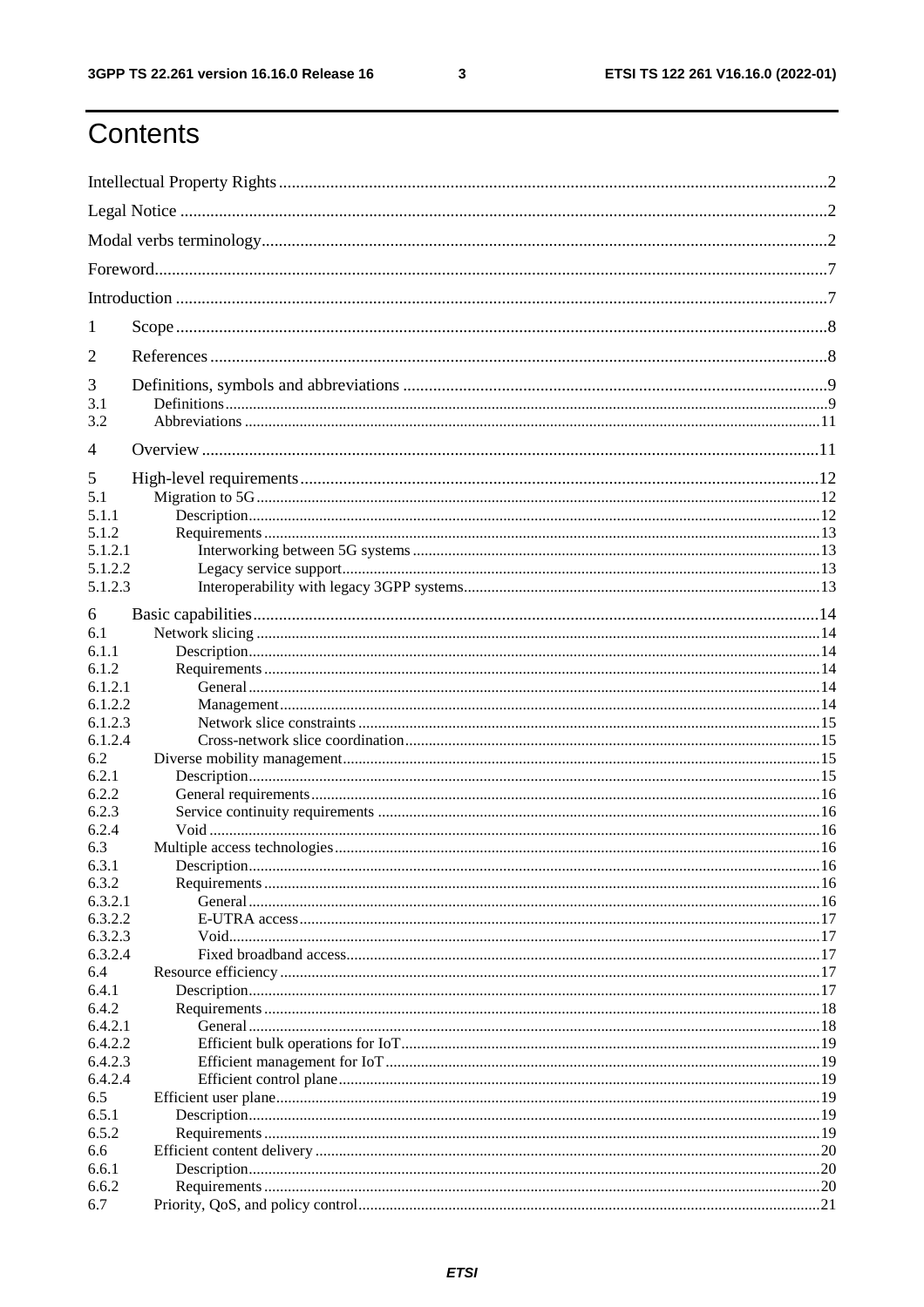# Contents

Intellectual Property Rights ... 2
Legal Notice ... 2
Modal verbs terminology ... 2
Foreword ... 7
Introduction ... 7

1 Scope ... 8

2 References ... 8

3 Definitions, symbols and abbreviations ... 9
- 3.1 Definitions ... 9
- 3.2 Abbreviations ... 11

4 Overview ... 11

5 High-level requirements ... 12
- 5.1 Migration to 5G ... 12
  - 5.1.1 Description ... 12
  - 5.1.2 Requirements ... 13
    - 5.1.2.1 Interworking between 5G systems ... 13
    - 5.1.2.2 Legacy service support ... 13
    - 5.1.2.3 Interoperability with legacy 3GPP systems ... 13

6 Basic capabilities ... 14
- 6.1 Network slicing ... 14
  - 6.1.1 Description ... 14
  - 6.1.2 Requirements ... 14
    - 6.1.2.1 General ... 14
    - 6.1.2.2 Management ... 14
    - 6.1.2.3 Network slice constraints ... 15
    - 6.1.2.4 Cross-network slice coordination ... 15
- 6.2 Diverse mobility management ... 15
  - 6.2.1 Description ... 15
  - 6.2.2 General requirements ... 16
  - 6.2.3 Service continuity requirements ... 16
  - 6.2.4 Void ... 16
- 6.3 Multiple access technologies ... 16
  - 6.3.1 Description ... 16
  - 6.3.2 Requirements ... 16
    - 6.3.2.1 General ... 16
    - 6.3.2.2 E-UTRA access ... 17
    - 6.3.2.3 Void ... 17
    - 6.3.2.4 Fixed broadband access ... 17
- 6.4 Resource efficiency ... 17
  - 6.4.1 Description ... 17
  - 6.4.2 Requirements ... 18
    - 6.4.2.1 General ... 18
    - 6.4.2.2 Efficient bulk operations for IoT ... 19
    - 6.4.2.3 Efficient management for IoT ... 19
    - 6.4.2.4 Efficient control plane ... 19
- 6.5 Efficient user plane ... 19
  - 6.5.1 Description ... 19
  - 6.5.2 Requirements ... 19
- 6.6 Efficient content delivery ... 20
  - 6.6.1 Description ... 20
  - 6.6.2 Requirements ... 20
- 6.7 Priority, QoS, and policy control ... 21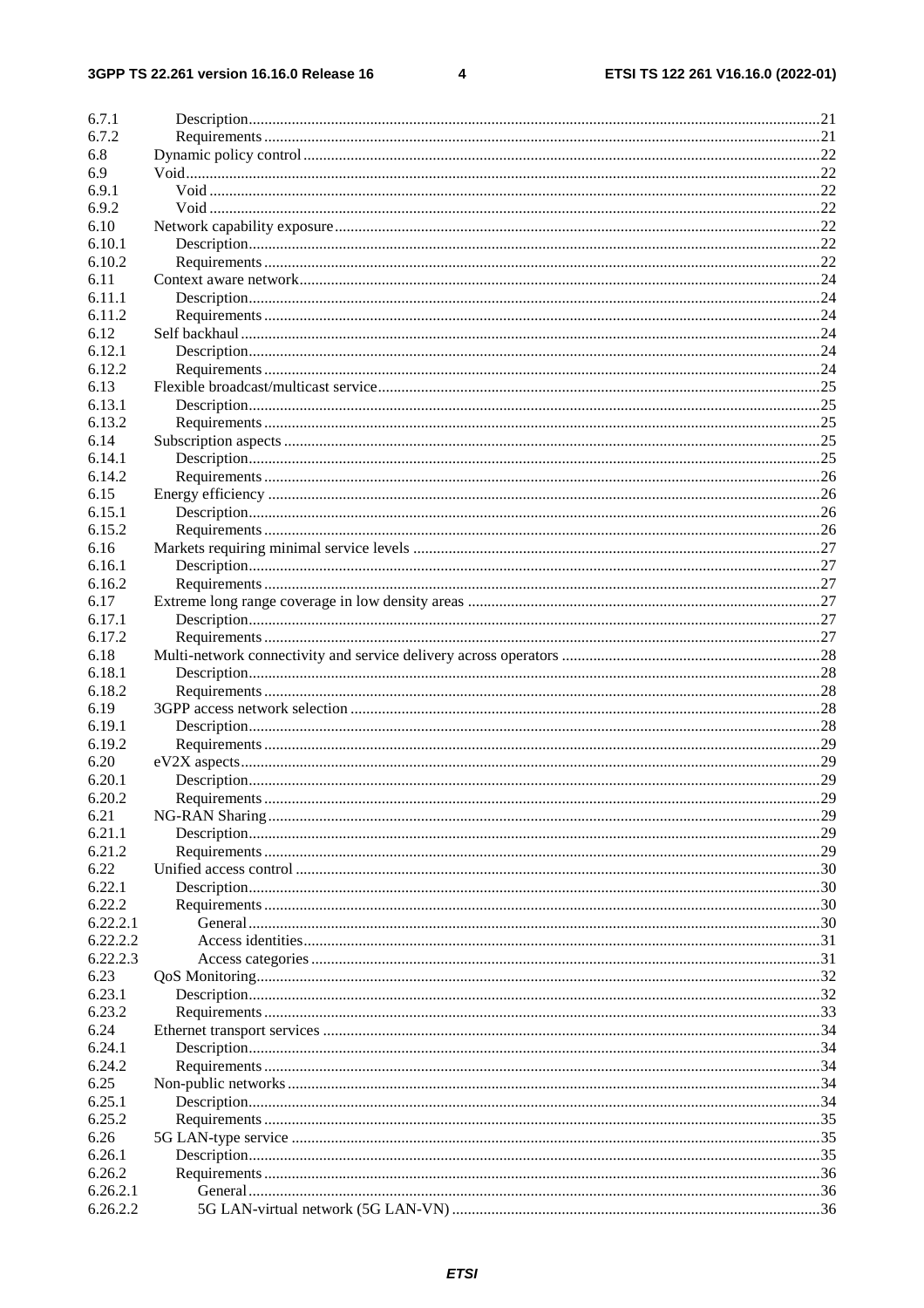| | | |
|---|---|---|
| 6.7.1 | Description | 21 |
| 6.7.2 | Requirements | 21 |
| 6.8 | Dynamic policy control | 22 |
| 6.9 | Void | 22 |
| 6.9.1 | Void | 22 |
| 6.9.2 | Void | 22 |
| 6.10 | Network capability exposure | 22 |
| 6.10.1 | Description | 22 |
| 6.10.2 | Requirements | 22 |
| 6.11 | Context aware network | 24 |
| 6.11.1 | Description | 24 |
| 6.11.2 | Requirements | 24 |
| 6.12 | Self backhaul | 24 |
| 6.12.1 | Description | 24 |
| 6.12.2 | Requirements | 24 |
| 6.13 | Flexible broadcast/multicast service | 25 |
| 6.13.1 | Description | 25 |
| 6.13.2 | Requirements | 25 |
| 6.14 | Subscription aspects | 25 |
| 6.14.1 | Description | 25 |
| 6.14.2 | Requirements | 26 |
| 6.15 | Energy efficiency | 26 |
| 6.15.1 | Description | 26 |
| 6.15.2 | Requirements | 26 |
| 6.16 | Markets requiring minimal service levels | 27 |
| 6.16.1 | Description | 27 |
| 6.16.2 | Requirements | 27 |
| 6.17 | Extreme long range coverage in low density areas | 27 |
| 6.17.1 | Description | 27 |
| 6.17.2 | Requirements | 27 |
| 6.18 | Multi-network connectivity and service delivery across operators | 28 |
| 6.18.1 | Description | 28 |
| 6.18.2 | Requirements | 28 |
| 6.19 | 3GPP access network selection | 28 |
| 6.19.1 | Description | 28 |
| 6.19.2 | Requirements | 29 |
| 6.20 | eV2X aspects | 29 |
| 6.20.1 | Description | 29 |
| 6.20.2 | Requirements | 29 |
| 6.21 | NG-RAN Sharing | 29 |
| 6.21.1 | Description | 29 |
| 6.21.2 | Requirements | 29 |
| 6.22 | Unified access control | 30 |
| 6.22.1 | Description | 30 |
| 6.22.2 | Requirements | 30 |
| 6.22.2.1 | General | 30 |
| 6.22.2.2 | Access identities | 31 |
| 6.22.2.3 | Access categories | 31 |
| 6.23 | QoS Monitoring | 32 |
| 6.23.1 | Description | 32 |
| 6.23.2 | Requirements | 33 |
| 6.24 | Ethernet transport services | 34 |
| 6.24.1 | Description | 34 |
| 6.24.2 | Requirements | 34 |
| 6.25 | Non-public networks | 34 |
| 6.25.1 | Description | 34 |
| 6.25.2 | Requirements | 35 |
| 6.26 | 5G LAN-type service | 35 |
| 6.26.1 | Description | 35 |
| 6.26.2 | Requirements | 36 |
| 6.26.2.1 | General | 36 |
| 6.26.2.2 | 5G LAN-virtual network (5G LAN-VN) | 36 |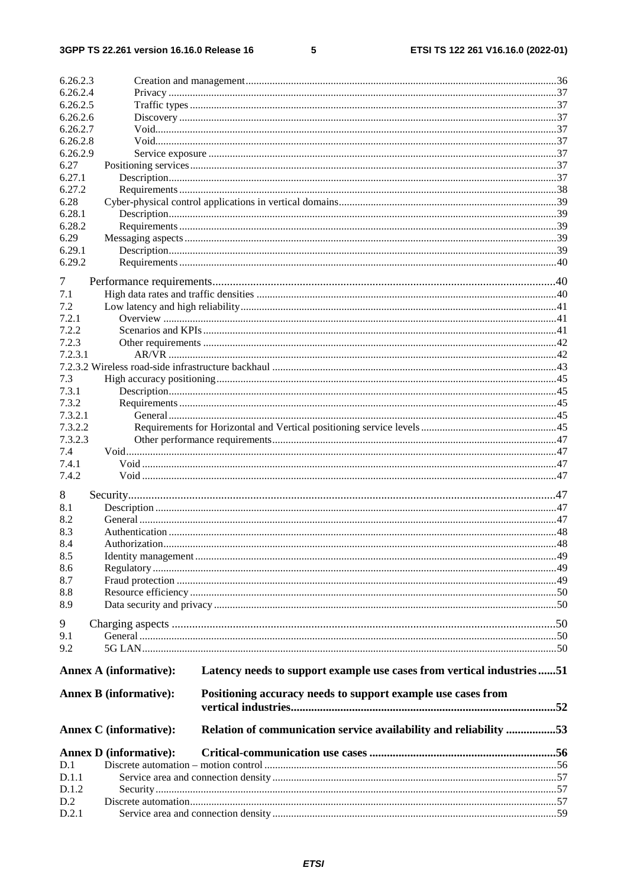6.26.2.3 Creation and management ... 36
6.26.2.4 Privacy ... 37
6.26.2.5 Traffic types ... 37
6.26.2.6 Discovery ... 37
6.26.2.7 Void ... 37
6.26.2.8 Void ... 37
6.26.2.9 Service exposure ... 37
6.27 Positioning services ... 37
6.27.1 Description ... 37
6.27.2 Requirements ... 38
6.28 Cyber-physical control applications in vertical domains ... 39
6.28.1 Description ... 39
6.28.2 Requirements ... 39
6.29 Messaging aspects ... 39
6.29.1 Description ... 39
6.29.2 Requirements ... 40

7 Performance requirements ... 40
7.1 High data rates and traffic densities ... 40
7.2 Low latency and high reliability ... 41
7.2.1 Overview ... 41
7.2.2 Scenarios and KPIs ... 41
7.2.3 Other requirements ... 42
7.2.3.1 AR/VR ... 42
7.2.3.2 Wireless road-side infrastructure backhaul ... 43
7.3 High accuracy positioning ... 45
7.3.1 Description ... 45
7.3.2 Requirements ... 45
7.3.2.1 General ... 45
7.3.2.2 Requirements for Horizontal and Vertical positioning service levels ... 45
7.3.2.3 Other performance requirements ... 47
7.4 Void ... 47
7.4.1 Void ... 47
7.4.2 Void ... 47

8 Security ... 47
8.1 Description ... 47
8.2 General ... 47
8.3 Authentication ... 48
8.4 Authorization ... 48
8.5 Identity management ... 49
8.6 Regulatory ... 49
8.7 Fraud protection ... 49
8.8 Resource efficiency ... 50
8.9 Data security and privacy ... 50

9 Charging aspects ... 50
9.1 General ... 50
9.2 5G LAN ... 50

**Annex A (informative): Latency needs to support example use cases from vertical industries ... 51**

**Annex B (informative): Positioning accuracy needs to support example use cases from vertical industries ... 52**

**Annex C (informative): Relation of communication service availability and reliability ... 53**

**Annex D (informative): Critical-communication use cases ... 56**
D.1 Discrete automation – motion control ... 56
D.1.1 Service area and connection density ... 57
D.1.2 Security ... 57
D.2 Discrete automation ... 57
D.2.1 Service area and connection density ... 59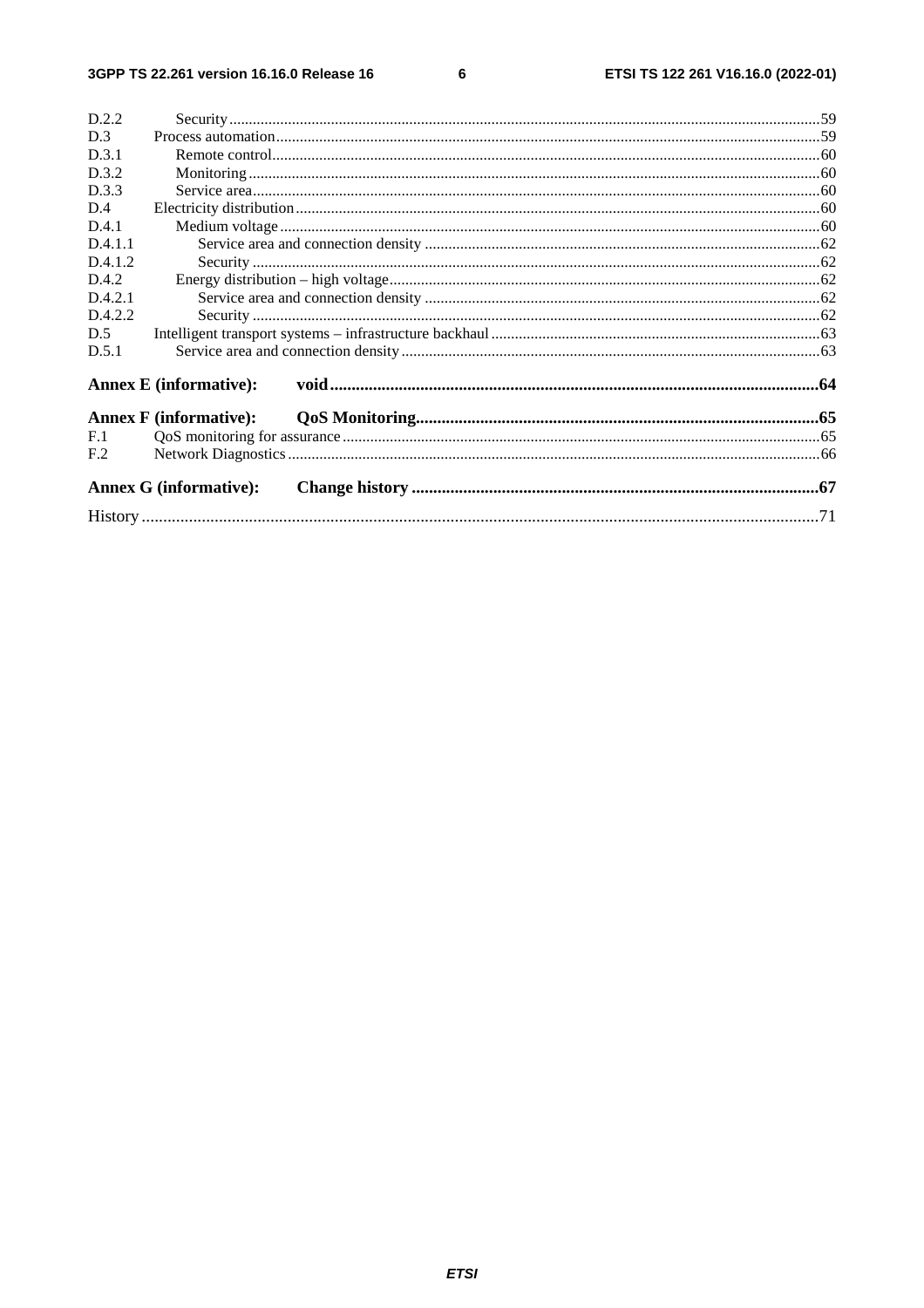D.2.2 Security ..... 59
D.3 Process automation ..... 59
D.3.1 Remote control ..... 60
D.3.2 Monitoring ..... 60
D.3.3 Service area ..... 60
D.4 Electricity distribution ..... 60
D.4.1 Medium voltage ..... 60
D.4.1.1 Service area and connection density ..... 62
D.4.1.2 Security ..... 62
D.4.2 Energy distribution – high voltage ..... 62
D.4.2.1 Service area and connection density ..... 62
D.4.2.2 Security ..... 62
D.5 Intelligent transport systems – infrastructure backhaul ..... 63
D.5.1 Service area and connection density ..... 63

**Annex E (informative): void ..... 64**

**Annex F (informative): QoS Monitoring ..... 65**

F.1 QoS monitoring for assurance ..... 65
F.2 Network Diagnostics ..... 66

**Annex G (informative): Change history ..... 67**

History ..... 71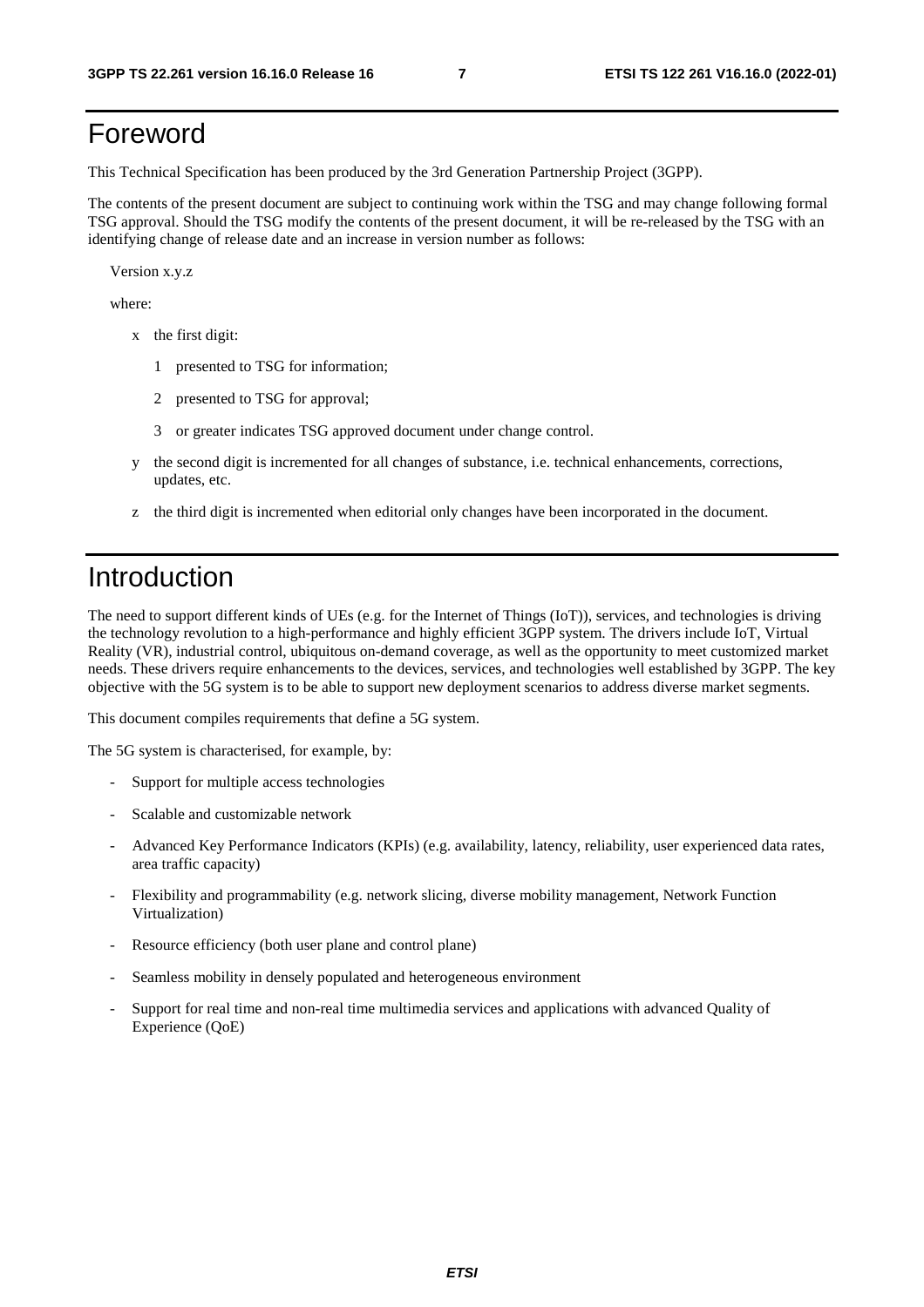# Foreword

This Technical Specification has been produced by the 3rd Generation Partnership Project (3GPP).

The contents of the present document are subject to continuing work within the TSG and may change following formal TSG approval. Should the TSG modify the contents of the present document, it will be re-released by the TSG with an identifying change of release date and an increase in version number as follows:

Version x.y.z

where:

- x the first digit:
  - 1 presented to TSG for information;
  - 2 presented to TSG for approval;
  - 3 or greater indicates TSG approved document under change control.
- y the second digit is incremented for all changes of substance, i.e. technical enhancements, corrections, updates, etc.
- z the third digit is incremented when editorial only changes have been incorporated in the document.

# Introduction

The need to support different kinds of UEs (e.g. for the Internet of Things (IoT)), services, and technologies is driving the technology revolution to a high-performance and highly efficient 3GPP system. The drivers include IoT, Virtual Reality (VR), industrial control, ubiquitous on-demand coverage, as well as the opportunity to meet customized market needs. These drivers require enhancements to the devices, services, and technologies well established by 3GPP. The key objective with the 5G system is to be able to support new deployment scenarios to address diverse market segments.

This document compiles requirements that define a 5G system.

The 5G system is characterised, for example, by:

- Support for multiple access technologies
- Scalable and customizable network
- Advanced Key Performance Indicators (KPIs) (e.g. availability, latency, reliability, user experienced data rates, area traffic capacity)
- Flexibility and programmability (e.g. network slicing, diverse mobility management, Network Function Virtualization)
- Resource efficiency (both user plane and control plane)
- Seamless mobility in densely populated and heterogeneous environment
- Support for real time and non-real time multimedia services and applications with advanced Quality of Experience (QoE)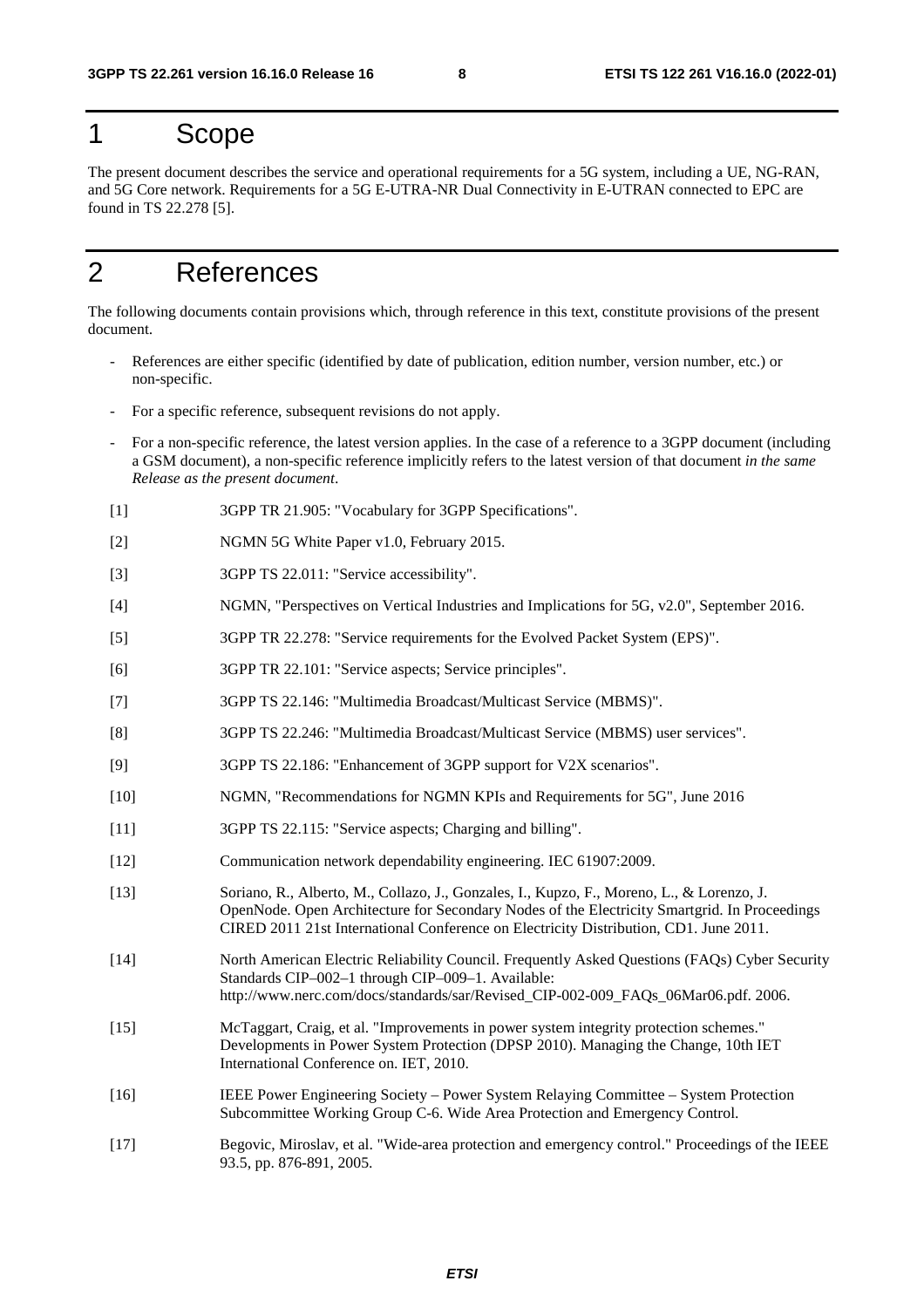# 1 Scope

The present document describes the service and operational requirements for a 5G system, including a UE, NG-RAN, and 5G Core network. Requirements for a 5G E-UTRA-NR Dual Connectivity in E-UTRAN connected to EPC are found in TS 22.278 [5].

# 2 References

The following documents contain provisions which, through reference in this text, constitute provisions of the present document.

- References are either specific (identified by date of publication, edition number, version number, etc.) or non-specific.
- For a specific reference, subsequent revisions do not apply.
- For a non-specific reference, the latest version applies. In the case of a reference to a 3GPP document (including a GSM document), a non-specific reference implicitly refers to the latest version of that document *in the same Release as the present document*.

[1] 3GPP TR 21.905: "Vocabulary for 3GPP Specifications".

[2] NGMN 5G White Paper v1.0, February 2015.

[3] 3GPP TS 22.011: "Service accessibility".

[4] NGMN, "Perspectives on Vertical Industries and Implications for 5G, v2.0", September 2016.

[5] 3GPP TR 22.278: "Service requirements for the Evolved Packet System (EPS)".

[6] 3GPP TR 22.101: "Service aspects; Service principles".

[7] 3GPP TS 22.146: "Multimedia Broadcast/Multicast Service (MBMS)".

[8] 3GPP TS 22.246: "Multimedia Broadcast/Multicast Service (MBMS) user services".

[9] 3GPP TS 22.186: "Enhancement of 3GPP support for V2X scenarios".

[10] NGMN, "Recommendations for NGMN KPIs and Requirements for 5G", June 2016

[11] 3GPP TS 22.115: "Service aspects; Charging and billing".

[12] Communication network dependability engineering. IEC 61907:2009.

[13] Soriano, R., Alberto, M., Collazo, J., Gonzales, I., Kupzo, F., Moreno, L., & Lorenzo, J. OpenNode. Open Architecture for Secondary Nodes of the Electricity Smartgrid. In Proceedings CIRED 2011 21st International Conference on Electricity Distribution, CD1. June 2011.

[14] North American Electric Reliability Council. Frequently Asked Questions (FAQs) Cyber Security Standards CIP–002–1 through CIP–009–1. Available: http://www.nerc.com/docs/standards/sar/Revised_CIP-002-009_FAQs_06Mar06.pdf. 2006.

[15] McTaggart, Craig, et al. "Improvements in power system integrity protection schemes." Developments in Power System Protection (DPSP 2010). Managing the Change, 10th IET International Conference on. IET, 2010.

[16] IEEE Power Engineering Society – Power System Relaying Committee – System Protection Subcommittee Working Group C-6. Wide Area Protection and Emergency Control.

[17] Begovic, Miroslav, et al. "Wide-area protection and emergency control." Proceedings of the IEEE 93.5, pp. 876-891, 2005.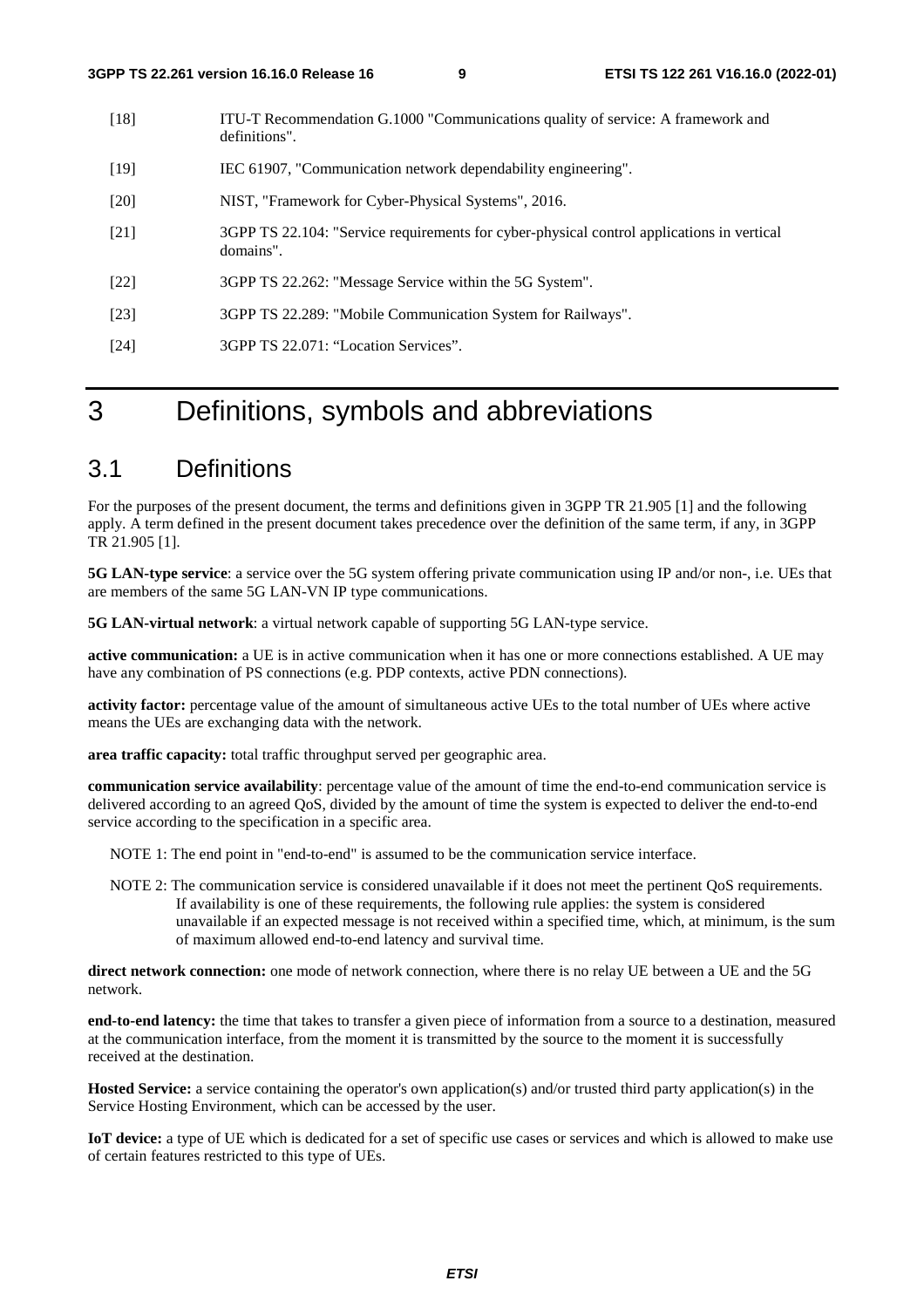[18] ITU-T Recommendation G.1000 "Communications quality of service: A framework and definitions".

[19] IEC 61907, "Communication network dependability engineering".

[20] NIST, "Framework for Cyber-Physical Systems", 2016.

[21] 3GPP TS 22.104: "Service requirements for cyber-physical control applications in vertical domains".

[22] 3GPP TS 22.262: "Message Service within the 5G System".

[23] 3GPP TS 22.289: "Mobile Communication System for Railways".

[24] 3GPP TS 22.071: "Location Services".

# 3 Definitions, symbols and abbreviations

## 3.1 Definitions

For the purposes of the present document, the terms and definitions given in 3GPP TR 21.905 [1] and the following apply. A term defined in the present document takes precedence over the definition of the same term, if any, in 3GPP TR 21.905 [1].

**5G LAN-type service**: a service over the 5G system offering private communication using IP and/or non-, i.e. UEs that are members of the same 5G LAN-VN IP type communications.

**5G LAN-virtual network**: a virtual network capable of supporting 5G LAN-type service.

**active communication:** a UE is in active communication when it has one or more connections established. A UE may have any combination of PS connections (e.g. PDP contexts, active PDN connections).

**activity factor:** percentage value of the amount of simultaneous active UEs to the total number of UEs where active means the UEs are exchanging data with the network.

**area traffic capacity:** total traffic throughput served per geographic area.

**communication service availability**: percentage value of the amount of time the end-to-end communication service is delivered according to an agreed QoS, divided by the amount of time the system is expected to deliver the end-to-end service according to the specification in a specific area.

NOTE 1: The end point in "end-to-end" is assumed to be the communication service interface.

NOTE 2: The communication service is considered unavailable if it does not meet the pertinent QoS requirements. If availability is one of these requirements, the following rule applies: the system is considered unavailable if an expected message is not received within a specified time, which, at minimum, is the sum of maximum allowed end-to-end latency and survival time.

**direct network connection:** one mode of network connection, where there is no relay UE between a UE and the 5G network.

**end-to-end latency:** the time that takes to transfer a given piece of information from a source to a destination, measured at the communication interface, from the moment it is transmitted by the source to the moment it is successfully received at the destination.

**Hosted Service:** a service containing the operator's own application(s) and/or trusted third party application(s) in the Service Hosting Environment, which can be accessed by the user.

**IoT device:** a type of UE which is dedicated for a set of specific use cases or services and which is allowed to make use of certain features restricted to this type of UEs.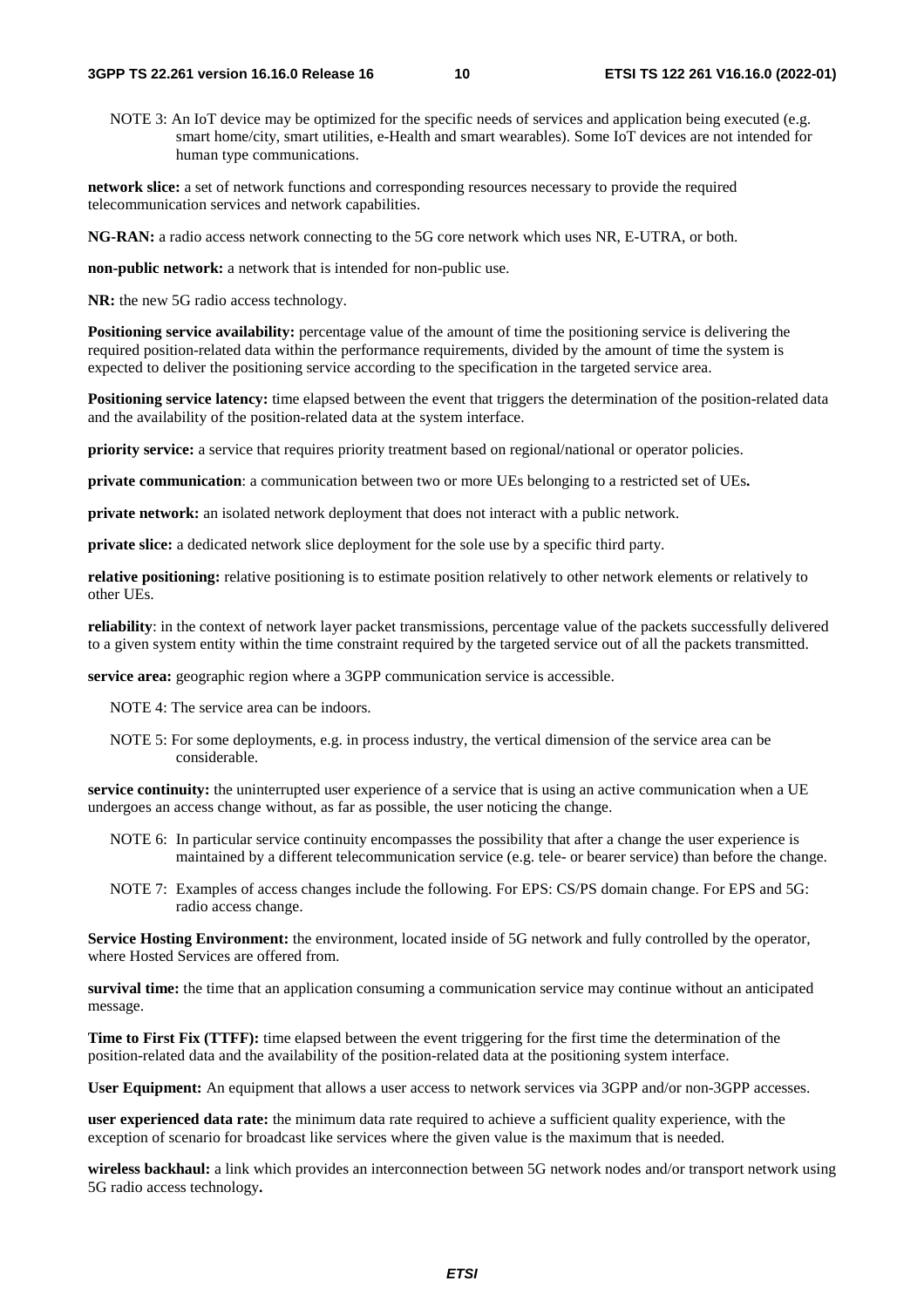NOTE 3: An IoT device may be optimized for the specific needs of services and application being executed (e.g. smart home/city, smart utilities, e-Health and smart wearables). Some IoT devices are not intended for human type communications.

**network slice:** a set of network functions and corresponding resources necessary to provide the required telecommunication services and network capabilities.

**NG-RAN:** a radio access network connecting to the 5G core network which uses NR, E-UTRA, or both.

**non-public network:** a network that is intended for non-public use.

**NR:** the new 5G radio access technology.

**Positioning service availability:** percentage value of the amount of time the positioning service is delivering the required position-related data within the performance requirements, divided by the amount of time the system is expected to deliver the positioning service according to the specification in the targeted service area.

**Positioning service latency:** time elapsed between the event that triggers the determination of the position-related data and the availability of the position-related data at the system interface.

**priority service:** a service that requires priority treatment based on regional/national or operator policies.

**private communication**: a communication between two or more UEs belonging to a restricted set of UEs**.**

**private network:** an isolated network deployment that does not interact with a public network.

**private slice:** a dedicated network slice deployment for the sole use by a specific third party.

**relative positioning:** relative positioning is to estimate position relatively to other network elements or relatively to other UEs.

**reliability**: in the context of network layer packet transmissions, percentage value of the packets successfully delivered to a given system entity within the time constraint required by the targeted service out of all the packets transmitted.

**service area:** geographic region where a 3GPP communication service is accessible.

NOTE 4: The service area can be indoors.

NOTE 5: For some deployments, e.g. in process industry, the vertical dimension of the service area can be considerable.

**service continuity:** the uninterrupted user experience of a service that is using an active communication when a UE undergoes an access change without, as far as possible, the user noticing the change.

NOTE 6: In particular service continuity encompasses the possibility that after a change the user experience is maintained by a different telecommunication service (e.g. tele- or bearer service) than before the change.

NOTE 7: Examples of access changes include the following. For EPS: CS/PS domain change. For EPS and 5G: radio access change.

**Service Hosting Environment:** the environment, located inside of 5G network and fully controlled by the operator, where Hosted Services are offered from.

**survival time:** the time that an application consuming a communication service may continue without an anticipated message.

**Time to First Fix (TTFF):** time elapsed between the event triggering for the first time the determination of the position-related data and the availability of the position-related data at the positioning system interface.

**User Equipment:** An equipment that allows a user access to network services via 3GPP and/or non-3GPP accesses.

**user experienced data rate:** the minimum data rate required to achieve a sufficient quality experience, with the exception of scenario for broadcast like services where the given value is the maximum that is needed.

**wireless backhaul:** a link which provides an interconnection between 5G network nodes and/or transport network using 5G radio access technology**.**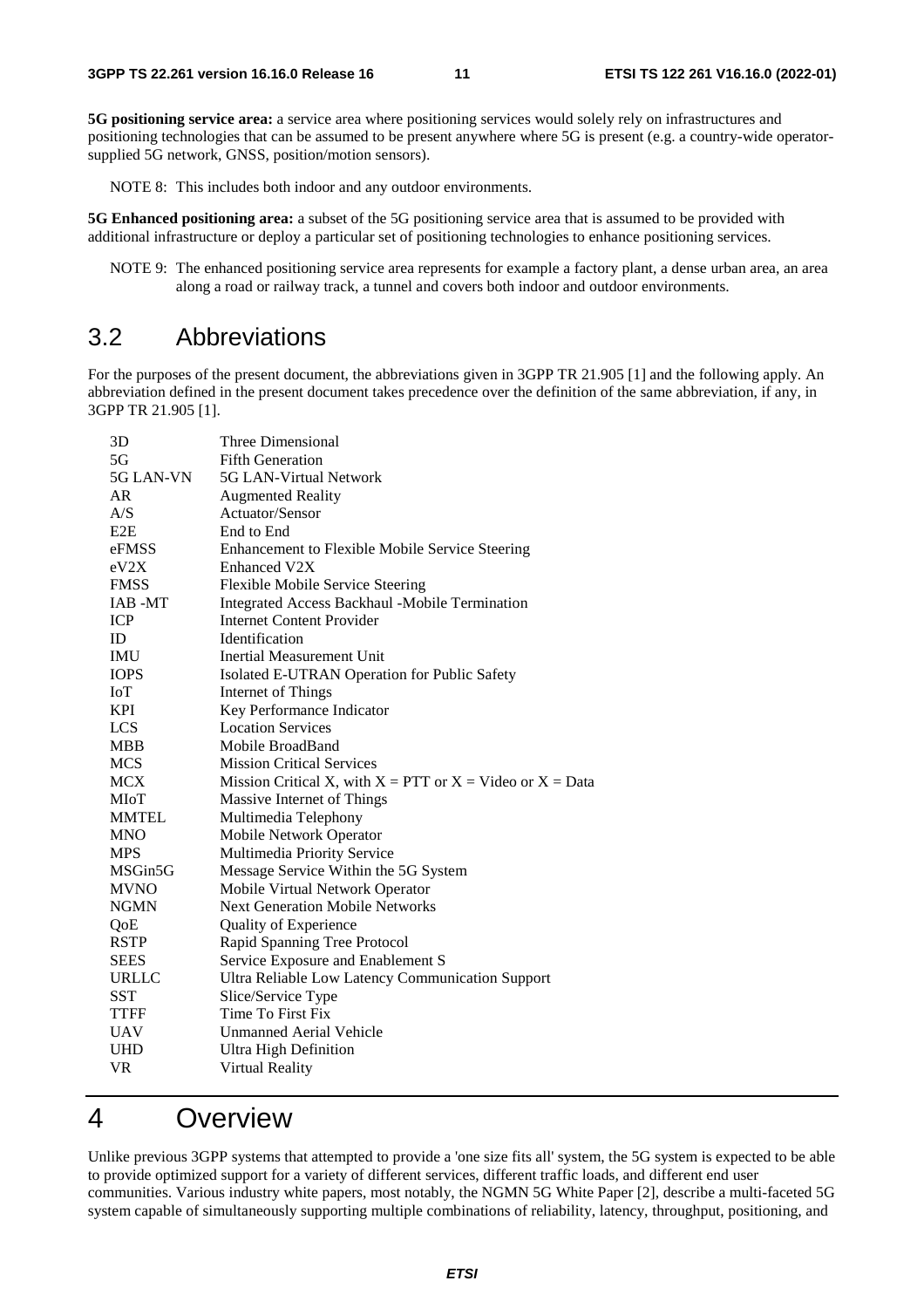**5G positioning service area:** a service area where positioning services would solely rely on infrastructures and positioning technologies that can be assumed to be present anywhere where 5G is present (e.g. a country-wide operator-supplied 5G network, GNSS, position/motion sensors).

NOTE 8: This includes both indoor and any outdoor environments.

**5G Enhanced positioning area:** a subset of the 5G positioning service area that is assumed to be provided with additional infrastructure or deploy a particular set of positioning technologies to enhance positioning services.

NOTE 9: The enhanced positioning service area represents for example a factory plant, a dense urban area, an area along a road or railway track, a tunnel and covers both indoor and outdoor environments.

## 3.2 Abbreviations

For the purposes of the present document, the abbreviations given in 3GPP TR 21.905 [1] and the following apply. An abbreviation defined in the present document takes precedence over the definition of the same abbreviation, if any, in 3GPP TR 21.905 [1].

| | |
|---|---|
| 3D | Three Dimensional |
| 5G | Fifth Generation |
| 5G LAN-VN | 5G LAN-Virtual Network |
| AR | Augmented Reality |
| A/S | Actuator/Sensor |
| E2E | End to End |
| eFMSS | Enhancement to Flexible Mobile Service Steering |
| eV2X | Enhanced V2X |
| FMSS | Flexible Mobile Service Steering |
| IAB -MT | Integrated Access Backhaul -Mobile Termination |
| ICP | Internet Content Provider |
| ID | Identification |
| IMU | Inertial Measurement Unit |
| IOPS | Isolated E-UTRAN Operation for Public Safety |
| IoT | Internet of Things |
| KPI | Key Performance Indicator |
| LCS | Location Services |
| MBB | Mobile BroadBand |
| MCS | Mission Critical Services |
| MCX | Mission Critical X, with X = PTT or X = Video or X = Data |
| MIoT | Massive Internet of Things |
| MMTEL | Multimedia Telephony |
| MNO | Mobile Network Operator |
| MPS | Multimedia Priority Service |
| MSGin5G | Message Service Within the 5G System |
| MVNO | Mobile Virtual Network Operator |
| NGMN | Next Generation Mobile Networks |
| QoE | Quality of Experience |
| RSTP | Rapid Spanning Tree Protocol |
| SEES | Service Exposure and Enablement S |
| URLLC | Ultra Reliable Low Latency Communication Support |
| SST | Slice/Service Type |
| TTFF | Time To First Fix |
| UAV | Unmanned Aerial Vehicle |
| UHD | Ultra High Definition |
| VR | Virtual Reality |

# 4 Overview

Unlike previous 3GPP systems that attempted to provide a 'one size fits all' system, the 5G system is expected to be able to provide optimized support for a variety of different services, different traffic loads, and different end user communities. Various industry white papers, most notably, the NGMN 5G White Paper [2], describe a multi-faceted 5G system capable of simultaneously supporting multiple combinations of reliability, latency, throughput, positioning, and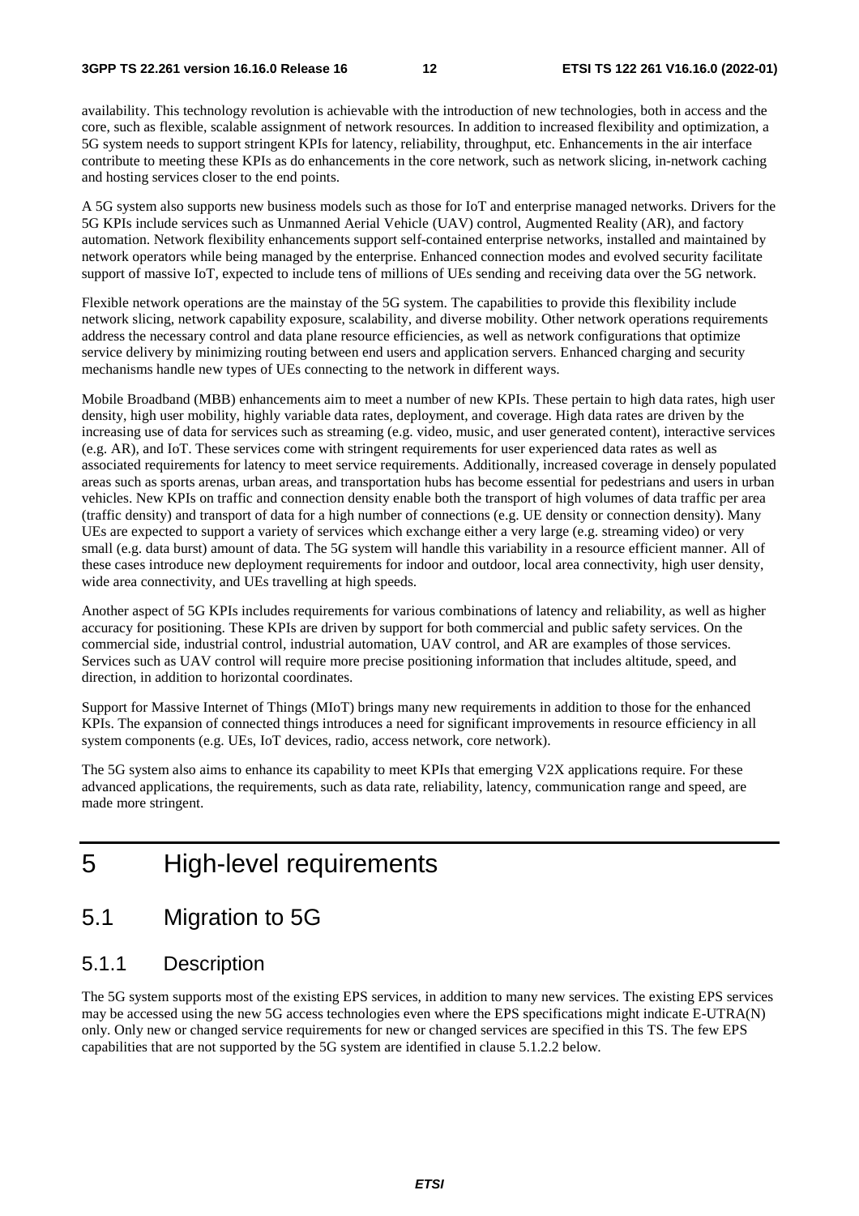availability. This technology revolution is achievable with the introduction of new technologies, both in access and the core, such as flexible, scalable assignment of network resources. In addition to increased flexibility and optimization, a 5G system needs to support stringent KPIs for latency, reliability, throughput, etc. Enhancements in the air interface contribute to meeting these KPIs as do enhancements in the core network, such as network slicing, in-network caching and hosting services closer to the end points.

A 5G system also supports new business models such as those for IoT and enterprise managed networks. Drivers for the 5G KPIs include services such as Unmanned Aerial Vehicle (UAV) control, Augmented Reality (AR), and factory automation. Network flexibility enhancements support self-contained enterprise networks, installed and maintained by network operators while being managed by the enterprise. Enhanced connection modes and evolved security facilitate support of massive IoT, expected to include tens of millions of UEs sending and receiving data over the 5G network.

Flexible network operations are the mainstay of the 5G system. The capabilities to provide this flexibility include network slicing, network capability exposure, scalability, and diverse mobility. Other network operations requirements address the necessary control and data plane resource efficiencies, as well as network configurations that optimize service delivery by minimizing routing between end users and application servers. Enhanced charging and security mechanisms handle new types of UEs connecting to the network in different ways.

Mobile Broadband (MBB) enhancements aim to meet a number of new KPIs. These pertain to high data rates, high user density, high user mobility, highly variable data rates, deployment, and coverage. High data rates are driven by the increasing use of data for services such as streaming (e.g. video, music, and user generated content), interactive services (e.g. AR), and IoT. These services come with stringent requirements for user experienced data rates as well as associated requirements for latency to meet service requirements. Additionally, increased coverage in densely populated areas such as sports arenas, urban areas, and transportation hubs has become essential for pedestrians and users in urban vehicles. New KPIs on traffic and connection density enable both the transport of high volumes of data traffic per area (traffic density) and transport of data for a high number of connections (e.g. UE density or connection density). Many UEs are expected to support a variety of services which exchange either a very large (e.g. streaming video) or very small (e.g. data burst) amount of data. The 5G system will handle this variability in a resource efficient manner. All of these cases introduce new deployment requirements for indoor and outdoor, local area connectivity, high user density, wide area connectivity, and UEs travelling at high speeds.

Another aspect of 5G KPIs includes requirements for various combinations of latency and reliability, as well as higher accuracy for positioning. These KPIs are driven by support for both commercial and public safety services. On the commercial side, industrial control, industrial automation, UAV control, and AR are examples of those services. Services such as UAV control will require more precise positioning information that includes altitude, speed, and direction, in addition to horizontal coordinates.

Support for Massive Internet of Things (MIoT) brings many new requirements in addition to those for the enhanced KPIs. The expansion of connected things introduces a need for significant improvements in resource efficiency in all system components (e.g. UEs, IoT devices, radio, access network, core network).

The 5G system also aims to enhance its capability to meet KPIs that emerging V2X applications require. For these advanced applications, the requirements, such as data rate, reliability, latency, communication range and speed, are made more stringent.

# 5 High-level requirements

## 5.1 Migration to 5G

### 5.1.1 Description

The 5G system supports most of the existing EPS services, in addition to many new services. The existing EPS services may be accessed using the new 5G access technologies even where the EPS specifications might indicate E-UTRA(N) only. Only new or changed service requirements for new or changed services are specified in this TS. The few EPS capabilities that are not supported by the 5G system are identified in clause 5.1.2.2 below.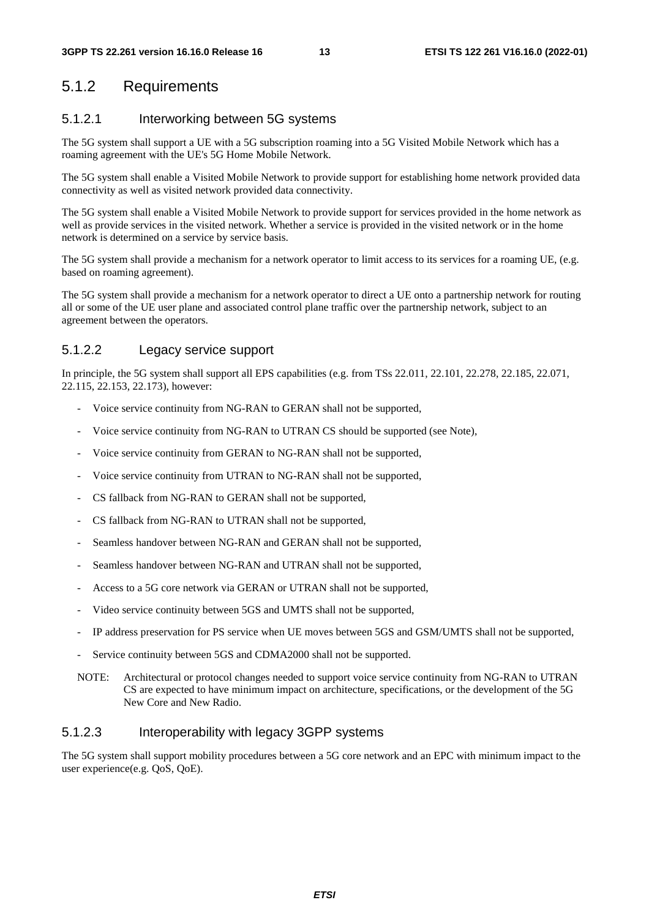## 5.1.2 Requirements

### 5.1.2.1 Interworking between 5G systems

The 5G system shall support a UE with a 5G subscription roaming into a 5G Visited Mobile Network which has a roaming agreement with the UE's 5G Home Mobile Network.

The 5G system shall enable a Visited Mobile Network to provide support for establishing home network provided data connectivity as well as visited network provided data connectivity.

The 5G system shall enable a Visited Mobile Network to provide support for services provided in the home network as well as provide services in the visited network. Whether a service is provided in the visited network or in the home network is determined on a service by service basis.

The 5G system shall provide a mechanism for a network operator to limit access to its services for a roaming UE, (e.g. based on roaming agreement).

The 5G system shall provide a mechanism for a network operator to direct a UE onto a partnership network for routing all or some of the UE user plane and associated control plane traffic over the partnership network, subject to an agreement between the operators.

### 5.1.2.2 Legacy service support

In principle, the 5G system shall support all EPS capabilities (e.g. from TSs 22.011, 22.101, 22.278, 22.185, 22.071, 22.115, 22.153, 22.173), however:

- Voice service continuity from NG-RAN to GERAN shall not be supported,
- Voice service continuity from NG-RAN to UTRAN CS should be supported (see Note),
- Voice service continuity from GERAN to NG-RAN shall not be supported,
- Voice service continuity from UTRAN to NG-RAN shall not be supported,
- CS fallback from NG-RAN to GERAN shall not be supported,
- CS fallback from NG-RAN to UTRAN shall not be supported,
- Seamless handover between NG-RAN and GERAN shall not be supported,
- Seamless handover between NG-RAN and UTRAN shall not be supported,
- Access to a 5G core network via GERAN or UTRAN shall not be supported,
- Video service continuity between 5GS and UMTS shall not be supported,
- IP address preservation for PS service when UE moves between 5GS and GSM/UMTS shall not be supported,
- Service continuity between 5GS and CDMA2000 shall not be supported.

NOTE: Architectural or protocol changes needed to support voice service continuity from NG-RAN to UTRAN CS are expected to have minimum impact on architecture, specifications, or the development of the 5G New Core and New Radio.

### 5.1.2.3 Interoperability with legacy 3GPP systems

The 5G system shall support mobility procedures between a 5G core network and an EPC with minimum impact to the user experience(e.g. QoS, QoE).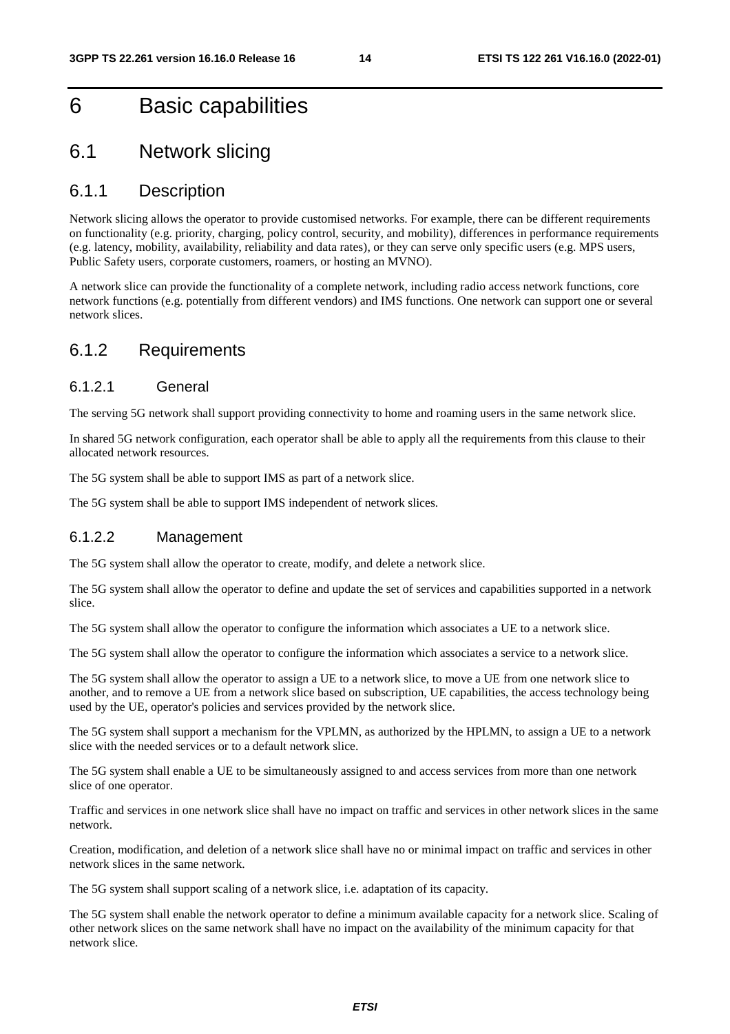# 6 Basic capabilities

## 6.1 Network slicing

### 6.1.1 Description

Network slicing allows the operator to provide customised networks. For example, there can be different requirements on functionality (e.g. priority, charging, policy control, security, and mobility), differences in performance requirements (e.g. latency, mobility, availability, reliability and data rates), or they can serve only specific users (e.g. MPS users, Public Safety users, corporate customers, roamers, or hosting an MVNO).

A network slice can provide the functionality of a complete network, including radio access network functions, core network functions (e.g. potentially from different vendors) and IMS functions. One network can support one or several network slices.

### 6.1.2 Requirements

#### 6.1.2.1 General

The serving 5G network shall support providing connectivity to home and roaming users in the same network slice.

In shared 5G network configuration, each operator shall be able to apply all the requirements from this clause to their allocated network resources.

The 5G system shall be able to support IMS as part of a network slice.

The 5G system shall be able to support IMS independent of network slices.

#### 6.1.2.2 Management

The 5G system shall allow the operator to create, modify, and delete a network slice.

The 5G system shall allow the operator to define and update the set of services and capabilities supported in a network slice.

The 5G system shall allow the operator to configure the information which associates a UE to a network slice.

The 5G system shall allow the operator to configure the information which associates a service to a network slice.

The 5G system shall allow the operator to assign a UE to a network slice, to move a UE from one network slice to another, and to remove a UE from a network slice based on subscription, UE capabilities, the access technology being used by the UE, operator's policies and services provided by the network slice.

The 5G system shall support a mechanism for the VPLMN, as authorized by the HPLMN, to assign a UE to a network slice with the needed services or to a default network slice.

The 5G system shall enable a UE to be simultaneously assigned to and access services from more than one network slice of one operator.

Traffic and services in one network slice shall have no impact on traffic and services in other network slices in the same network.

Creation, modification, and deletion of a network slice shall have no or minimal impact on traffic and services in other network slices in the same network.

The 5G system shall support scaling of a network slice, i.e. adaptation of its capacity.

The 5G system shall enable the network operator to define a minimum available capacity for a network slice. Scaling of other network slices on the same network shall have no impact on the availability of the minimum capacity for that network slice.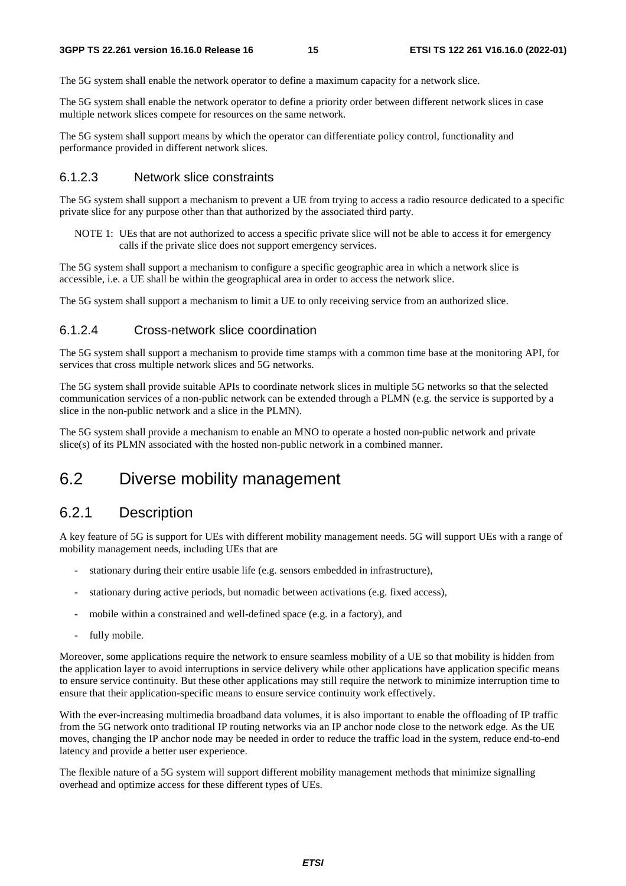The 5G system shall enable the network operator to define a maximum capacity for a network slice.

The 5G system shall enable the network operator to define a priority order between different network slices in case multiple network slices compete for resources on the same network.

The 5G system shall support means by which the operator can differentiate policy control, functionality and performance provided in different network slices.

#### 6.1.2.3 Network slice constraints

The 5G system shall support a mechanism to prevent a UE from trying to access a radio resource dedicated to a specific private slice for any purpose other than that authorized by the associated third party.

NOTE 1: UEs that are not authorized to access a specific private slice will not be able to access it for emergency calls if the private slice does not support emergency services.

The 5G system shall support a mechanism to configure a specific geographic area in which a network slice is accessible, i.e. a UE shall be within the geographical area in order to access the network slice.

The 5G system shall support a mechanism to limit a UE to only receiving service from an authorized slice.

#### 6.1.2.4 Cross-network slice coordination

The 5G system shall support a mechanism to provide time stamps with a common time base at the monitoring API, for services that cross multiple network slices and 5G networks.

The 5G system shall provide suitable APIs to coordinate network slices in multiple 5G networks so that the selected communication services of a non-public network can be extended through a PLMN (e.g. the service is supported by a slice in the non-public network and a slice in the PLMN).

The 5G system shall provide a mechanism to enable an MNO to operate a hosted non-public network and private slice(s) of its PLMN associated with the hosted non-public network in a combined manner.

## 6.2 Diverse mobility management

### 6.2.1 Description

A key feature of 5G is support for UEs with different mobility management needs. 5G will support UEs with a range of mobility management needs, including UEs that are

- stationary during their entire usable life (e.g. sensors embedded in infrastructure),
- stationary during active periods, but nomadic between activations (e.g. fixed access),
- mobile within a constrained and well-defined space (e.g. in a factory), and
- fully mobile.

Moreover, some applications require the network to ensure seamless mobility of a UE so that mobility is hidden from the application layer to avoid interruptions in service delivery while other applications have application specific means to ensure service continuity. But these other applications may still require the network to minimize interruption time to ensure that their application-specific means to ensure service continuity work effectively.

With the ever-increasing multimedia broadband data volumes, it is also important to enable the offloading of IP traffic from the 5G network onto traditional IP routing networks via an IP anchor node close to the network edge. As the UE moves, changing the IP anchor node may be needed in order to reduce the traffic load in the system, reduce end-to-end latency and provide a better user experience.

The flexible nature of a 5G system will support different mobility management methods that minimize signalling overhead and optimize access for these different types of UEs.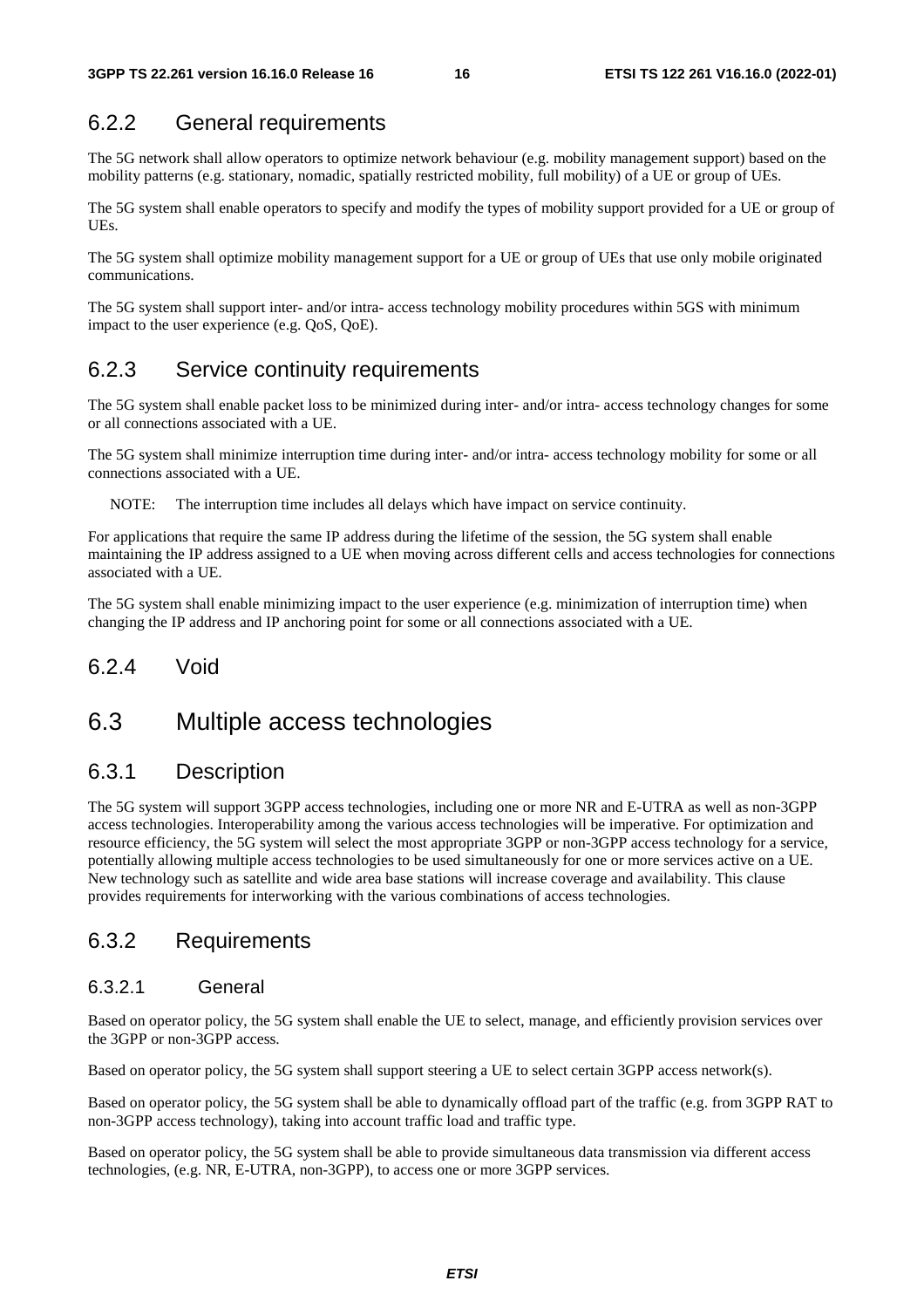### 6.2.2 General requirements

The 5G network shall allow operators to optimize network behaviour (e.g. mobility management support) based on the mobility patterns (e.g. stationary, nomadic, spatially restricted mobility, full mobility) of a UE or group of UEs.

The 5G system shall enable operators to specify and modify the types of mobility support provided for a UE or group of UEs.

The 5G system shall optimize mobility management support for a UE or group of UEs that use only mobile originated communications.

The 5G system shall support inter- and/or intra- access technology mobility procedures within 5GS with minimum impact to the user experience (e.g. QoS, QoE).

### 6.2.3 Service continuity requirements

The 5G system shall enable packet loss to be minimized during inter- and/or intra- access technology changes for some or all connections associated with a UE.

The 5G system shall minimize interruption time during inter- and/or intra- access technology mobility for some or all connections associated with a UE.

NOTE: The interruption time includes all delays which have impact on service continuity.

For applications that require the same IP address during the lifetime of the session, the 5G system shall enable maintaining the IP address assigned to a UE when moving across different cells and access technologies for connections associated with a UE.

The 5G system shall enable minimizing impact to the user experience (e.g. minimization of interruption time) when changing the IP address and IP anchoring point for some or all connections associated with a UE.

### 6.2.4 Void

## 6.3 Multiple access technologies

### 6.3.1 Description

The 5G system will support 3GPP access technologies, including one or more NR and E-UTRA as well as non-3GPP access technologies. Interoperability among the various access technologies will be imperative. For optimization and resource efficiency, the 5G system will select the most appropriate 3GPP or non-3GPP access technology for a service, potentially allowing multiple access technologies to be used simultaneously for one or more services active on a UE. New technology such as satellite and wide area base stations will increase coverage and availability. This clause provides requirements for interworking with the various combinations of access technologies.

### 6.3.2 Requirements

#### 6.3.2.1 General

Based on operator policy, the 5G system shall enable the UE to select, manage, and efficiently provision services over the 3GPP or non-3GPP access.

Based on operator policy, the 5G system shall support steering a UE to select certain 3GPP access network(s).

Based on operator policy, the 5G system shall be able to dynamically offload part of the traffic (e.g. from 3GPP RAT to non-3GPP access technology), taking into account traffic load and traffic type.

Based on operator policy, the 5G system shall be able to provide simultaneous data transmission via different access technologies, (e.g. NR, E-UTRA, non-3GPP), to access one or more 3GPP services.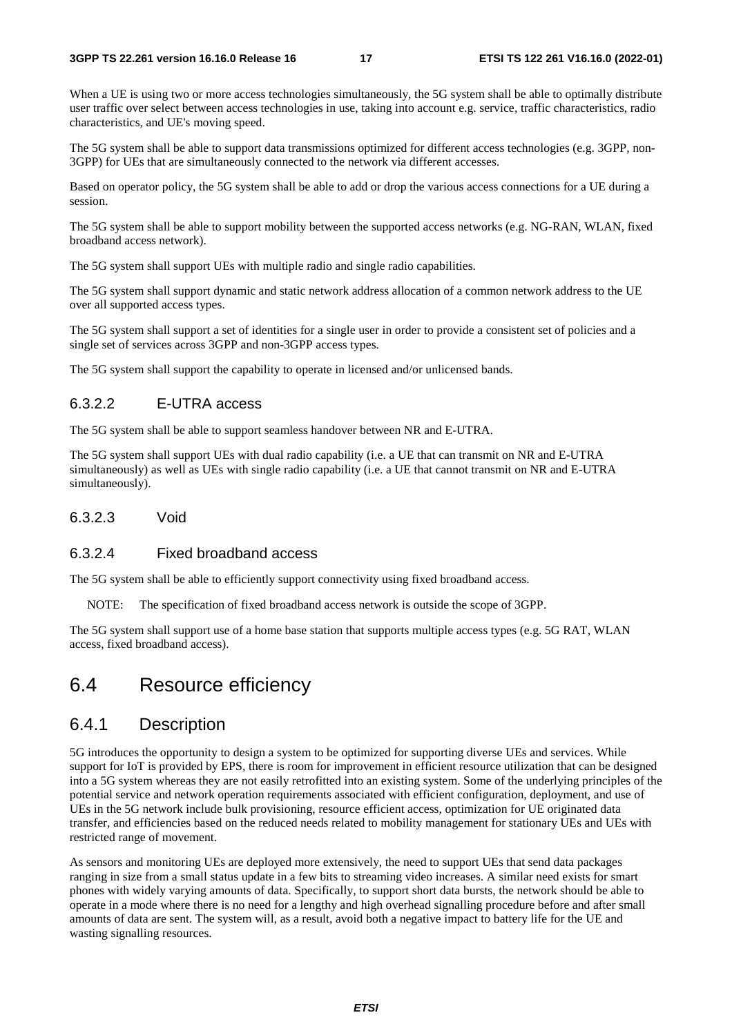When a UE is using two or more access technologies simultaneously, the 5G system shall be able to optimally distribute user traffic over select between access technologies in use, taking into account e.g. service, traffic characteristics, radio characteristics, and UE's moving speed.

The 5G system shall be able to support data transmissions optimized for different access technologies (e.g. 3GPP, non-3GPP) for UEs that are simultaneously connected to the network via different accesses.

Based on operator policy, the 5G system shall be able to add or drop the various access connections for a UE during a session.

The 5G system shall be able to support mobility between the supported access networks (e.g. NG-RAN, WLAN, fixed broadband access network).

The 5G system shall support UEs with multiple radio and single radio capabilities.

The 5G system shall support dynamic and static network address allocation of a common network address to the UE over all supported access types.

The 5G system shall support a set of identities for a single user in order to provide a consistent set of policies and a single set of services across 3GPP and non-3GPP access types.

The 5G system shall support the capability to operate in licensed and/or unlicensed bands.

#### 6.3.2.2 E-UTRA access

The 5G system shall be able to support seamless handover between NR and E-UTRA.

The 5G system shall support UEs with dual radio capability (i.e. a UE that can transmit on NR and E-UTRA simultaneously) as well as UEs with single radio capability (i.e. a UE that cannot transmit on NR and E-UTRA simultaneously).

#### 6.3.2.3 Void

#### 6.3.2.4 Fixed broadband access

The 5G system shall be able to efficiently support connectivity using fixed broadband access.

NOTE: The specification of fixed broadband access network is outside the scope of 3GPP.

The 5G system shall support use of a home base station that supports multiple access types (e.g. 5G RAT, WLAN access, fixed broadband access).

## 6.4 Resource efficiency

### 6.4.1 Description

5G introduces the opportunity to design a system to be optimized for supporting diverse UEs and services. While support for IoT is provided by EPS, there is room for improvement in efficient resource utilization that can be designed into a 5G system whereas they are not easily retrofitted into an existing system. Some of the underlying principles of the potential service and network operation requirements associated with efficient configuration, deployment, and use of UEs in the 5G network include bulk provisioning, resource efficient access, optimization for UE originated data transfer, and efficiencies based on the reduced needs related to mobility management for stationary UEs and UEs with restricted range of movement.

As sensors and monitoring UEs are deployed more extensively, the need to support UEs that send data packages ranging in size from a small status update in a few bits to streaming video increases. A similar need exists for smart phones with widely varying amounts of data. Specifically, to support short data bursts, the network should be able to operate in a mode where there is no need for a lengthy and high overhead signalling procedure before and after small amounts of data are sent. The system will, as a result, avoid both a negative impact to battery life for the UE and wasting signalling resources.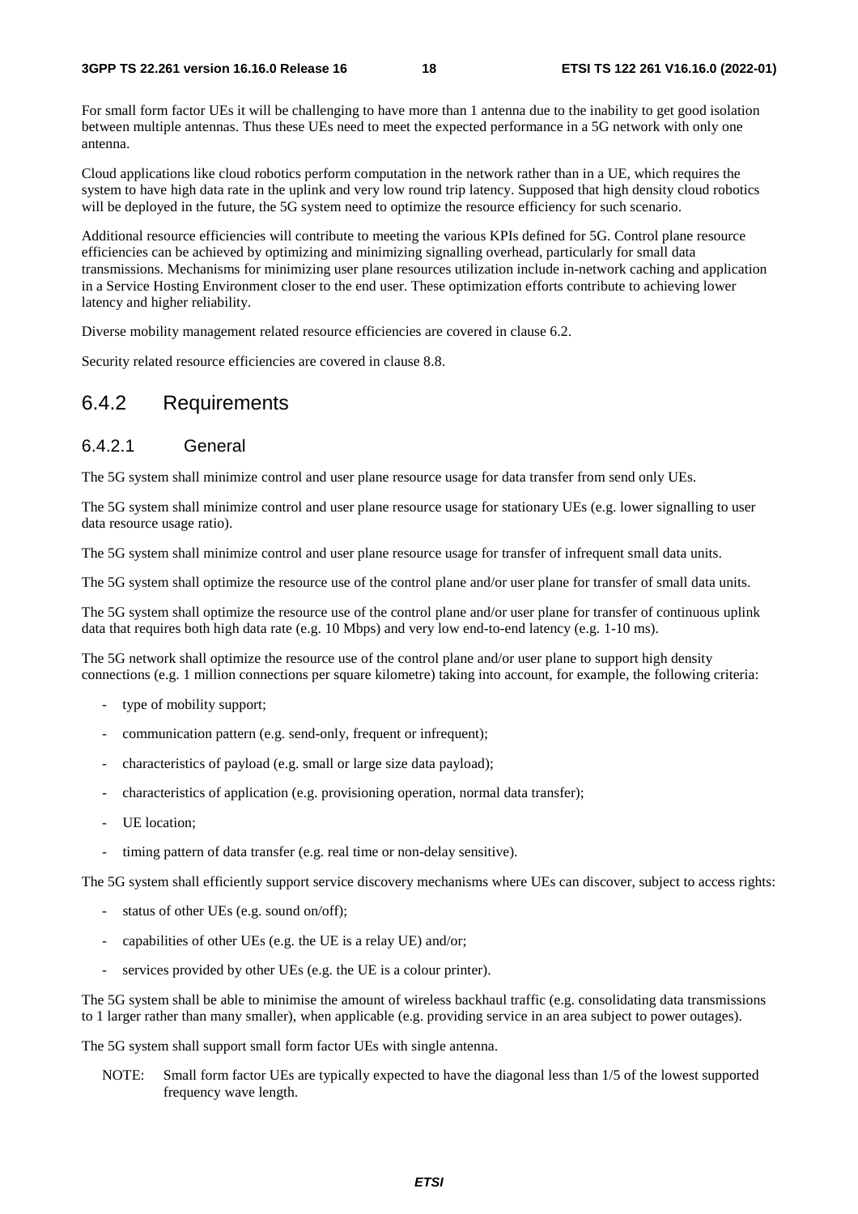For small form factor UEs it will be challenging to have more than 1 antenna due to the inability to get good isolation between multiple antennas. Thus these UEs need to meet the expected performance in a 5G network with only one antenna.

Cloud applications like cloud robotics perform computation in the network rather than in a UE, which requires the system to have high data rate in the uplink and very low round trip latency. Supposed that high density cloud robotics will be deployed in the future, the 5G system need to optimize the resource efficiency for such scenario.

Additional resource efficiencies will contribute to meeting the various KPIs defined for 5G. Control plane resource efficiencies can be achieved by optimizing and minimizing signalling overhead, particularly for small data transmissions. Mechanisms for minimizing user plane resources utilization include in-network caching and application in a Service Hosting Environment closer to the end user. These optimization efforts contribute to achieving lower latency and higher reliability.

Diverse mobility management related resource efficiencies are covered in clause 6.2.

Security related resource efficiencies are covered in clause 8.8.

## 6.4.2 Requirements

### 6.4.2.1 General

The 5G system shall minimize control and user plane resource usage for data transfer from send only UEs.

The 5G system shall minimize control and user plane resource usage for stationary UEs (e.g. lower signalling to user data resource usage ratio).

The 5G system shall minimize control and user plane resource usage for transfer of infrequent small data units.

The 5G system shall optimize the resource use of the control plane and/or user plane for transfer of small data units.

The 5G system shall optimize the resource use of the control plane and/or user plane for transfer of continuous uplink data that requires both high data rate (e.g. 10 Mbps) and very low end-to-end latency (e.g. 1-10 ms).

The 5G network shall optimize the resource use of the control plane and/or user plane to support high density connections (e.g. 1 million connections per square kilometre) taking into account, for example, the following criteria:

- type of mobility support;
- communication pattern (e.g. send-only, frequent or infrequent);
- characteristics of payload (e.g. small or large size data payload);
- characteristics of application (e.g. provisioning operation, normal data transfer);
- UE location;
- timing pattern of data transfer (e.g. real time or non-delay sensitive).

The 5G system shall efficiently support service discovery mechanisms where UEs can discover, subject to access rights:

- status of other UEs (e.g. sound on/off);
- capabilities of other UEs (e.g. the UE is a relay UE) and/or;
- services provided by other UEs (e.g. the UE is a colour printer).

The 5G system shall be able to minimise the amount of wireless backhaul traffic (e.g. consolidating data transmissions to 1 larger rather than many smaller), when applicable (e.g. providing service in an area subject to power outages).

The 5G system shall support small form factor UEs with single antenna.

NOTE: Small form factor UEs are typically expected to have the diagonal less than 1/5 of the lowest supported frequency wave length.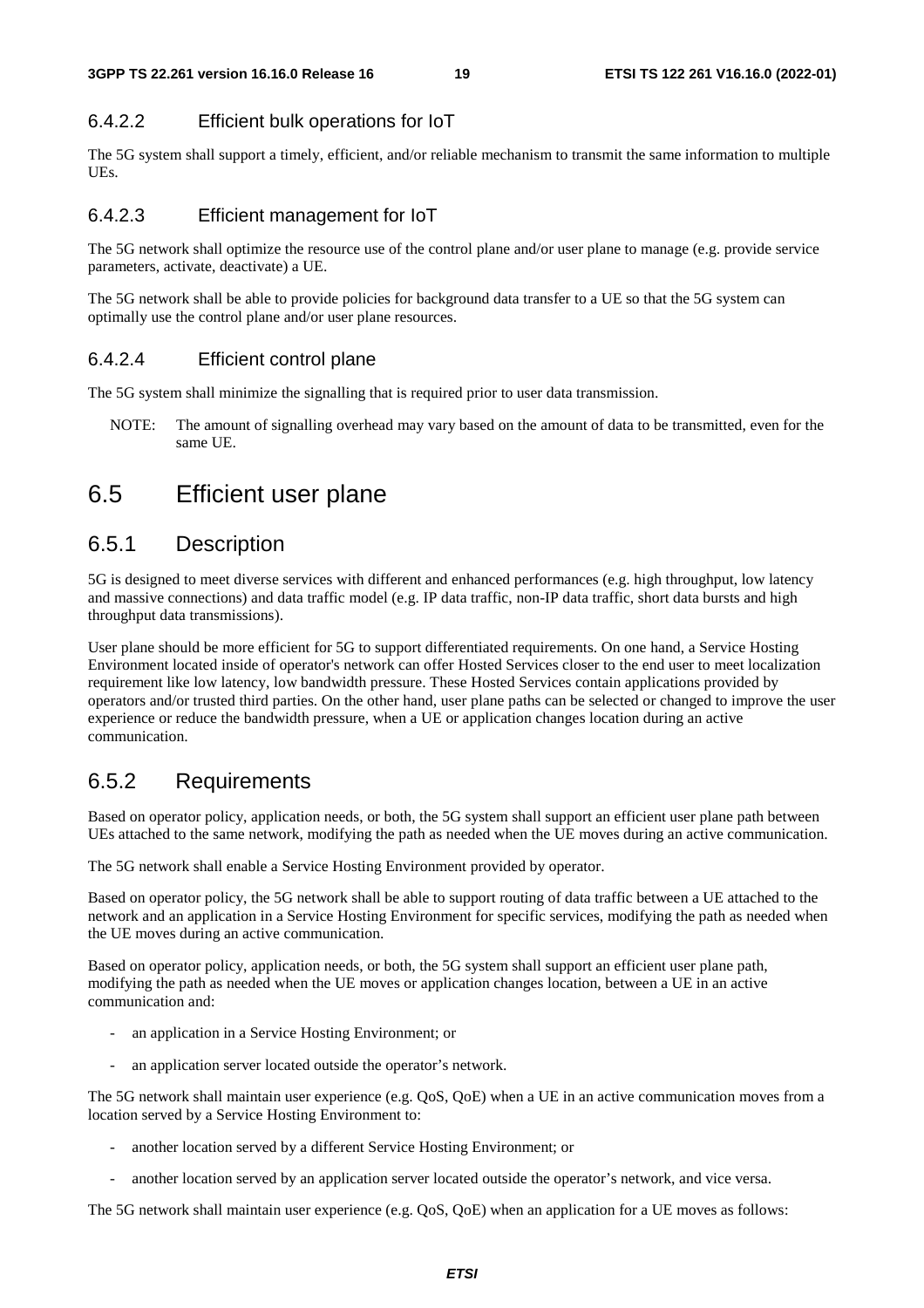#### 6.4.2.2 Efficient bulk operations for IoT

The 5G system shall support a timely, efficient, and/or reliable mechanism to transmit the same information to multiple UEs.

#### 6.4.2.3 Efficient management for IoT

The 5G network shall optimize the resource use of the control plane and/or user plane to manage (e.g. provide service parameters, activate, deactivate) a UE.

The 5G network shall be able to provide policies for background data transfer to a UE so that the 5G system can optimally use the control plane and/or user plane resources.

#### 6.4.2.4 Efficient control plane

The 5G system shall minimize the signalling that is required prior to user data transmission.

NOTE: The amount of signalling overhead may vary based on the amount of data to be transmitted, even for the same UE.

## 6.5 Efficient user plane

### 6.5.1 Description

5G is designed to meet diverse services with different and enhanced performances (e.g. high throughput, low latency and massive connections) and data traffic model (e.g. IP data traffic, non-IP data traffic, short data bursts and high throughput data transmissions).

User plane should be more efficient for 5G to support differentiated requirements. On one hand, a Service Hosting Environment located inside of operator's network can offer Hosted Services closer to the end user to meet localization requirement like low latency, low bandwidth pressure. These Hosted Services contain applications provided by operators and/or trusted third parties. On the other hand, user plane paths can be selected or changed to improve the user experience or reduce the bandwidth pressure, when a UE or application changes location during an active communication.

### 6.5.2 Requirements

Based on operator policy, application needs, or both, the 5G system shall support an efficient user plane path between UEs attached to the same network, modifying the path as needed when the UE moves during an active communication.

The 5G network shall enable a Service Hosting Environment provided by operator.

Based on operator policy, the 5G network shall be able to support routing of data traffic between a UE attached to the network and an application in a Service Hosting Environment for specific services, modifying the path as needed when the UE moves during an active communication.

Based on operator policy, application needs, or both, the 5G system shall support an efficient user plane path, modifying the path as needed when the UE moves or application changes location, between a UE in an active communication and:

- an application in a Service Hosting Environment; or
- an application server located outside the operator's network.

The 5G network shall maintain user experience (e.g. QoS, QoE) when a UE in an active communication moves from a location served by a Service Hosting Environment to:

- another location served by a different Service Hosting Environment; or
- another location served by an application server located outside the operator's network, and vice versa.

The 5G network shall maintain user experience (e.g. QoS, QoE) when an application for a UE moves as follows: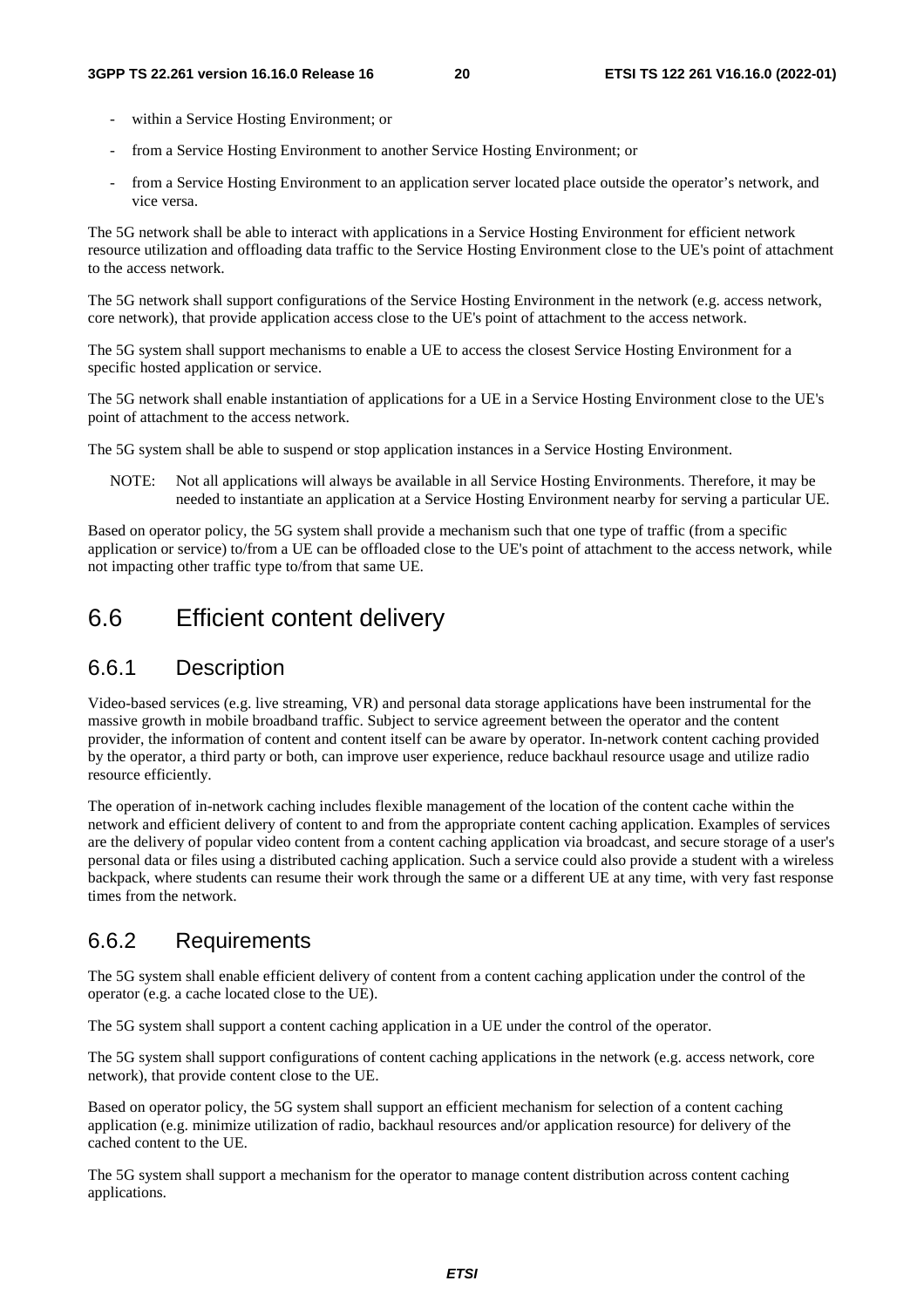- within a Service Hosting Environment; or
- from a Service Hosting Environment to another Service Hosting Environment; or
- from a Service Hosting Environment to an application server located place outside the operator's network, and vice versa.

The 5G network shall be able to interact with applications in a Service Hosting Environment for efficient network resource utilization and offloading data traffic to the Service Hosting Environment close to the UE's point of attachment to the access network.

The 5G network shall support configurations of the Service Hosting Environment in the network (e.g. access network, core network), that provide application access close to the UE's point of attachment to the access network.

The 5G system shall support mechanisms to enable a UE to access the closest Service Hosting Environment for a specific hosted application or service.

The 5G network shall enable instantiation of applications for a UE in a Service Hosting Environment close to the UE's point of attachment to the access network.

The 5G system shall be able to suspend or stop application instances in a Service Hosting Environment.

NOTE: Not all applications will always be available in all Service Hosting Environments. Therefore, it may be needed to instantiate an application at a Service Hosting Environment nearby for serving a particular UE.

Based on operator policy, the 5G system shall provide a mechanism such that one type of traffic (from a specific application or service) to/from a UE can be offloaded close to the UE's point of attachment to the access network, while not impacting other traffic type to/from that same UE.

## 6.6 Efficient content delivery

### 6.6.1 Description

Video-based services (e.g. live streaming, VR) and personal data storage applications have been instrumental for the massive growth in mobile broadband traffic. Subject to service agreement between the operator and the content provider, the information of content and content itself can be aware by operator. In-network content caching provided by the operator, a third party or both, can improve user experience, reduce backhaul resource usage and utilize radio resource efficiently.

The operation of in-network caching includes flexible management of the location of the content cache within the network and efficient delivery of content to and from the appropriate content caching application. Examples of services are the delivery of popular video content from a content caching application via broadcast, and secure storage of a user's personal data or files using a distributed caching application. Such a service could also provide a student with a wireless backpack, where students can resume their work through the same or a different UE at any time, with very fast response times from the network.

### 6.6.2 Requirements

The 5G system shall enable efficient delivery of content from a content caching application under the control of the operator (e.g. a cache located close to the UE).

The 5G system shall support a content caching application in a UE under the control of the operator.

The 5G system shall support configurations of content caching applications in the network (e.g. access network, core network), that provide content close to the UE.

Based on operator policy, the 5G system shall support an efficient mechanism for selection of a content caching application (e.g. minimize utilization of radio, backhaul resources and/or application resource) for delivery of the cached content to the UE.

The 5G system shall support a mechanism for the operator to manage content distribution across content caching applications.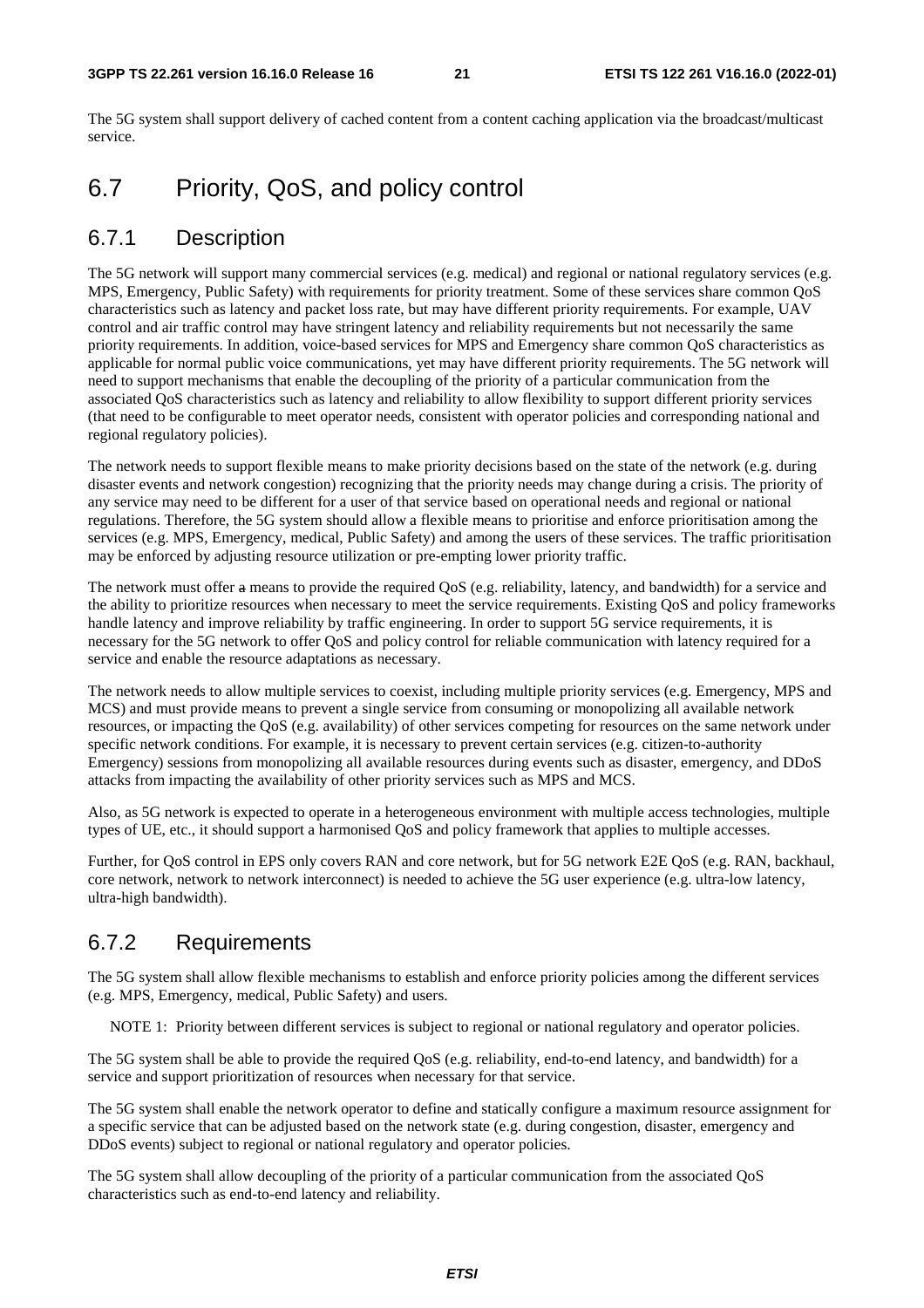The 5G system shall support delivery of cached content from a content caching application via the broadcast/multicast service.

## 6.7 Priority, QoS, and policy control

### 6.7.1 Description

The 5G network will support many commercial services (e.g. medical) and regional or national regulatory services (e.g. MPS, Emergency, Public Safety) with requirements for priority treatment. Some of these services share common QoS characteristics such as latency and packet loss rate, but may have different priority requirements. For example, UAV control and air traffic control may have stringent latency and reliability requirements but not necessarily the same priority requirements. In addition, voice-based services for MPS and Emergency share common QoS characteristics as applicable for normal public voice communications, yet may have different priority requirements. The 5G network will need to support mechanisms that enable the decoupling of the priority of a particular communication from the associated QoS characteristics such as latency and reliability to allow flexibility to support different priority services (that need to be configurable to meet operator needs, consistent with operator policies and corresponding national and regional regulatory policies).

The network needs to support flexible means to make priority decisions based on the state of the network (e.g. during disaster events and network congestion) recognizing that the priority needs may change during a crisis. The priority of any service may need to be different for a user of that service based on operational needs and regional or national regulations. Therefore, the 5G system should allow a flexible means to prioritise and enforce prioritisation among the services (e.g. MPS, Emergency, medical, Public Safety) and among the users of these services. The traffic prioritisation may be enforced by adjusting resource utilization or pre-empting lower priority traffic.

The network must offer ~~a~~ means to provide the required QoS (e.g. reliability, latency, and bandwidth) for a service and the ability to prioritize resources when necessary to meet the service requirements. Existing QoS and policy frameworks handle latency and improve reliability by traffic engineering. In order to support 5G service requirements, it is necessary for the 5G network to offer QoS and policy control for reliable communication with latency required for a service and enable the resource adaptations as necessary.

The network needs to allow multiple services to coexist, including multiple priority services (e.g. Emergency, MPS and MCS) and must provide means to prevent a single service from consuming or monopolizing all available network resources, or impacting the QoS (e.g. availability) of other services competing for resources on the same network under specific network conditions. For example, it is necessary to prevent certain services (e.g. citizen-to-authority Emergency) sessions from monopolizing all available resources during events such as disaster, emergency, and DDoS attacks from impacting the availability of other priority services such as MPS and MCS.

Also, as 5G network is expected to operate in a heterogeneous environment with multiple access technologies, multiple types of UE, etc., it should support a harmonised QoS and policy framework that applies to multiple accesses.

Further, for QoS control in EPS only covers RAN and core network, but for 5G network E2E QoS (e.g. RAN, backhaul, core network, network to network interconnect) is needed to achieve the 5G user experience (e.g. ultra-low latency, ultra-high bandwidth).

### 6.7.2 Requirements

The 5G system shall allow flexible mechanisms to establish and enforce priority policies among the different services (e.g. MPS, Emergency, medical, Public Safety) and users.

NOTE 1: Priority between different services is subject to regional or national regulatory and operator policies.

The 5G system shall be able to provide the required QoS (e.g. reliability, end-to-end latency, and bandwidth) for a service and support prioritization of resources when necessary for that service.

The 5G system shall enable the network operator to define and statically configure a maximum resource assignment for a specific service that can be adjusted based on the network state (e.g. during congestion, disaster, emergency and DDoS events) subject to regional or national regulatory and operator policies.

The 5G system shall allow decoupling of the priority of a particular communication from the associated QoS characteristics such as end-to-end latency and reliability.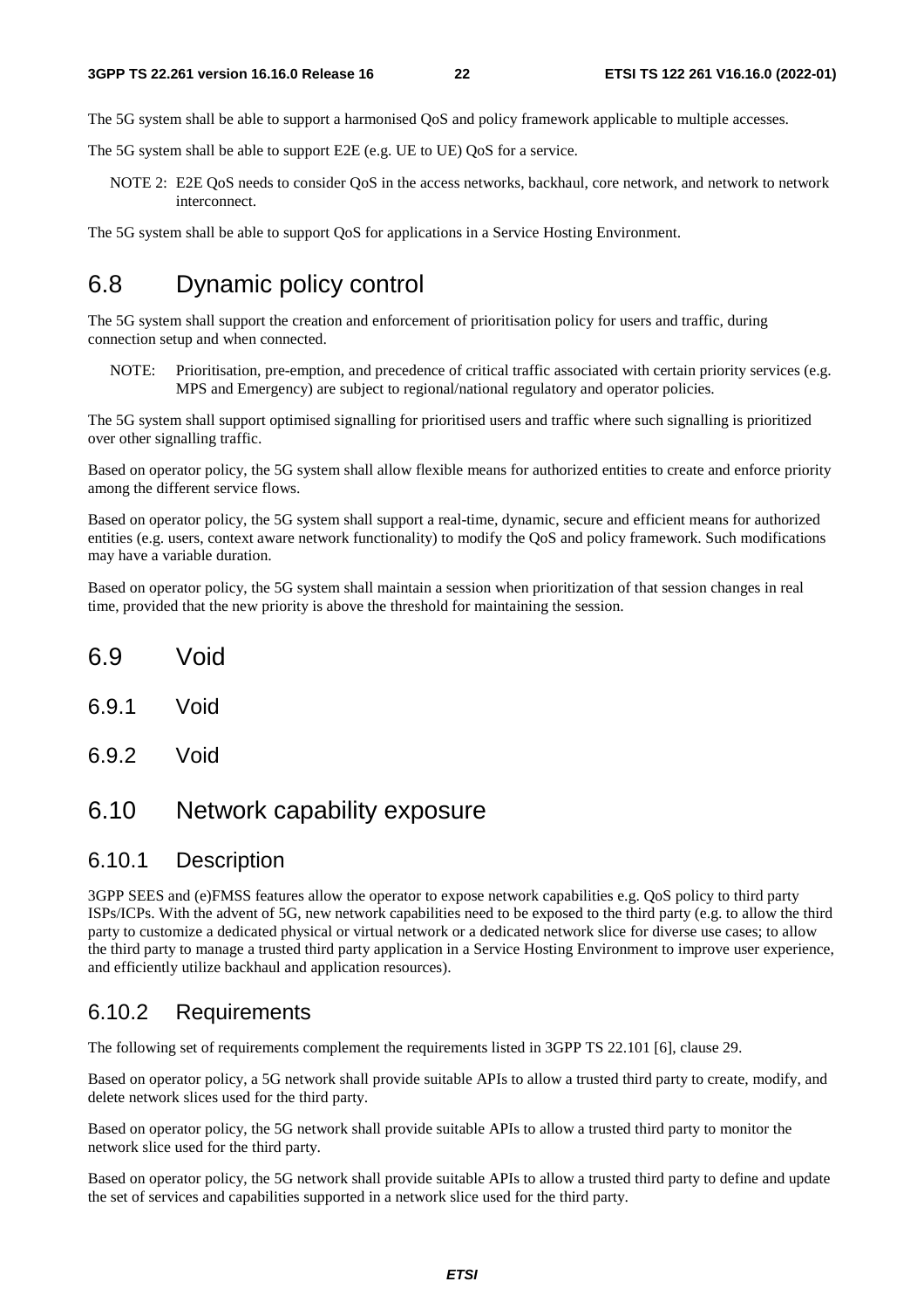The 5G system shall be able to support a harmonised QoS and policy framework applicable to multiple accesses.

The 5G system shall be able to support E2E (e.g. UE to UE) QoS for a service.

NOTE 2: E2E QoS needs to consider QoS in the access networks, backhaul, core network, and network to network interconnect.

The 5G system shall be able to support QoS for applications in a Service Hosting Environment.

# 6.8 Dynamic policy control

The 5G system shall support the creation and enforcement of prioritisation policy for users and traffic, during connection setup and when connected.

NOTE: Prioritisation, pre-emption, and precedence of critical traffic associated with certain priority services (e.g. MPS and Emergency) are subject to regional/national regulatory and operator policies.

The 5G system shall support optimised signalling for prioritised users and traffic where such signalling is prioritized over other signalling traffic.

Based on operator policy, the 5G system shall allow flexible means for authorized entities to create and enforce priority among the different service flows.

Based on operator policy, the 5G system shall support a real-time, dynamic, secure and efficient means for authorized entities (e.g. users, context aware network functionality) to modify the QoS and policy framework. Such modifications may have a variable duration.

Based on operator policy, the 5G system shall maintain a session when prioritization of that session changes in real time, provided that the new priority is above the threshold for maintaining the session.

# 6.9 Void

## 6.9.1 Void

## 6.9.2 Void

# 6.10 Network capability exposure

## 6.10.1 Description

3GPP SEES and (e)FMSS features allow the operator to expose network capabilities e.g. QoS policy to third party ISPs/ICPs. With the advent of 5G, new network capabilities need to be exposed to the third party (e.g. to allow the third party to customize a dedicated physical or virtual network or a dedicated network slice for diverse use cases; to allow the third party to manage a trusted third party application in a Service Hosting Environment to improve user experience, and efficiently utilize backhaul and application resources).

## 6.10.2 Requirements

The following set of requirements complement the requirements listed in 3GPP TS 22.101 [6], clause 29.

Based on operator policy, a 5G network shall provide suitable APIs to allow a trusted third party to create, modify, and delete network slices used for the third party.

Based on operator policy, the 5G network shall provide suitable APIs to allow a trusted third party to monitor the network slice used for the third party.

Based on operator policy, the 5G network shall provide suitable APIs to allow a trusted third party to define and update the set of services and capabilities supported in a network slice used for the third party.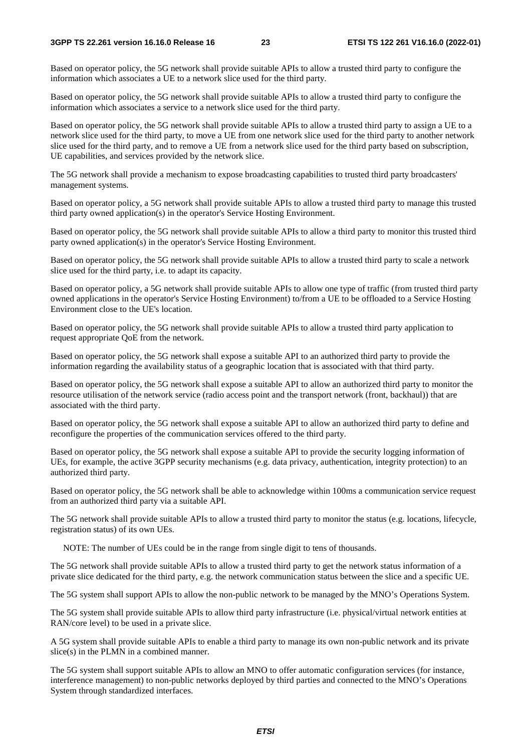Based on operator policy, the 5G network shall provide suitable APIs to allow a trusted third party to configure the information which associates a UE to a network slice used for the third party.

Based on operator policy, the 5G network shall provide suitable APIs to allow a trusted third party to configure the information which associates a service to a network slice used for the third party.

Based on operator policy, the 5G network shall provide suitable APIs to allow a trusted third party to assign a UE to a network slice used for the third party, to move a UE from one network slice used for the third party to another network slice used for the third party, and to remove a UE from a network slice used for the third party based on subscription, UE capabilities, and services provided by the network slice.

The 5G network shall provide a mechanism to expose broadcasting capabilities to trusted third party broadcasters' management systems.

Based on operator policy, a 5G network shall provide suitable APIs to allow a trusted third party to manage this trusted third party owned application(s) in the operator's Service Hosting Environment.

Based on operator policy, the 5G network shall provide suitable APIs to allow a third party to monitor this trusted third party owned application(s) in the operator's Service Hosting Environment.

Based on operator policy, the 5G network shall provide suitable APIs to allow a trusted third party to scale a network slice used for the third party, i.e. to adapt its capacity.

Based on operator policy, a 5G network shall provide suitable APIs to allow one type of traffic (from trusted third party owned applications in the operator's Service Hosting Environment) to/from a UE to be offloaded to a Service Hosting Environment close to the UE's location.

Based on operator policy, the 5G network shall provide suitable APIs to allow a trusted third party application to request appropriate QoE from the network.

Based on operator policy, the 5G network shall expose a suitable API to an authorized third party to provide the information regarding the availability status of a geographic location that is associated with that third party.

Based on operator policy, the 5G network shall expose a suitable API to allow an authorized third party to monitor the resource utilisation of the network service (radio access point and the transport network (front, backhaul)) that are associated with the third party.

Based on operator policy, the 5G network shall expose a suitable API to allow an authorized third party to define and reconfigure the properties of the communication services offered to the third party.

Based on operator policy, the 5G network shall expose a suitable API to provide the security logging information of UEs, for example, the active 3GPP security mechanisms (e.g. data privacy, authentication, integrity protection) to an authorized third party.

Based on operator policy, the 5G network shall be able to acknowledge within 100ms a communication service request from an authorized third party via a suitable API.

The 5G network shall provide suitable APIs to allow a trusted third party to monitor the status (e.g. locations, lifecycle, registration status) of its own UEs.

NOTE: The number of UEs could be in the range from single digit to tens of thousands.

The 5G network shall provide suitable APIs to allow a trusted third party to get the network status information of a private slice dedicated for the third party, e.g. the network communication status between the slice and a specific UE.

The 5G system shall support APIs to allow the non-public network to be managed by the MNO's Operations System.

The 5G system shall provide suitable APIs to allow third party infrastructure (i.e. physical/virtual network entities at RAN/core level) to be used in a private slice.

A 5G system shall provide suitable APIs to enable a third party to manage its own non-public network and its private slice(s) in the PLMN in a combined manner.

The 5G system shall support suitable APIs to allow an MNO to offer automatic configuration services (for instance, interference management) to non-public networks deployed by third parties and connected to the MNO's Operations System through standardized interfaces.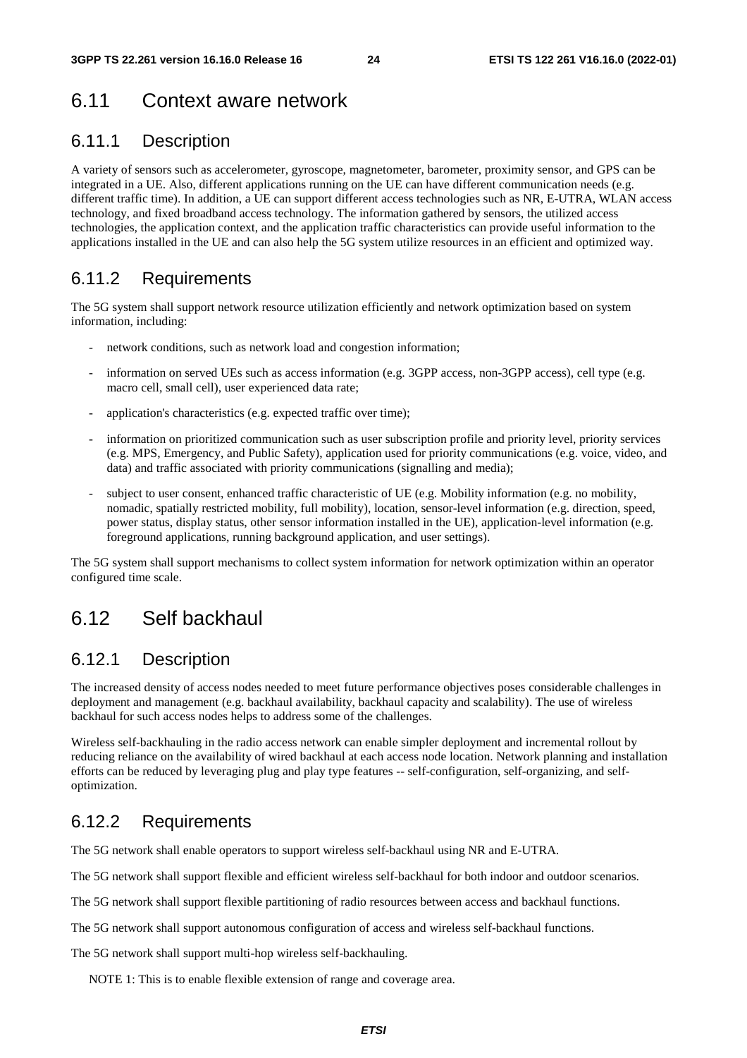## 6.11 Context aware network

### 6.11.1 Description

A variety of sensors such as accelerometer, gyroscope, magnetometer, barometer, proximity sensor, and GPS can be integrated in a UE. Also, different applications running on the UE can have different communication needs (e.g. different traffic time). In addition, a UE can support different access technologies such as NR, E-UTRA, WLAN access technology, and fixed broadband access technology. The information gathered by sensors, the utilized access technologies, the application context, and the application traffic characteristics can provide useful information to the applications installed in the UE and can also help the 5G system utilize resources in an efficient and optimized way.

### 6.11.2 Requirements

The 5G system shall support network resource utilization efficiently and network optimization based on system information, including:

- network conditions, such as network load and congestion information;
- information on served UEs such as access information (e.g. 3GPP access, non-3GPP access), cell type (e.g. macro cell, small cell), user experienced data rate;
- application's characteristics (e.g. expected traffic over time);
- information on prioritized communication such as user subscription profile and priority level, priority services (e.g. MPS, Emergency, and Public Safety), application used for priority communications (e.g. voice, video, and data) and traffic associated with priority communications (signalling and media);
- subject to user consent, enhanced traffic characteristic of UE (e.g. Mobility information (e.g. no mobility, nomadic, spatially restricted mobility, full mobility), location, sensor-level information (e.g. direction, speed, power status, display status, other sensor information installed in the UE), application-level information (e.g. foreground applications, running background application, and user settings).

The 5G system shall support mechanisms to collect system information for network optimization within an operator configured time scale.

## 6.12 Self backhaul

### 6.12.1 Description

The increased density of access nodes needed to meet future performance objectives poses considerable challenges in deployment and management (e.g. backhaul availability, backhaul capacity and scalability). The use of wireless backhaul for such access nodes helps to address some of the challenges.

Wireless self-backhauling in the radio access network can enable simpler deployment and incremental rollout by reducing reliance on the availability of wired backhaul at each access node location. Network planning and installation efforts can be reduced by leveraging plug and play type features -- self-configuration, self-organizing, and self-optimization.

### 6.12.2 Requirements

The 5G network shall enable operators to support wireless self-backhaul using NR and E-UTRA.

The 5G network shall support flexible and efficient wireless self-backhaul for both indoor and outdoor scenarios.

The 5G network shall support flexible partitioning of radio resources between access and backhaul functions.

The 5G network shall support autonomous configuration of access and wireless self-backhaul functions.

The 5G network shall support multi-hop wireless self-backhauling.

NOTE 1: This is to enable flexible extension of range and coverage area.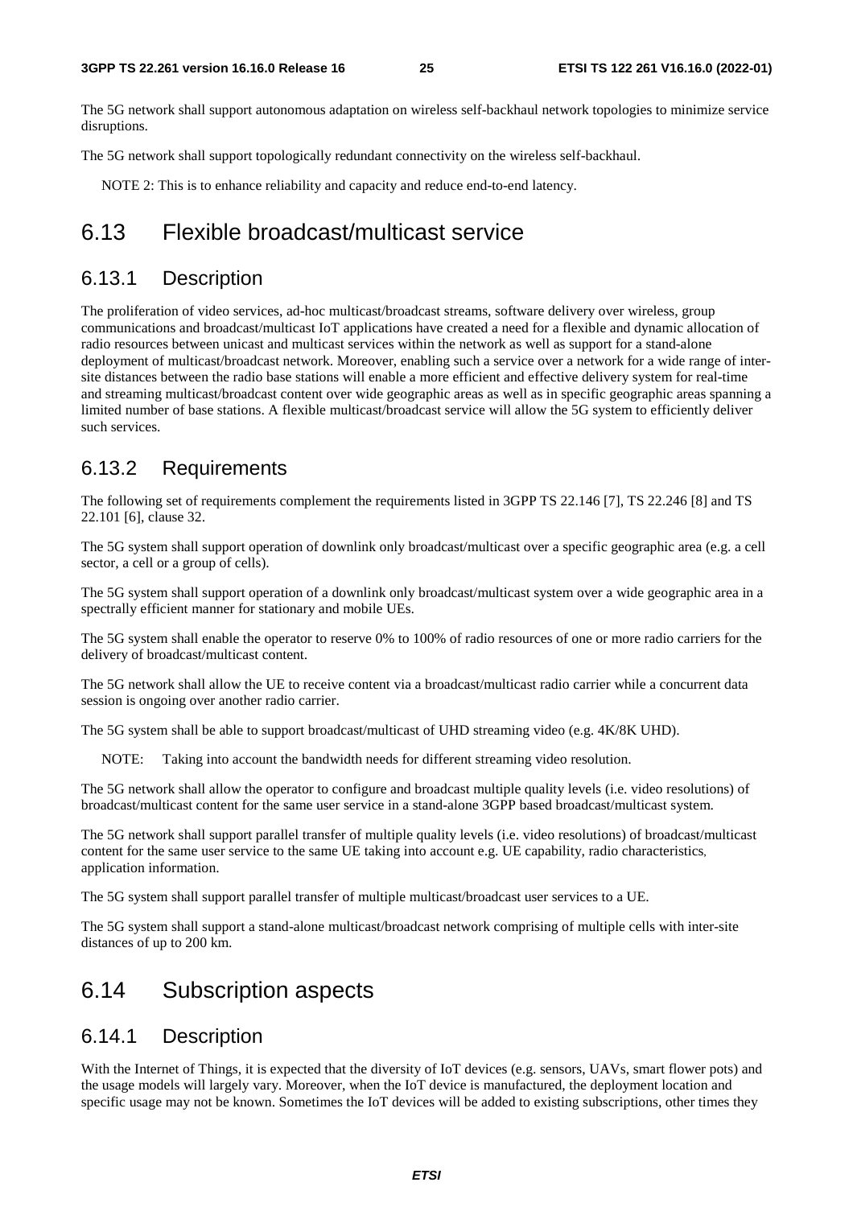The 5G network shall support autonomous adaptation on wireless self-backhaul network topologies to minimize service disruptions.

The 5G network shall support topologically redundant connectivity on the wireless self-backhaul.

NOTE 2: This is to enhance reliability and capacity and reduce end-to-end latency.

## 6.13 Flexible broadcast/multicast service

### 6.13.1 Description

The proliferation of video services, ad-hoc multicast/broadcast streams, software delivery over wireless, group communications and broadcast/multicast IoT applications have created a need for a flexible and dynamic allocation of radio resources between unicast and multicast services within the network as well as support for a stand-alone deployment of multicast/broadcast network. Moreover, enabling such a service over a network for a wide range of inter-site distances between the radio base stations will enable a more efficient and effective delivery system for real-time and streaming multicast/broadcast content over wide geographic areas as well as in specific geographic areas spanning a limited number of base stations. A flexible multicast/broadcast service will allow the 5G system to efficiently deliver such services.

### 6.13.2 Requirements

The following set of requirements complement the requirements listed in 3GPP TS 22.146 [7], TS 22.246 [8] and TS 22.101 [6], clause 32.

The 5G system shall support operation of downlink only broadcast/multicast over a specific geographic area (e.g. a cell sector, a cell or a group of cells).

The 5G system shall support operation of a downlink only broadcast/multicast system over a wide geographic area in a spectrally efficient manner for stationary and mobile UEs.

The 5G system shall enable the operator to reserve 0% to 100% of radio resources of one or more radio carriers for the delivery of broadcast/multicast content.

The 5G network shall allow the UE to receive content via a broadcast/multicast radio carrier while a concurrent data session is ongoing over another radio carrier.

The 5G system shall be able to support broadcast/multicast of UHD streaming video (e.g. 4K/8K UHD).

NOTE: Taking into account the bandwidth needs for different streaming video resolution.

The 5G network shall allow the operator to configure and broadcast multiple quality levels (i.e. video resolutions) of broadcast/multicast content for the same user service in a stand-alone 3GPP based broadcast/multicast system.

The 5G network shall support parallel transfer of multiple quality levels (i.e. video resolutions) of broadcast/multicast content for the same user service to the same UE taking into account e.g. UE capability, radio characteristics, application information.

The 5G system shall support parallel transfer of multiple multicast/broadcast user services to a UE.

The 5G system shall support a stand-alone multicast/broadcast network comprising of multiple cells with inter-site distances of up to 200 km.

## 6.14 Subscription aspects

### 6.14.1 Description

With the Internet of Things, it is expected that the diversity of IoT devices (e.g. sensors, UAVs, smart flower pots) and the usage models will largely vary. Moreover, when the IoT device is manufactured, the deployment location and specific usage may not be known. Sometimes the IoT devices will be added to existing subscriptions, other times they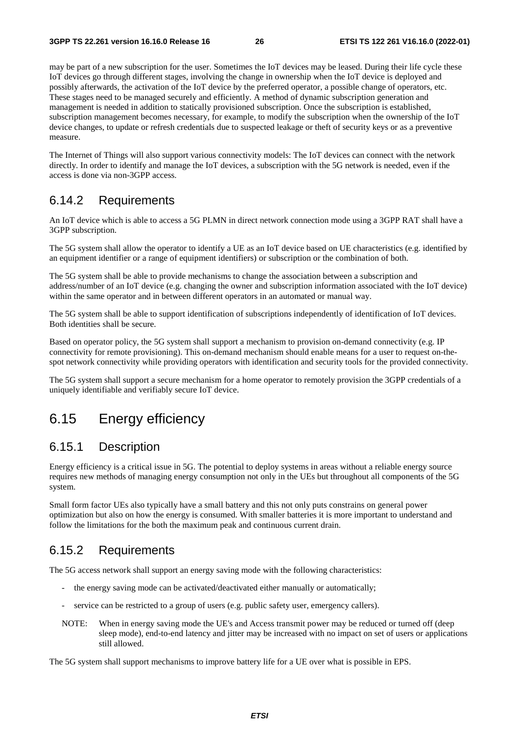may be part of a new subscription for the user. Sometimes the IoT devices may be leased. During their life cycle these IoT devices go through different stages, involving the change in ownership when the IoT device is deployed and possibly afterwards, the activation of the IoT device by the preferred operator, a possible change of operators, etc. These stages need to be managed securely and efficiently. A method of dynamic subscription generation and management is needed in addition to statically provisioned subscription. Once the subscription is established, subscription management becomes necessary, for example, to modify the subscription when the ownership of the IoT device changes, to update or refresh credentials due to suspected leakage or theft of security keys or as a preventive measure.

The Internet of Things will also support various connectivity models: The IoT devices can connect with the network directly. In order to identify and manage the IoT devices, a subscription with the 5G network is needed, even if the access is done via non-3GPP access.

## 6.14.2 Requirements

An IoT device which is able to access a 5G PLMN in direct network connection mode using a 3GPP RAT shall have a 3GPP subscription.

The 5G system shall allow the operator to identify a UE as an IoT device based on UE characteristics (e.g. identified by an equipment identifier or a range of equipment identifiers) or subscription or the combination of both.

The 5G system shall be able to provide mechanisms to change the association between a subscription and address/number of an IoT device (e.g. changing the owner and subscription information associated with the IoT device) within the same operator and in between different operators in an automated or manual way.

The 5G system shall be able to support identification of subscriptions independently of identification of IoT devices. Both identities shall be secure.

Based on operator policy, the 5G system shall support a mechanism to provision on-demand connectivity (e.g. IP connectivity for remote provisioning). This on-demand mechanism should enable means for a user to request on-the-spot network connectivity while providing operators with identification and security tools for the provided connectivity.

The 5G system shall support a secure mechanism for a home operator to remotely provision the 3GPP credentials of a uniquely identifiable and verifiably secure IoT device.

# 6.15 Energy efficiency

## 6.15.1 Description

Energy efficiency is a critical issue in 5G. The potential to deploy systems in areas without a reliable energy source requires new methods of managing energy consumption not only in the UEs but throughout all components of the 5G system.

Small form factor UEs also typically have a small battery and this not only puts constrains on general power optimization but also on how the energy is consumed. With smaller batteries it is more important to understand and follow the limitations for the both the maximum peak and continuous current drain.

## 6.15.2 Requirements

The 5G access network shall support an energy saving mode with the following characteristics:

- the energy saving mode can be activated/deactivated either manually or automatically;
- service can be restricted to a group of users (e.g. public safety user, emergency callers).

NOTE: When in energy saving mode the UE's and Access transmit power may be reduced or turned off (deep sleep mode), end-to-end latency and jitter may be increased with no impact on set of users or applications still allowed.

The 5G system shall support mechanisms to improve battery life for a UE over what is possible in EPS.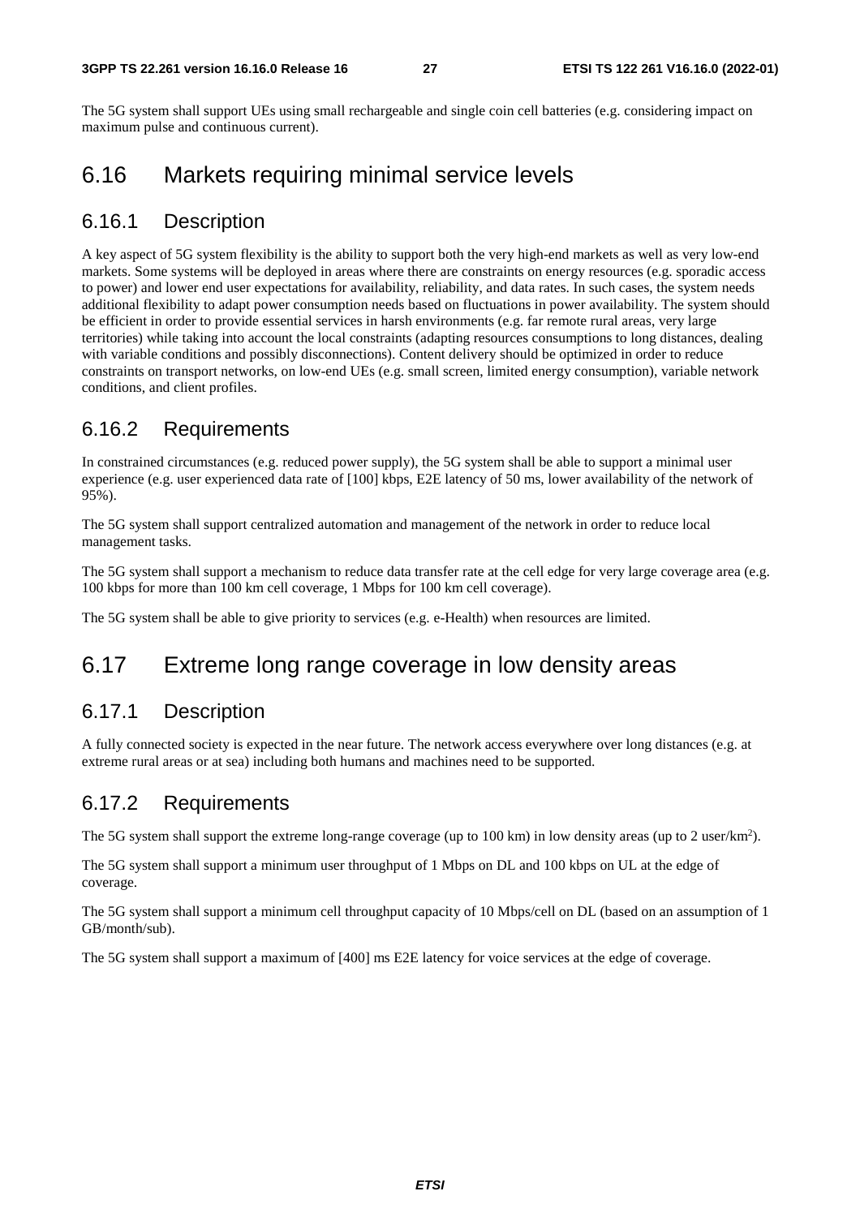The 5G system shall support UEs using small rechargeable and single coin cell batteries (e.g. considering impact on maximum pulse and continuous current).

## 6.16 Markets requiring minimal service levels

### 6.16.1 Description

A key aspect of 5G system flexibility is the ability to support both the very high-end markets as well as very low-end markets. Some systems will be deployed in areas where there are constraints on energy resources (e.g. sporadic access to power) and lower end user expectations for availability, reliability, and data rates. In such cases, the system needs additional flexibility to adapt power consumption needs based on fluctuations in power availability. The system should be efficient in order to provide essential services in harsh environments (e.g. far remote rural areas, very large territories) while taking into account the local constraints (adapting resources consumptions to long distances, dealing with variable conditions and possibly disconnections). Content delivery should be optimized in order to reduce constraints on transport networks, on low-end UEs (e.g. small screen, limited energy consumption), variable network conditions, and client profiles.

### 6.16.2 Requirements

In constrained circumstances (e.g. reduced power supply), the 5G system shall be able to support a minimal user experience (e.g. user experienced data rate of [100] kbps, E2E latency of 50 ms, lower availability of the network of 95%).

The 5G system shall support centralized automation and management of the network in order to reduce local management tasks.

The 5G system shall support a mechanism to reduce data transfer rate at the cell edge for very large coverage area (e.g. 100 kbps for more than 100 km cell coverage, 1 Mbps for 100 km cell coverage).

The 5G system shall be able to give priority to services (e.g. e-Health) when resources are limited.

## 6.17 Extreme long range coverage in low density areas

### 6.17.1 Description

A fully connected society is expected in the near future. The network access everywhere over long distances (e.g. at extreme rural areas or at sea) including both humans and machines need to be supported.

### 6.17.2 Requirements

The 5G system shall support the extreme long-range coverage (up to 100 km) in low density areas (up to 2 user/km$^2$).

The 5G system shall support a minimum user throughput of 1 Mbps on DL and 100 kbps on UL at the edge of coverage.

The 5G system shall support a minimum cell throughput capacity of 10 Mbps/cell on DL (based on an assumption of 1 GB/month/sub).

The 5G system shall support a maximum of [400] ms E2E latency for voice services at the edge of coverage.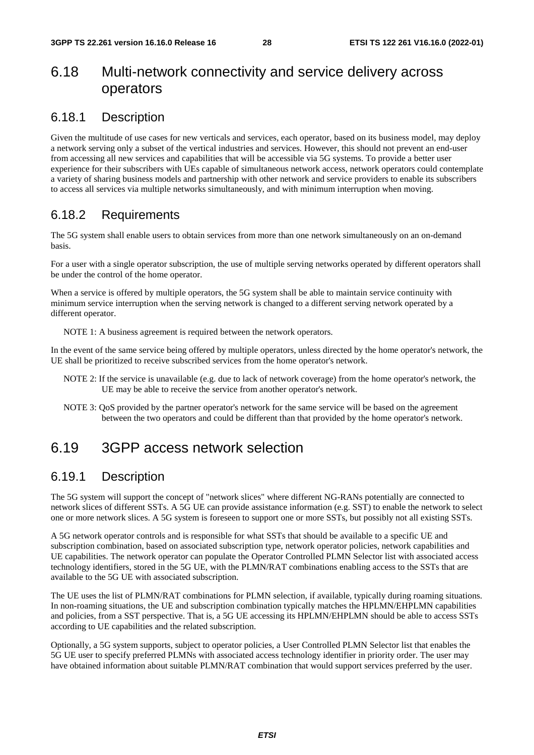## 6.18 Multi-network connectivity and service delivery across operators

### 6.18.1 Description

Given the multitude of use cases for new verticals and services, each operator, based on its business model, may deploy a network serving only a subset of the vertical industries and services. However, this should not prevent an end-user from accessing all new services and capabilities that will be accessible via 5G systems. To provide a better user experience for their subscribers with UEs capable of simultaneous network access, network operators could contemplate a variety of sharing business models and partnership with other network and service providers to enable its subscribers to access all services via multiple networks simultaneously, and with minimum interruption when moving.

### 6.18.2 Requirements

The 5G system shall enable users to obtain services from more than one network simultaneously on an on-demand basis.

For a user with a single operator subscription, the use of multiple serving networks operated by different operators shall be under the control of the home operator.

When a service is offered by multiple operators, the 5G system shall be able to maintain service continuity with minimum service interruption when the serving network is changed to a different serving network operated by a different operator.

NOTE 1: A business agreement is required between the network operators.

In the event of the same service being offered by multiple operators, unless directed by the home operator's network, the UE shall be prioritized to receive subscribed services from the home operator's network.

NOTE 2: If the service is unavailable (e.g. due to lack of network coverage) from the home operator's network, the UE may be able to receive the service from another operator's network.

NOTE 3: QoS provided by the partner operator's network for the same service will be based on the agreement between the two operators and could be different than that provided by the home operator's network.

## 6.19 3GPP access network selection

### 6.19.1 Description

The 5G system will support the concept of "network slices" where different NG-RANs potentially are connected to network slices of different SSTs. A 5G UE can provide assistance information (e.g. SST) to enable the network to select one or more network slices. A 5G system is foreseen to support one or more SSTs, but possibly not all existing SSTs.

A 5G network operator controls and is responsible for what SSTs that should be available to a specific UE and subscription combination, based on associated subscription type, network operator policies, network capabilities and UE capabilities. The network operator can populate the Operator Controlled PLMN Selector list with associated access technology identifiers, stored in the 5G UE, with the PLMN/RAT combinations enabling access to the SSTs that are available to the 5G UE with associated subscription.

The UE uses the list of PLMN/RAT combinations for PLMN selection, if available, typically during roaming situations. In non-roaming situations, the UE and subscription combination typically matches the HPLMN/EHPLMN capabilities and policies, from a SST perspective. That is, a 5G UE accessing its HPLMN/EHPLMN should be able to access SSTs according to UE capabilities and the related subscription.

Optionally, a 5G system supports, subject to operator policies, a User Controlled PLMN Selector list that enables the 5G UE user to specify preferred PLMNs with associated access technology identifier in priority order. The user may have obtained information about suitable PLMN/RAT combination that would support services preferred by the user.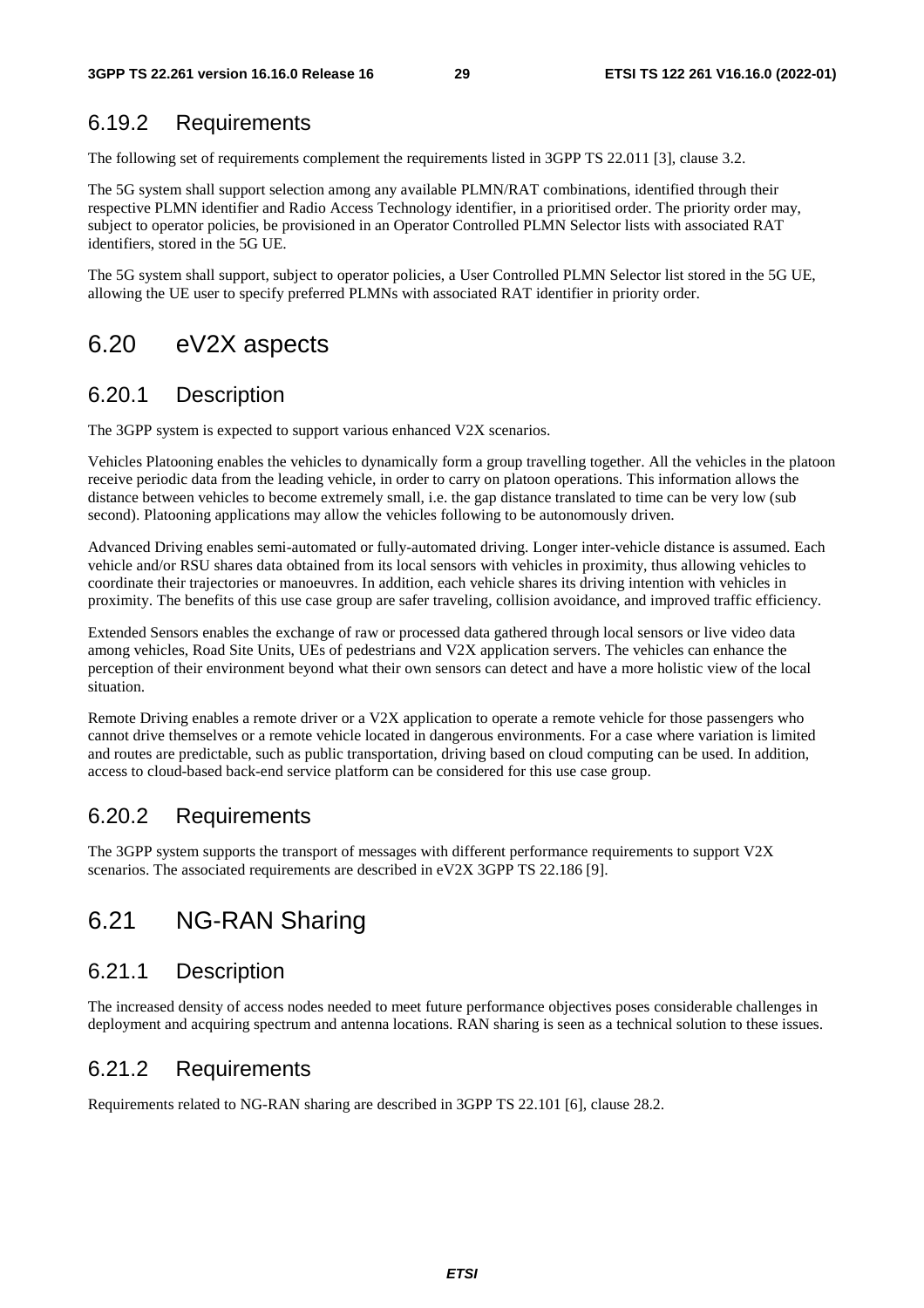### 6.19.2 Requirements

The following set of requirements complement the requirements listed in 3GPP TS 22.011 [3], clause 3.2.

The 5G system shall support selection among any available PLMN/RAT combinations, identified through their respective PLMN identifier and Radio Access Technology identifier, in a prioritised order. The priority order may, subject to operator policies, be provisioned in an Operator Controlled PLMN Selector lists with associated RAT identifiers, stored in the 5G UE.

The 5G system shall support, subject to operator policies, a User Controlled PLMN Selector list stored in the 5G UE, allowing the UE user to specify preferred PLMNs with associated RAT identifier in priority order.

## 6.20 eV2X aspects

### 6.20.1 Description

The 3GPP system is expected to support various enhanced V2X scenarios.

Vehicles Platooning enables the vehicles to dynamically form a group travelling together. All the vehicles in the platoon receive periodic data from the leading vehicle, in order to carry on platoon operations. This information allows the distance between vehicles to become extremely small, i.e. the gap distance translated to time can be very low (sub second). Platooning applications may allow the vehicles following to be autonomously driven.

Advanced Driving enables semi-automated or fully-automated driving. Longer inter-vehicle distance is assumed. Each vehicle and/or RSU shares data obtained from its local sensors with vehicles in proximity, thus allowing vehicles to coordinate their trajectories or manoeuvres. In addition, each vehicle shares its driving intention with vehicles in proximity. The benefits of this use case group are safer traveling, collision avoidance, and improved traffic efficiency.

Extended Sensors enables the exchange of raw or processed data gathered through local sensors or live video data among vehicles, Road Site Units, UEs of pedestrians and V2X application servers. The vehicles can enhance the perception of their environment beyond what their own sensors can detect and have a more holistic view of the local situation.

Remote Driving enables a remote driver or a V2X application to operate a remote vehicle for those passengers who cannot drive themselves or a remote vehicle located in dangerous environments. For a case where variation is limited and routes are predictable, such as public transportation, driving based on cloud computing can be used. In addition, access to cloud-based back-end service platform can be considered for this use case group.

### 6.20.2 Requirements

The 3GPP system supports the transport of messages with different performance requirements to support V2X scenarios. The associated requirements are described in eV2X 3GPP TS 22.186 [9].

## 6.21 NG-RAN Sharing

### 6.21.1 Description

The increased density of access nodes needed to meet future performance objectives poses considerable challenges in deployment and acquiring spectrum and antenna locations. RAN sharing is seen as a technical solution to these issues.

### 6.21.2 Requirements

Requirements related to NG-RAN sharing are described in 3GPP TS 22.101 [6], clause 28.2.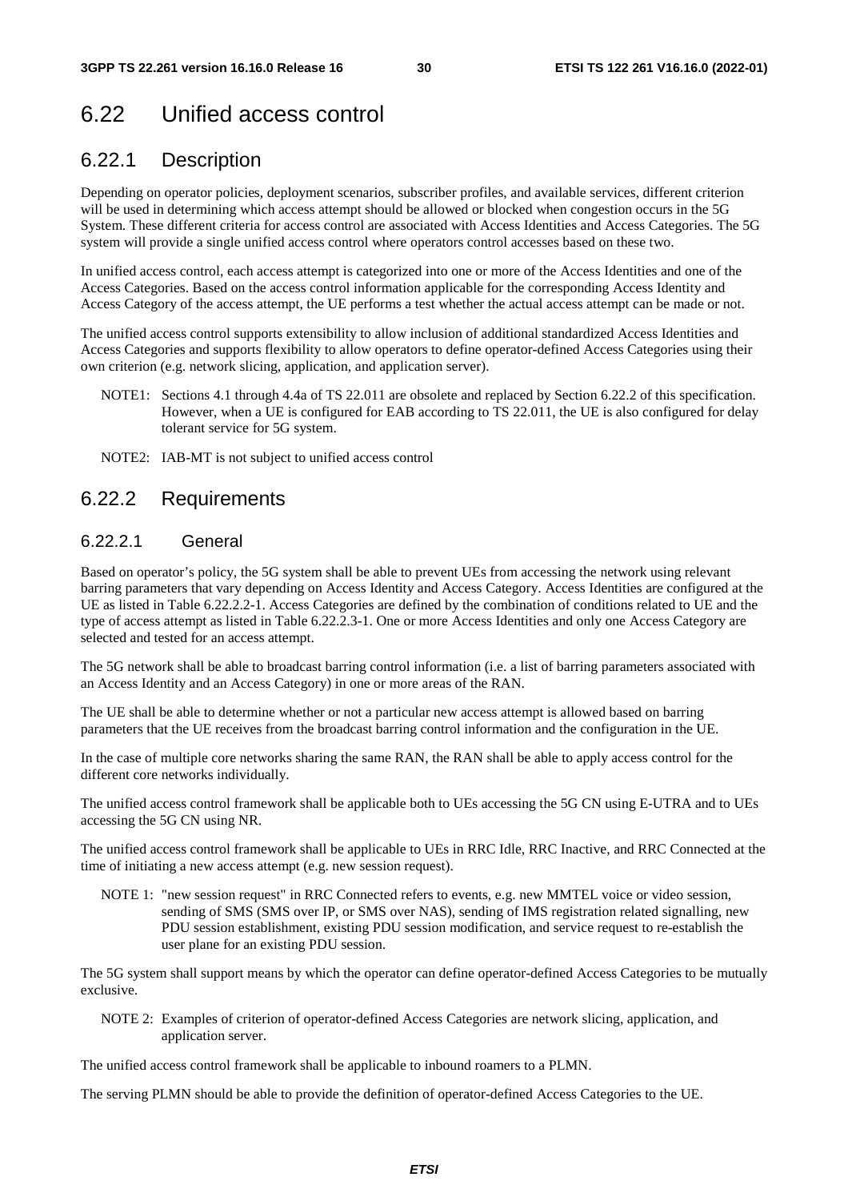# 6.22 Unified access control

## 6.22.1 Description

Depending on operator policies, deployment scenarios, subscriber profiles, and available services, different criterion will be used in determining which access attempt should be allowed or blocked when congestion occurs in the 5G System. These different criteria for access control are associated with Access Identities and Access Categories. The 5G system will provide a single unified access control where operators control accesses based on these two.

In unified access control, each access attempt is categorized into one or more of the Access Identities and one of the Access Categories. Based on the access control information applicable for the corresponding Access Identity and Access Category of the access attempt, the UE performs a test whether the actual access attempt can be made or not.

The unified access control supports extensibility to allow inclusion of additional standardized Access Identities and Access Categories and supports flexibility to allow operators to define operator-defined Access Categories using their own criterion (e.g. network slicing, application, and application server).

NOTE1: Sections 4.1 through 4.4a of TS 22.011 are obsolete and replaced by Section 6.22.2 of this specification. However, when a UE is configured for EAB according to TS 22.011, the UE is also configured for delay tolerant service for 5G system.

NOTE2: IAB-MT is not subject to unified access control

## 6.22.2 Requirements

### 6.22.2.1 General

Based on operator's policy, the 5G system shall be able to prevent UEs from accessing the network using relevant barring parameters that vary depending on Access Identity and Access Category. Access Identities are configured at the UE as listed in Table 6.22.2.2-1. Access Categories are defined by the combination of conditions related to UE and the type of access attempt as listed in Table 6.22.2.3-1. One or more Access Identities and only one Access Category are selected and tested for an access attempt.

The 5G network shall be able to broadcast barring control information (i.e. a list of barring parameters associated with an Access Identity and an Access Category) in one or more areas of the RAN.

The UE shall be able to determine whether or not a particular new access attempt is allowed based on barring parameters that the UE receives from the broadcast barring control information and the configuration in the UE.

In the case of multiple core networks sharing the same RAN, the RAN shall be able to apply access control for the different core networks individually.

The unified access control framework shall be applicable both to UEs accessing the 5G CN using E-UTRA and to UEs accessing the 5G CN using NR.

The unified access control framework shall be applicable to UEs in RRC Idle, RRC Inactive, and RRC Connected at the time of initiating a new access attempt (e.g. new session request).

NOTE 1: "new session request" in RRC Connected refers to events, e.g. new MMTEL voice or video session, sending of SMS (SMS over IP, or SMS over NAS), sending of IMS registration related signalling, new PDU session establishment, existing PDU session modification, and service request to re-establish the user plane for an existing PDU session.

The 5G system shall support means by which the operator can define operator-defined Access Categories to be mutually exclusive.

NOTE 2: Examples of criterion of operator-defined Access Categories are network slicing, application, and application server.

The unified access control framework shall be applicable to inbound roamers to a PLMN.

The serving PLMN should be able to provide the definition of operator-defined Access Categories to the UE.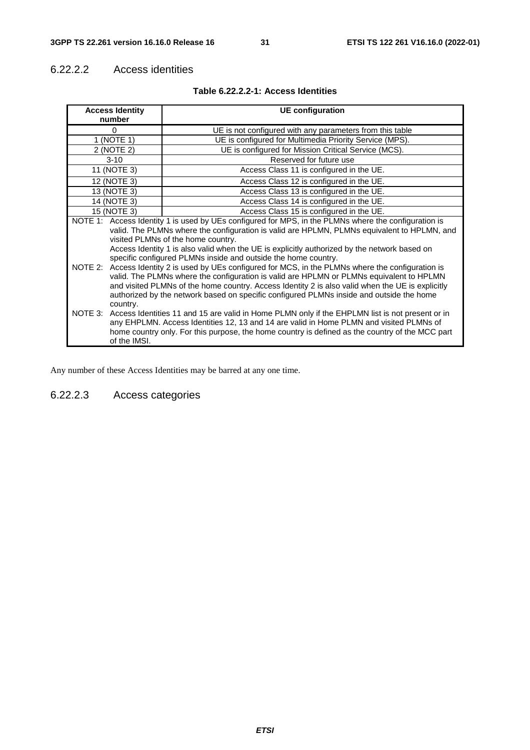#### 6.22.2.2 Access identities

**Table 6.22.2.2-1: Access Identities**

| Access Identity number | UE configuration |
|---|---|
| 0 | UE is not configured with any parameters from this table |
| 1 (NOTE 1) | UE is configured for Multimedia Priority Service (MPS). |
| 2 (NOTE 2) | UE is configured for Mission Critical Service (MCS). |
| 3-10 | Reserved for future use |
| 11 (NOTE 3) | Access Class 11 is configured in the UE. |
| 12 (NOTE 3) | Access Class 12 is configured in the UE. |
| 13 (NOTE 3) | Access Class 13 is configured in the UE. |
| 14 (NOTE 3) | Access Class 14 is configured in the UE. |
| 15 (NOTE 3) | Access Class 15 is configured in the UE. |
| NOTE 1: Access Identity 1 is used by UEs configured for MPS, in the PLMNs where the configuration is valid. The PLMNs where the configuration is valid are HPLMN, PLMNs equivalent to HPLMN, and visited PLMNs of the home country. Access Identity 1 is also valid when the UE is explicitly authorized by the network based on specific configured PLMNs inside and outside the home country. NOTE 2: Access Identity 2 is used by UEs configured for MCS, in the PLMNs where the configuration is valid. The PLMNs where the configuration is valid are HPLMN or PLMNs equivalent to HPLMN and visited PLMNs of the home country. Access Identity 2 is also valid when the UE is explicitly authorized by the network based on specific configured PLMNs inside and outside the home country. NOTE 3: Access Identities 11 and 15 are valid in Home PLMN only if the EHPLMN list is not present or in any EHPLMN. Access Identities 12, 13 and 14 are valid in Home PLMN and visited PLMNs of home country only. For this purpose, the home country is defined as the country of the MCC part of the IMSI. | |

Any number of these Access Identities may be barred at any one time.

#### 6.22.2.3 Access categories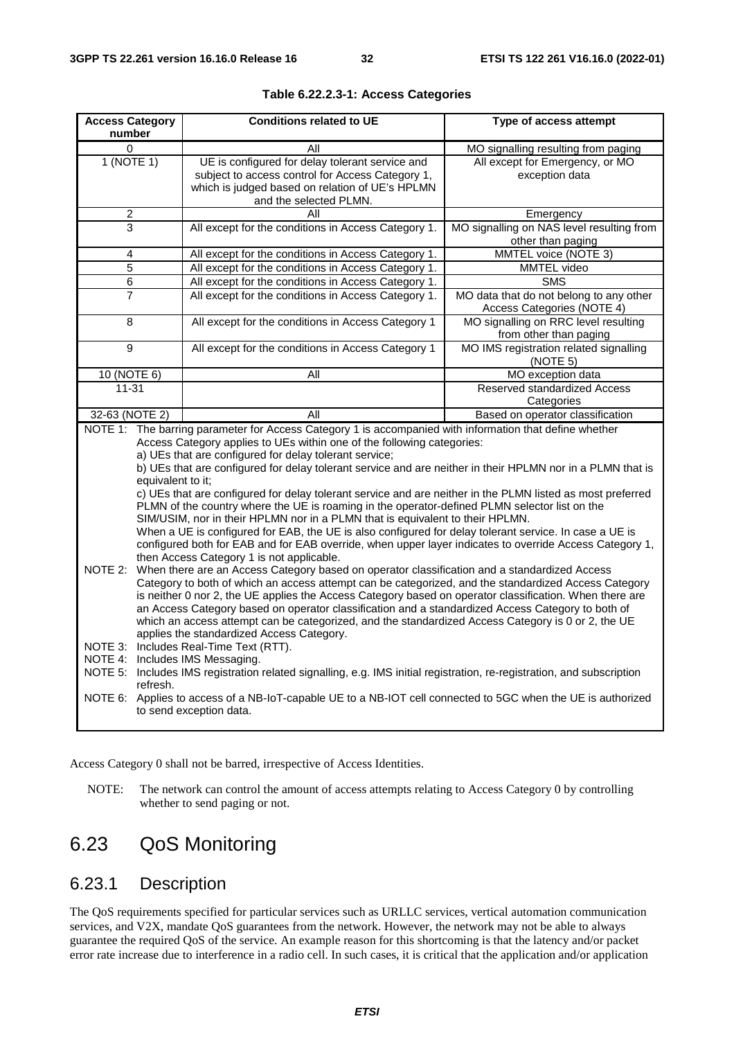**Table 6.22.2.3-1: Access Categories**

| Access Category number | Conditions related to UE | Type of access attempt |
|---|---|---|
| 0 | All | MO signalling resulting from paging |
| 1 (NOTE 1) | UE is configured for delay tolerant service and subject to access control for Access Category 1, which is judged based on relation of UE's HPLMN and the selected PLMN. | All except for Emergency, or MO exception data |
| 2 | All | Emergency |
| 3 | All except for the conditions in Access Category 1. | MO signalling on NAS level resulting from other than paging |
| 4 | All except for the conditions in Access Category 1. | MMTEL voice (NOTE 3) |
| 5 | All except for the conditions in Access Category 1. | MMTEL video |
| 6 | All except for the conditions in Access Category 1. | SMS |
| 7 | All except for the conditions in Access Category 1. | MO data that do not belong to any other Access Categories (NOTE 4) |
| 8 | All except for the conditions in Access Category 1 | MO signalling on RRC level resulting from other than paging |
| 9 | All except for the conditions in Access Category 1 | MO IMS registration related signalling (NOTE 5) |
| 10 (NOTE 6) | All | MO exception data |
| 11-31 | | Reserved standardized Access Categories |
| 32-63 (NOTE 2) | All | Based on operator classification |

NOTE 1: The barring parameter for Access Category 1 is accompanied with information that define whether Access Category applies to UEs within one of the following categories:
a) UEs that are configured for delay tolerant service;
b) UEs that are configured for delay tolerant service and are neither in their HPLMN nor in a PLMN that is equivalent to it;
c) UEs that are configured for delay tolerant service and are neither in the PLMN listed as most preferred PLMN of the country where the UE is roaming in the operator-defined PLMN selector list on the SIM/USIM, nor in their HPLMN nor in a PLMN that is equivalent to their HPLMN.
When a UE is configured for EAB, the UE is also configured for delay tolerant service. In case a UE is configured both for EAB and for EAB override, when upper layer indicates to override Access Category 1, then Access Category 1 is not applicable.

NOTE 2: When there are an Access Category based on operator classification and a standardized Access Category to both of which an access attempt can be categorized, and the standardized Access Category is neither 0 nor 2, the UE applies the Access Category based on operator classification. When there are an Access Category based on operator classification and a standardized Access Category to both of which an access attempt can be categorized, and the standardized Access Category is 0 or 2, the UE applies the standardized Access Category.

NOTE 3: Includes Real-Time Text (RTT).

NOTE 4: Includes IMS Messaging.

NOTE 5: Includes IMS registration related signalling, e.g. IMS initial registration, re-registration, and subscription refresh.

NOTE 6: Applies to access of a NB-IoT-capable UE to a NB-IOT cell connected to 5GC when the UE is authorized to send exception data.

Access Category 0 shall not be barred, irrespective of Access Identities.

NOTE: The network can control the amount of access attempts relating to Access Category 0 by controlling whether to send paging or not.

# 6.23 QoS Monitoring

## 6.23.1 Description

The QoS requirements specified for particular services such as URLLC services, vertical automation communication services, and V2X, mandate QoS guarantees from the network. However, the network may not be able to always guarantee the required QoS of the service. An example reason for this shortcoming is that the latency and/or packet error rate increase due to interference in a radio cell. In such cases, it is critical that the application and/or application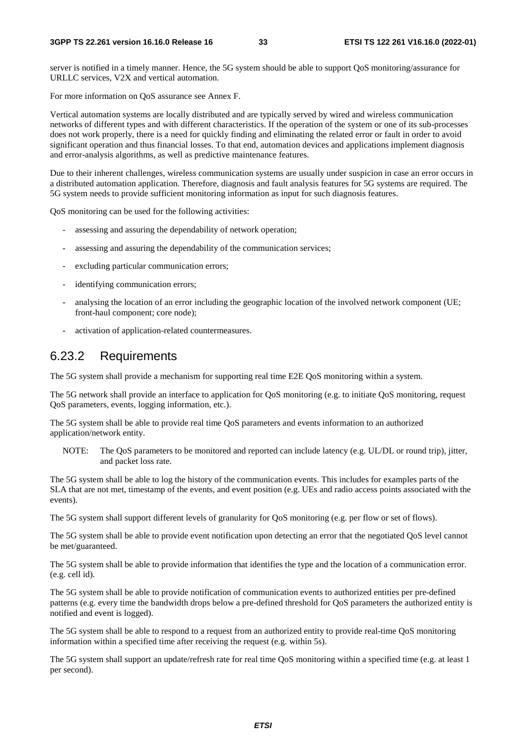server is notified in a timely manner. Hence, the 5G system should be able to support QoS monitoring/assurance for URLLC services, V2X and vertical automation.

For more information on QoS assurance see Annex F.

Vertical automation systems are locally distributed and are typically served by wired and wireless communication networks of different types and with different characteristics. If the operation of the system or one of its sub-processes does not work properly, there is a need for quickly finding and eliminating the related error or fault in order to avoid significant operation and thus financial losses. To that end, automation devices and applications implement diagnosis and error-analysis algorithms, as well as predictive maintenance features.

Due to their inherent challenges, wireless communication systems are usually under suspicion in case an error occurs in a distributed automation application. Therefore, diagnosis and fault analysis features for 5G systems are required. The 5G system needs to provide sufficient monitoring information as input for such diagnosis features.

QoS monitoring can be used for the following activities:

- assessing and assuring the dependability of network operation;
- assessing and assuring the dependability of the communication services;
- excluding particular communication errors;
- identifying communication errors;
- analysing the location of an error including the geographic location of the involved network component (UE; front-haul component; core node);
- activation of application-related countermeasures.

## 6.23.2 Requirements

The 5G system shall provide a mechanism for supporting real time E2E QoS monitoring within a system.

The 5G network shall provide an interface to application for QoS monitoring (e.g. to initiate QoS monitoring, request QoS parameters, events, logging information, etc.).

The 5G system shall be able to provide real time QoS parameters and events information to an authorized application/network entity.

NOTE: The QoS parameters to be monitored and reported can include latency (e.g. UL/DL or round trip), jitter, and packet loss rate.

The 5G system shall be able to log the history of the communication events. This includes for examples parts of the SLA that are not met, timestamp of the events, and event position (e.g. UEs and radio access points associated with the events).

The 5G system shall support different levels of granularity for QoS monitoring (e.g. per flow or set of flows).

The 5G system shall be able to provide event notification upon detecting an error that the negotiated QoS level cannot be met/guaranteed.

The 5G system shall be able to provide information that identifies the type and the location of a communication error. (e.g. cell id).

The 5G system shall be able to provide notification of communication events to authorized entities per pre-defined patterns (e.g. every time the bandwidth drops below a pre-defined threshold for QoS parameters the authorized entity is notified and event is logged).

The 5G system shall be able to respond to a request from an authorized entity to provide real-time QoS monitoring information within a specified time after receiving the request (e.g. within 5s).

The 5G system shall support an update/refresh rate for real time QoS monitoring within a specified time (e.g. at least 1 per second).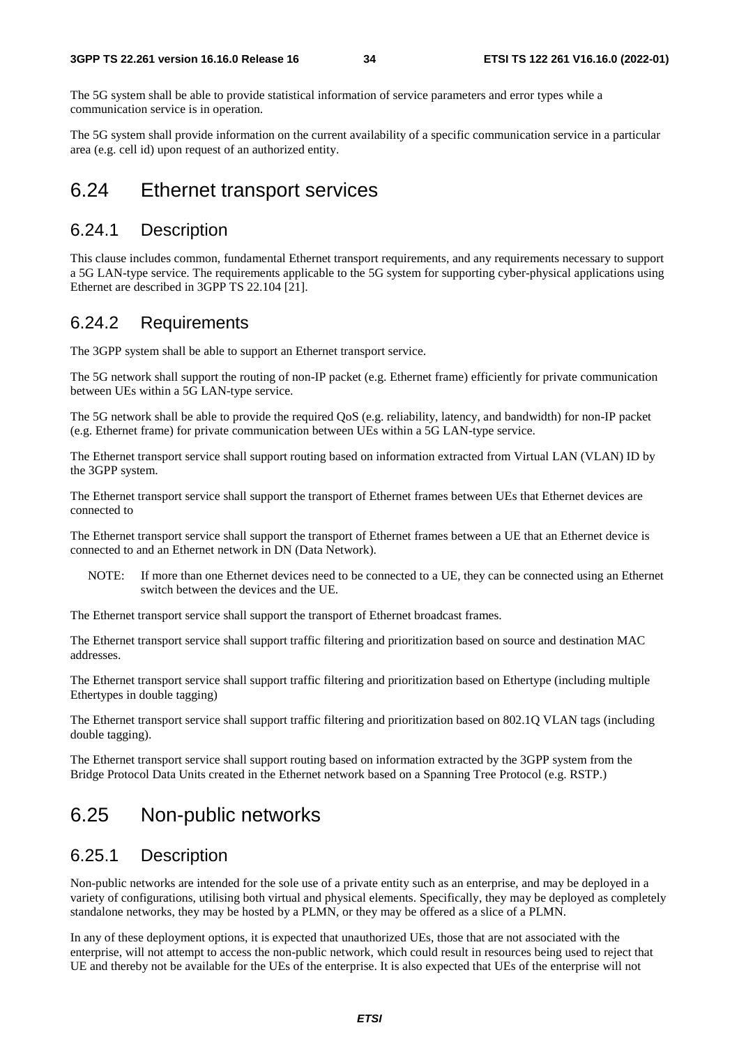The 5G system shall be able to provide statistical information of service parameters and error types while a communication service is in operation.

The 5G system shall provide information on the current availability of a specific communication service in a particular area (e.g. cell id) upon request of an authorized entity.

# 6.24 Ethernet transport services

## 6.24.1 Description

This clause includes common, fundamental Ethernet transport requirements, and any requirements necessary to support a 5G LAN-type service. The requirements applicable to the 5G system for supporting cyber-physical applications using Ethernet are described in 3GPP TS 22.104 [21].

## 6.24.2 Requirements

The 3GPP system shall be able to support an Ethernet transport service.

The 5G network shall support the routing of non-IP packet (e.g. Ethernet frame) efficiently for private communication between UEs within a 5G LAN-type service.

The 5G network shall be able to provide the required QoS (e.g. reliability, latency, and bandwidth) for non-IP packet (e.g. Ethernet frame) for private communication between UEs within a 5G LAN-type service.

The Ethernet transport service shall support routing based on information extracted from Virtual LAN (VLAN) ID by the 3GPP system.

The Ethernet transport service shall support the transport of Ethernet frames between UEs that Ethernet devices are connected to

The Ethernet transport service shall support the transport of Ethernet frames between a UE that an Ethernet device is connected to and an Ethernet network in DN (Data Network).

NOTE: If more than one Ethernet devices need to be connected to a UE, they can be connected using an Ethernet switch between the devices and the UE.

The Ethernet transport service shall support the transport of Ethernet broadcast frames.

The Ethernet transport service shall support traffic filtering and prioritization based on source and destination MAC addresses.

The Ethernet transport service shall support traffic filtering and prioritization based on Ethertype (including multiple Ethertypes in double tagging)

The Ethernet transport service shall support traffic filtering and prioritization based on 802.1Q VLAN tags (including double tagging).

The Ethernet transport service shall support routing based on information extracted by the 3GPP system from the Bridge Protocol Data Units created in the Ethernet network based on a Spanning Tree Protocol (e.g. RSTP.)

# 6.25 Non-public networks

## 6.25.1 Description

Non-public networks are intended for the sole use of a private entity such as an enterprise, and may be deployed in a variety of configurations, utilising both virtual and physical elements. Specifically, they may be deployed as completely standalone networks, they may be hosted by a PLMN, or they may be offered as a slice of a PLMN.

In any of these deployment options, it is expected that unauthorized UEs, those that are not associated with the enterprise, will not attempt to access the non-public network, which could result in resources being used to reject that UE and thereby not be available for the UEs of the enterprise. It is also expected that UEs of the enterprise will not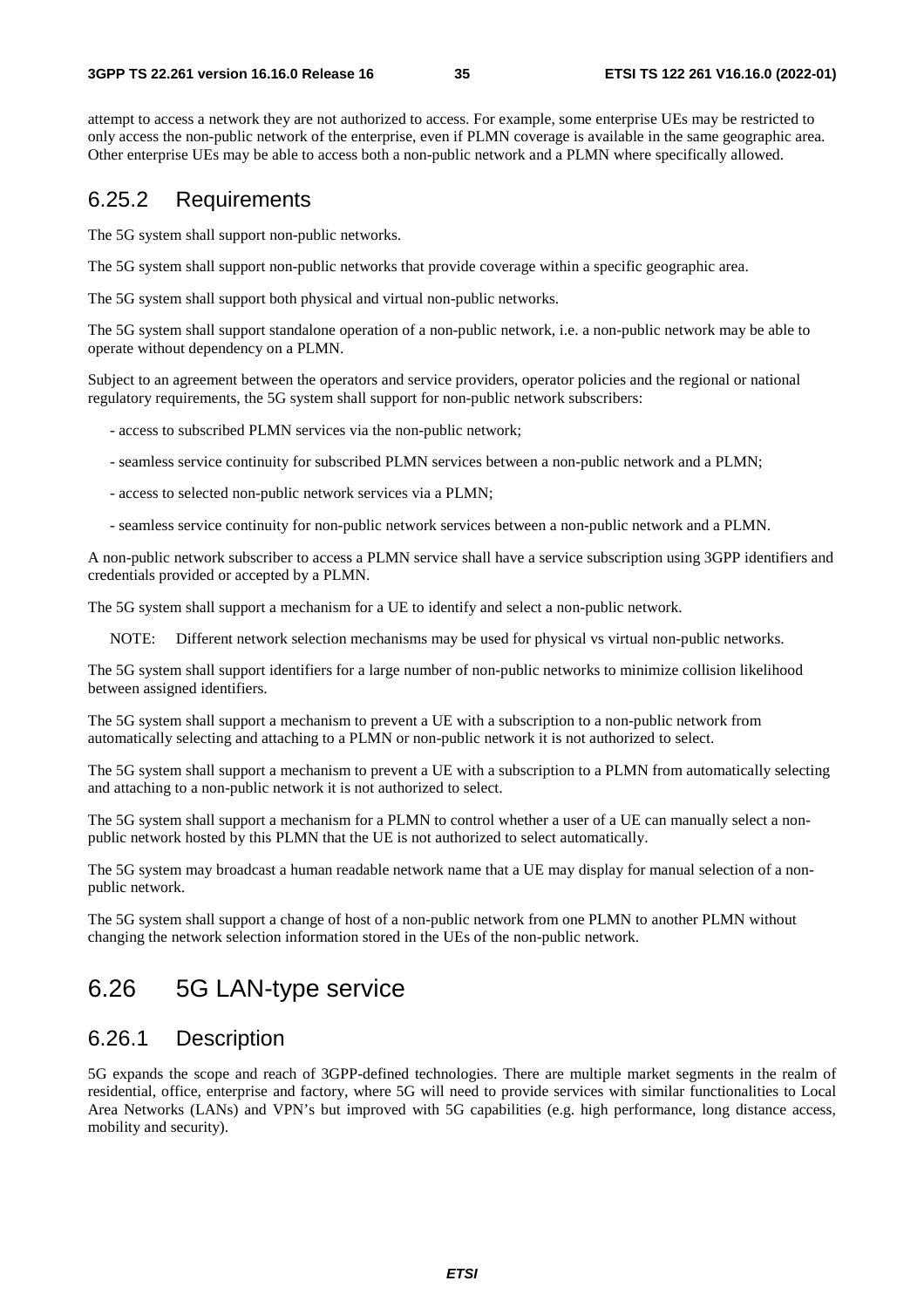attempt to access a network they are not authorized to access. For example, some enterprise UEs may be restricted to only access the non-public network of the enterprise, even if PLMN coverage is available in the same geographic area. Other enterprise UEs may be able to access both a non-public network and a PLMN where specifically allowed.

### 6.25.2 Requirements

The 5G system shall support non-public networks.

The 5G system shall support non-public networks that provide coverage within a specific geographic area.

The 5G system shall support both physical and virtual non-public networks.

The 5G system shall support standalone operation of a non-public network, i.e. a non-public network may be able to operate without dependency on a PLMN.

Subject to an agreement between the operators and service providers, operator policies and the regional or national regulatory requirements, the 5G system shall support for non-public network subscribers:

- access to subscribed PLMN services via the non-public network;
- seamless service continuity for subscribed PLMN services between a non-public network and a PLMN;
- access to selected non-public network services via a PLMN;
- seamless service continuity for non-public network services between a non-public network and a PLMN.

A non-public network subscriber to access a PLMN service shall have a service subscription using 3GPP identifiers and credentials provided or accepted by a PLMN.

The 5G system shall support a mechanism for a UE to identify and select a non-public network.

NOTE: Different network selection mechanisms may be used for physical vs virtual non-public networks.

The 5G system shall support identifiers for a large number of non-public networks to minimize collision likelihood between assigned identifiers.

The 5G system shall support a mechanism to prevent a UE with a subscription to a non-public network from automatically selecting and attaching to a PLMN or non-public network it is not authorized to select.

The 5G system shall support a mechanism to prevent a UE with a subscription to a PLMN from automatically selecting and attaching to a non-public network it is not authorized to select.

The 5G system shall support a mechanism for a PLMN to control whether a user of a UE can manually select a non-public network hosted by this PLMN that the UE is not authorized to select automatically.

The 5G system may broadcast a human readable network name that a UE may display for manual selection of a non-public network.

The 5G system shall support a change of host of a non-public network from one PLMN to another PLMN without changing the network selection information stored in the UEs of the non-public network.

## 6.26 5G LAN-type service

### 6.26.1 Description

5G expands the scope and reach of 3GPP-defined technologies. There are multiple market segments in the realm of residential, office, enterprise and factory, where 5G will need to provide services with similar functionalities to Local Area Networks (LANs) and VPN's but improved with 5G capabilities (e.g. high performance, long distance access, mobility and security).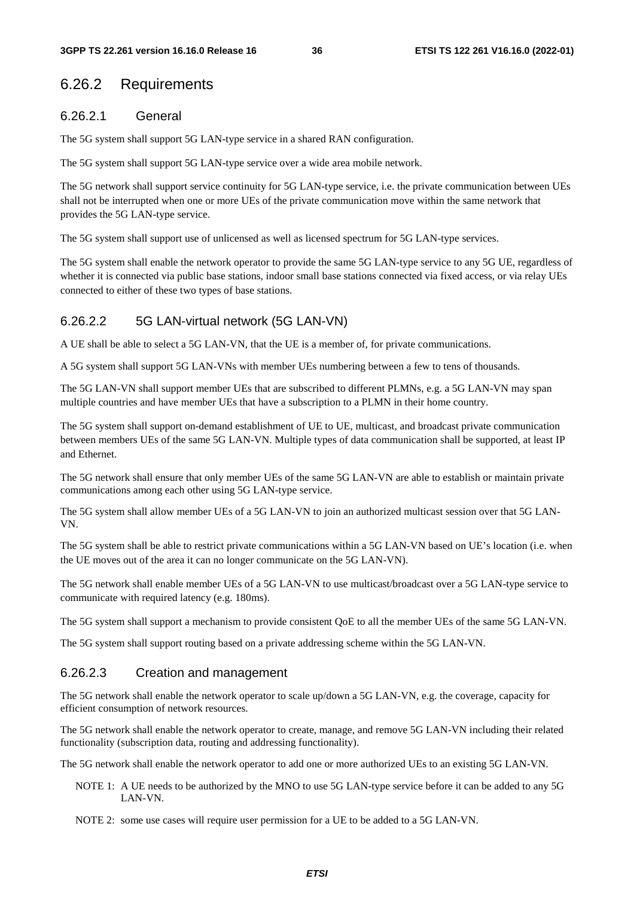## 6.26.2 Requirements

### 6.26.2.1 General

The 5G system shall support 5G LAN-type service in a shared RAN configuration.

The 5G system shall support 5G LAN-type service over a wide area mobile network.

The 5G network shall support service continuity for 5G LAN-type service, i.e. the private communication between UEs shall not be interrupted when one or more UEs of the private communication move within the same network that provides the 5G LAN-type service.

The 5G system shall support use of unlicensed as well as licensed spectrum for 5G LAN-type services.

The 5G system shall enable the network operator to provide the same 5G LAN-type service to any 5G UE, regardless of whether it is connected via public base stations, indoor small base stations connected via fixed access, or via relay UEs connected to either of these two types of base stations.

### 6.26.2.2 5G LAN-virtual network (5G LAN-VN)

A UE shall be able to select a 5G LAN-VN, that the UE is a member of, for private communications.

A 5G system shall support 5G LAN-VNs with member UEs numbering between a few to tens of thousands.

The 5G LAN-VN shall support member UEs that are subscribed to different PLMNs, e.g. a 5G LAN-VN may span multiple countries and have member UEs that have a subscription to a PLMN in their home country.

The 5G system shall support on-demand establishment of UE to UE, multicast, and broadcast private communication between members UEs of the same 5G LAN-VN. Multiple types of data communication shall be supported, at least IP and Ethernet.

The 5G network shall ensure that only member UEs of the same 5G LAN-VN are able to establish or maintain private communications among each other using 5G LAN-type service.

The 5G system shall allow member UEs of a 5G LAN-VN to join an authorized multicast session over that 5G LAN-VN.

The 5G system shall be able to restrict private communications within a 5G LAN-VN based on UE's location (i.e. when the UE moves out of the area it can no longer communicate on the 5G LAN-VN).

The 5G network shall enable member UEs of a 5G LAN-VN to use multicast/broadcast over a 5G LAN-type service to communicate with required latency (e.g. 180ms).

The 5G system shall support a mechanism to provide consistent QoE to all the member UEs of the same 5G LAN-VN.

The 5G system shall support routing based on a private addressing scheme within the 5G LAN-VN.

### 6.26.2.3 Creation and management

The 5G network shall enable the network operator to scale up/down a 5G LAN-VN, e.g. the coverage, capacity for efficient consumption of network resources.

The 5G network shall enable the network operator to create, manage, and remove 5G LAN-VN including their related functionality (subscription data, routing and addressing functionality).

The 5G network shall enable the network operator to add one or more authorized UEs to an existing 5G LAN-VN.

NOTE 1: A UE needs to be authorized by the MNO to use 5G LAN-type service before it can be added to any 5G LAN-VN.

NOTE 2: some use cases will require user permission for a UE to be added to a 5G LAN-VN.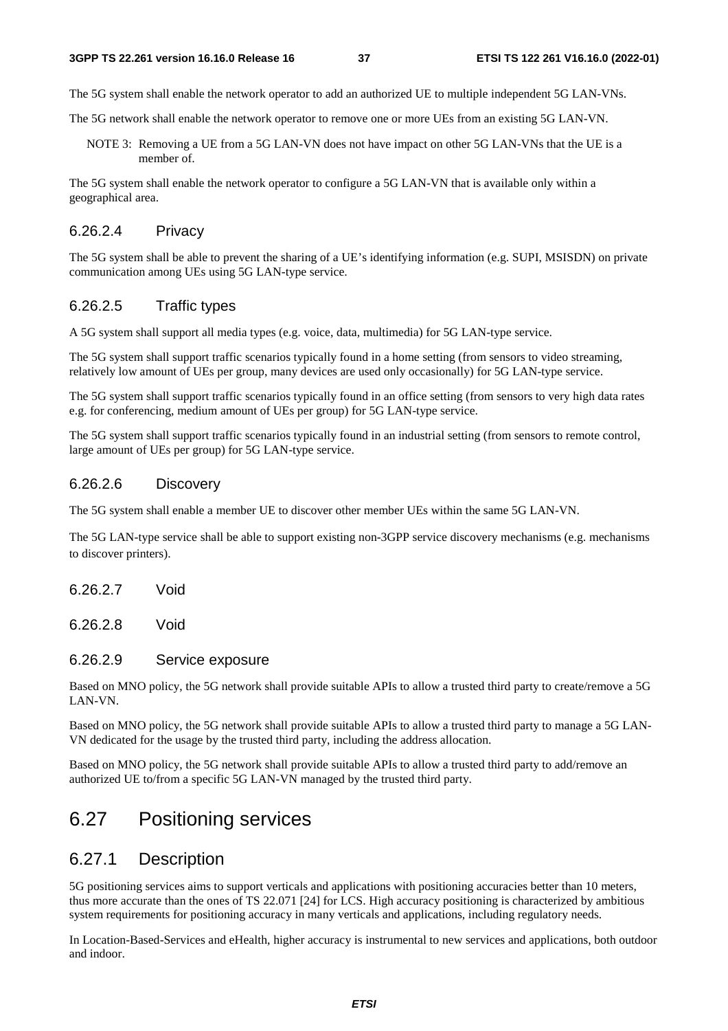The 5G system shall enable the network operator to add an authorized UE to multiple independent 5G LAN-VNs.

The 5G network shall enable the network operator to remove one or more UEs from an existing 5G LAN-VN.

NOTE 3: Removing a UE from a 5G LAN-VN does not have impact on other 5G LAN-VNs that the UE is a member of.

The 5G system shall enable the network operator to configure a 5G LAN-VN that is available only within a geographical area.

#### 6.26.2.4 Privacy

The 5G system shall be able to prevent the sharing of a UE's identifying information (e.g. SUPI, MSISDN) on private communication among UEs using 5G LAN-type service.

#### 6.26.2.5 Traffic types

A 5G system shall support all media types (e.g. voice, data, multimedia) for 5G LAN-type service.

The 5G system shall support traffic scenarios typically found in a home setting (from sensors to video streaming, relatively low amount of UEs per group, many devices are used only occasionally) for 5G LAN-type service.

The 5G system shall support traffic scenarios typically found in an office setting (from sensors to very high data rates e.g. for conferencing, medium amount of UEs per group) for 5G LAN-type service.

The 5G system shall support traffic scenarios typically found in an industrial setting (from sensors to remote control, large amount of UEs per group) for 5G LAN-type service.

#### 6.26.2.6 Discovery

The 5G system shall enable a member UE to discover other member UEs within the same 5G LAN-VN.

The 5G LAN-type service shall be able to support existing non-3GPP service discovery mechanisms (e.g. mechanisms to discover printers).

#### 6.26.2.7 Void

#### 6.26.2.8 Void

#### 6.26.2.9 Service exposure

Based on MNO policy, the 5G network shall provide suitable APIs to allow a trusted third party to create/remove a 5G LAN-VN.

Based on MNO policy, the 5G network shall provide suitable APIs to allow a trusted third party to manage a 5G LAN-VN dedicated for the usage by the trusted third party, including the address allocation.

Based on MNO policy, the 5G network shall provide suitable APIs to allow a trusted third party to add/remove an authorized UE to/from a specific 5G LAN-VN managed by the trusted third party.

## 6.27 Positioning services

### 6.27.1 Description

5G positioning services aims to support verticals and applications with positioning accuracies better than 10 meters, thus more accurate than the ones of TS 22.071 [24] for LCS. High accuracy positioning is characterized by ambitious system requirements for positioning accuracy in many verticals and applications, including regulatory needs.

In Location-Based-Services and eHealth, higher accuracy is instrumental to new services and applications, both outdoor and indoor.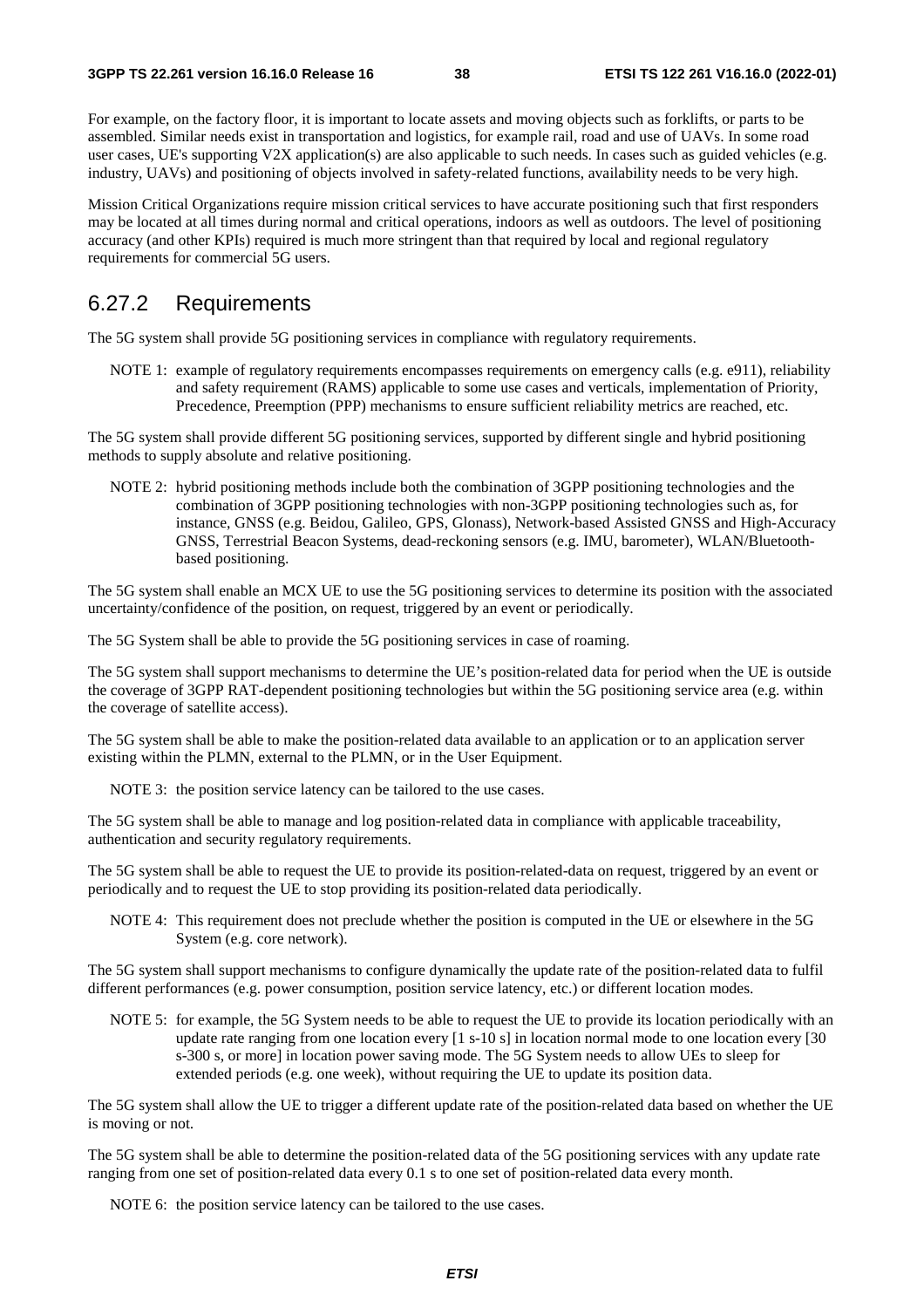For example, on the factory floor, it is important to locate assets and moving objects such as forklifts, or parts to be assembled. Similar needs exist in transportation and logistics, for example rail, road and use of UAVs. In some road user cases, UE's supporting V2X application(s) are also applicable to such needs. In cases such as guided vehicles (e.g. industry, UAVs) and positioning of objects involved in safety-related functions, availability needs to be very high.

Mission Critical Organizations require mission critical services to have accurate positioning such that first responders may be located at all times during normal and critical operations, indoors as well as outdoors. The level of positioning accuracy (and other KPIs) required is much more stringent than that required by local and regional regulatory requirements for commercial 5G users.

## 6.27.2 Requirements

The 5G system shall provide 5G positioning services in compliance with regulatory requirements.

NOTE 1: example of regulatory requirements encompasses requirements on emergency calls (e.g. e911), reliability and safety requirement (RAMS) applicable to some use cases and verticals, implementation of Priority, Precedence, Preemption (PPP) mechanisms to ensure sufficient reliability metrics are reached, etc.

The 5G system shall provide different 5G positioning services, supported by different single and hybrid positioning methods to supply absolute and relative positioning.

NOTE 2: hybrid positioning methods include both the combination of 3GPP positioning technologies and the combination of 3GPP positioning technologies with non-3GPP positioning technologies such as, for instance, GNSS (e.g. Beidou, Galileo, GPS, Glonass), Network-based Assisted GNSS and High-Accuracy GNSS, Terrestrial Beacon Systems, dead-reckoning sensors (e.g. IMU, barometer), WLAN/Bluetooth-based positioning.

The 5G system shall enable an MCX UE to use the 5G positioning services to determine its position with the associated uncertainty/confidence of the position, on request, triggered by an event or periodically.

The 5G System shall be able to provide the 5G positioning services in case of roaming.

The 5G system shall support mechanisms to determine the UE's position-related data for period when the UE is outside the coverage of 3GPP RAT-dependent positioning technologies but within the 5G positioning service area (e.g. within the coverage of satellite access).

The 5G system shall be able to make the position-related data available to an application or to an application server existing within the PLMN, external to the PLMN, or in the User Equipment.

NOTE 3: the position service latency can be tailored to the use cases.

The 5G system shall be able to manage and log position-related data in compliance with applicable traceability, authentication and security regulatory requirements.

The 5G system shall be able to request the UE to provide its position-related-data on request, triggered by an event or periodically and to request the UE to stop providing its position-related data periodically.

NOTE 4: This requirement does not preclude whether the position is computed in the UE or elsewhere in the 5G System (e.g. core network).

The 5G system shall support mechanisms to configure dynamically the update rate of the position-related data to fulfil different performances (e.g. power consumption, position service latency, etc.) or different location modes.

NOTE 5: for example, the 5G System needs to be able to request the UE to provide its location periodically with an update rate ranging from one location every [1 s-10 s] in location normal mode to one location every [30 s-300 s, or more] in location power saving mode. The 5G System needs to allow UEs to sleep for extended periods (e.g. one week), without requiring the UE to update its position data.

The 5G system shall allow the UE to trigger a different update rate of the position-related data based on whether the UE is moving or not.

The 5G system shall be able to determine the position-related data of the 5G positioning services with any update rate ranging from one set of position-related data every 0.1 s to one set of position-related data every month.

NOTE 6: the position service latency can be tailored to the use cases.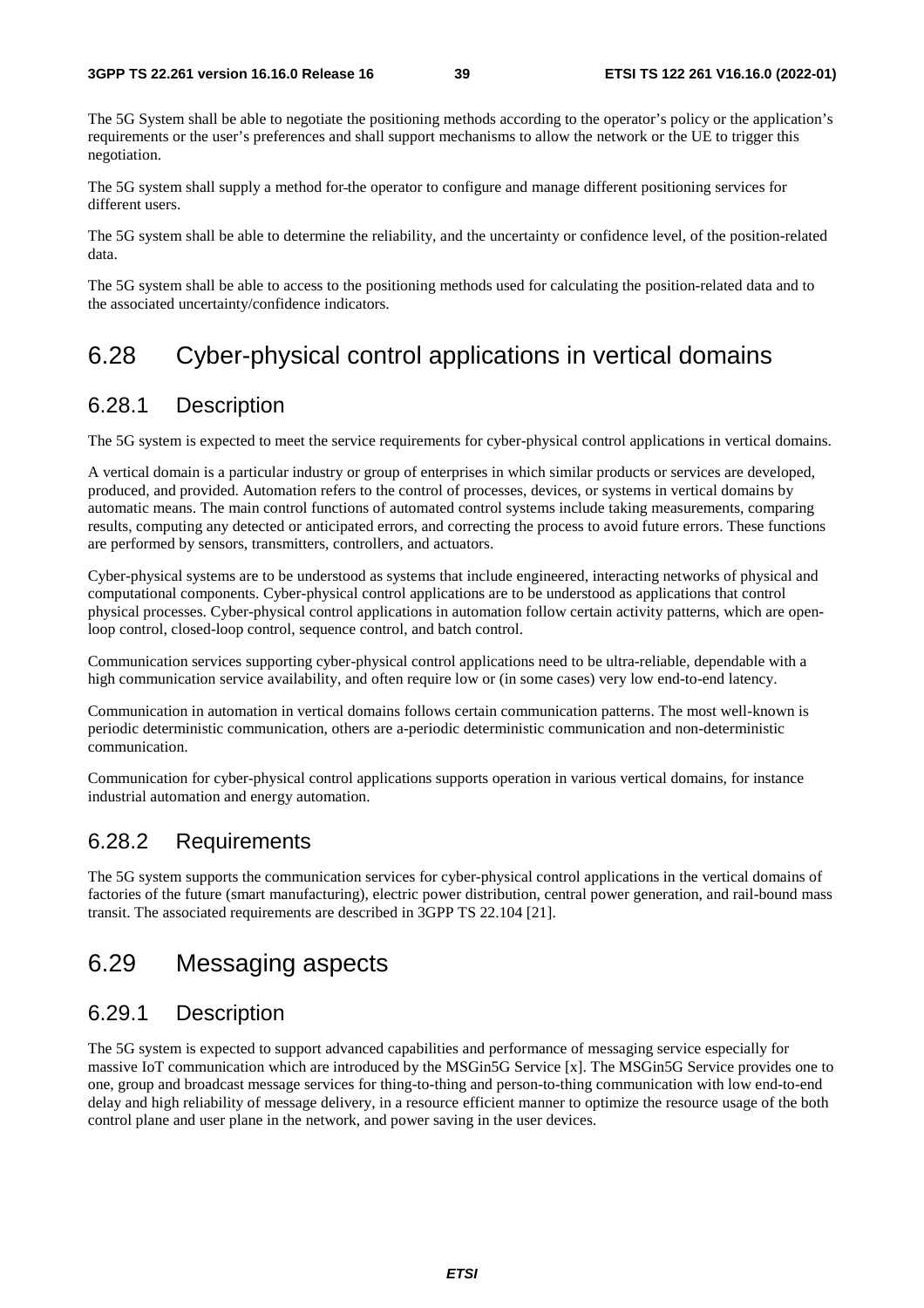The 5G System shall be able to negotiate the positioning methods according to the operator's policy or the application's requirements or the user's preferences and shall support mechanisms to allow the network or the UE to trigger this negotiation.

The 5G system shall supply a method for the operator to configure and manage different positioning services for different users.

The 5G system shall be able to determine the reliability, and the uncertainty or confidence level, of the position-related data.

The 5G system shall be able to access to the positioning methods used for calculating the position-related data and to the associated uncertainty/confidence indicators.

## 6.28 Cyber-physical control applications in vertical domains

### 6.28.1 Description

The 5G system is expected to meet the service requirements for cyber-physical control applications in vertical domains.

A vertical domain is a particular industry or group of enterprises in which similar products or services are developed, produced, and provided. Automation refers to the control of processes, devices, or systems in vertical domains by automatic means. The main control functions of automated control systems include taking measurements, comparing results, computing any detected or anticipated errors, and correcting the process to avoid future errors. These functions are performed by sensors, transmitters, controllers, and actuators.

Cyber-physical systems are to be understood as systems that include engineered, interacting networks of physical and computational components. Cyber-physical control applications are to be understood as applications that control physical processes. Cyber-physical control applications in automation follow certain activity patterns, which are open-loop control, closed-loop control, sequence control, and batch control.

Communication services supporting cyber-physical control applications need to be ultra-reliable, dependable with a high communication service availability, and often require low or (in some cases) very low end-to-end latency.

Communication in automation in vertical domains follows certain communication patterns. The most well-known is periodic deterministic communication, others are a-periodic deterministic communication and non-deterministic communication.

Communication for cyber-physical control applications supports operation in various vertical domains, for instance industrial automation and energy automation.

### 6.28.2 Requirements

The 5G system supports the communication services for cyber-physical control applications in the vertical domains of factories of the future (smart manufacturing), electric power distribution, central power generation, and rail-bound mass transit. The associated requirements are described in 3GPP TS 22.104 [21].

## 6.29 Messaging aspects

### 6.29.1 Description

The 5G system is expected to support advanced capabilities and performance of messaging service especially for massive IoT communication which are introduced by the MSGin5G Service [x]. The MSGin5G Service provides one to one, group and broadcast message services for thing-to-thing and person-to-thing communication with low end-to-end delay and high reliability of message delivery, in a resource efficient manner to optimize the resource usage of the both control plane and user plane in the network, and power saving in the user devices.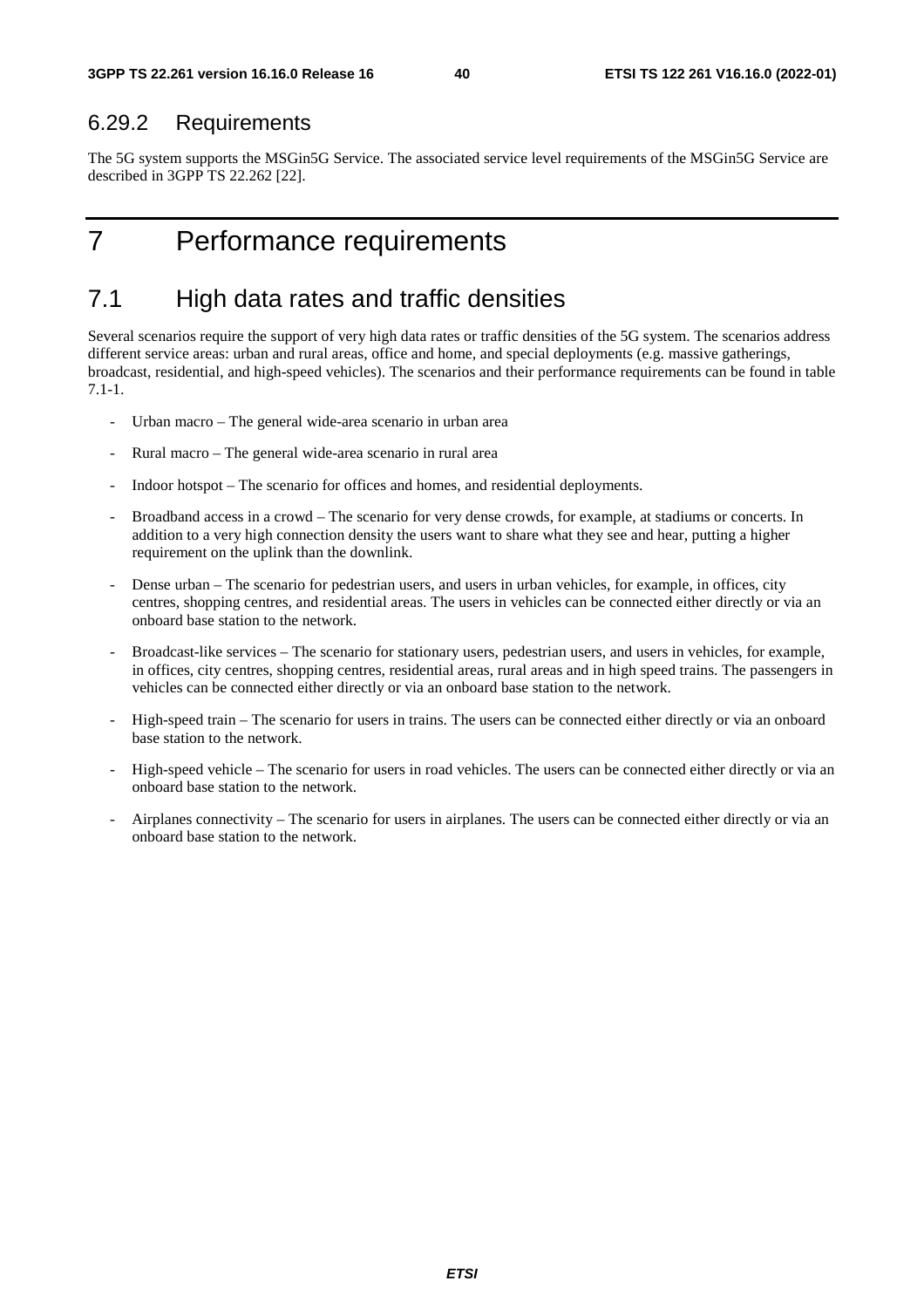### 6.29.2 Requirements

The 5G system supports the MSGin5G Service. The associated service level requirements of the MSGin5G Service are described in 3GPP TS 22.262 [22].

# 7 Performance requirements

## 7.1 High data rates and traffic densities

Several scenarios require the support of very high data rates or traffic densities of the 5G system. The scenarios address different service areas: urban and rural areas, office and home, and special deployments (e.g. massive gatherings, broadcast, residential, and high-speed vehicles). The scenarios and their performance requirements can be found in table 7.1-1.

- Urban macro – The general wide-area scenario in urban area
- Rural macro – The general wide-area scenario in rural area
- Indoor hotspot – The scenario for offices and homes, and residential deployments.
- Broadband access in a crowd – The scenario for very dense crowds, for example, at stadiums or concerts. In addition to a very high connection density the users want to share what they see and hear, putting a higher requirement on the uplink than the downlink.
- Dense urban – The scenario for pedestrian users, and users in urban vehicles, for example, in offices, city centres, shopping centres, and residential areas. The users in vehicles can be connected either directly or via an onboard base station to the network.
- Broadcast-like services – The scenario for stationary users, pedestrian users, and users in vehicles, for example, in offices, city centres, shopping centres, residential areas, rural areas and in high speed trains. The passengers in vehicles can be connected either directly or via an onboard base station to the network.
- High-speed train – The scenario for users in trains. The users can be connected either directly or via an onboard base station to the network.
- High-speed vehicle – The scenario for users in road vehicles. The users can be connected either directly or via an onboard base station to the network.
- Airplanes connectivity – The scenario for users in airplanes. The users can be connected either directly or via an onboard base station to the network.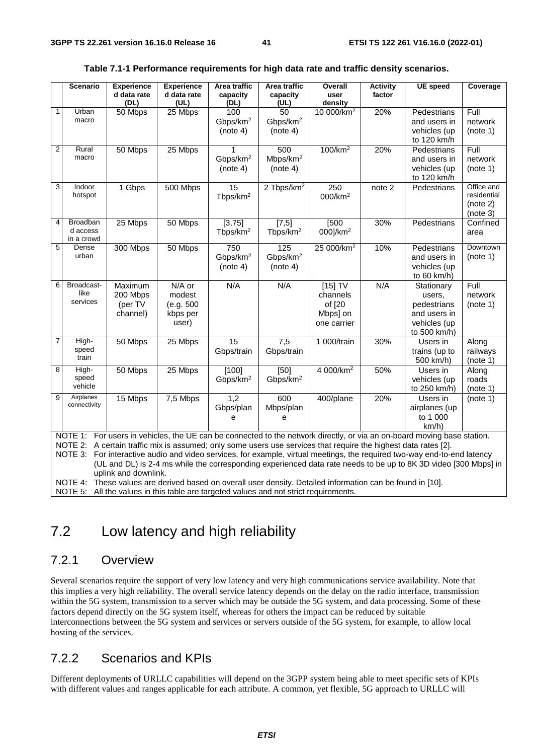**Table 7.1-1 Performance requirements for high data rate and traffic density scenarios.**

| | Scenario | Experienced data rate (DL) | Experienced data rate (UL) | Area traffic capacity (DL) | Area traffic capacity (UL) | Overall user density | Activity factor | UE speed | Coverage |
|---|---|---|---|---|---|---|---|---|---|
| 1 | Urban macro | 50 Mbps | 25 Mbps | 100 Gbps/km$^2$ (note 4) | 50 Gbps/km$^2$ (note 4) | 10 000/km$^2$ | 20% | Pedestrians and users in vehicles (up to 120 km/h | Full network (note 1) |
| 2 | Rural macro | 50 Mbps | 25 Mbps | 1 Gbps/km$^2$ (note 4) | 500 Mbps/km$^2$ (note 4) | 100/km$^2$ | 20% | Pedestrians and users in vehicles (up to 120 km/h | Full network (note 1) |
| 3 | Indoor hotspot | 1 Gbps | 500 Mbps | 15 Tbps/km$^2$ | 2 Tbps/km$^2$ | 250 000/km$^2$ | note 2 | Pedestrians | Office and residential (note 2) (note 3) |
| 4 | Broadband access in a crowd | 25 Mbps | 50 Mbps | [3,75] Tbps/km$^2$ | [7,5] Tbps/km$^2$ | [500 000]/km$^2$ | 30% | Pedestrians | Confined area |
| 5 | Dense urban | 300 Mbps | 50 Mbps | 750 Gbps/km$^2$ (note 4) | 125 Gbps/km$^2$ (note 4) | 25 000/km$^2$ | 10% | Pedestrians and users in vehicles (up to 60 km/h) | Downtown (note 1) |
| 6 | Broadcast-like services | Maximum 200 Mbps (per TV channel) | N/A or modest (e.g. 500 kbps per user) | N/A | N/A | [15] TV channels of [20 Mbps] on one carrier | N/A | Stationary users, pedestrians and users in vehicles (up to 500 km/h) | Full network (note 1) |
| 7 | High-speed train | 50 Mbps | 25 Mbps | 15 Gbps/train | 7,5 Gbps/train | 1 000/train | 30% | Users in trains (up to 500 km/h) | Along railways (note 1) |
| 8 | High-speed vehicle | 50 Mbps | 25 Mbps | [100] Gbps/km$^2$ | [50] Gbps/km$^2$ | 4 000/km$^2$ | 50% | Users in vehicles (up to 250 km/h) | Along roads (note 1) |
| 9 | Airplanes connectivity | 15 Mbps | 7,5 Mbps | 1,2 Gbps/plane | 600 Mbps/plane | 400/plane | 20% | Users in airplanes (up to 1 000 km/h) | (note 1) |

NOTE 1: For users in vehicles, the UE can be connected to the network directly, or via an on-board moving base station.

NOTE 2: A certain traffic mix is assumed; only some users use services that require the highest data rates [2].

NOTE 3: For interactive audio and video services, for example, virtual meetings, the required two-way end-to-end latency (UL and DL) is 2-4 ms while the corresponding experienced data rate needs to be up to 8K 3D video [300 Mbps] in uplink and downlink.

NOTE 4: These values are derived based on overall user density. Detailed information can be found in [10].

NOTE 5: All the values in this table are targeted values and not strict requirements.

## 7.2 Low latency and high reliability

### 7.2.1 Overview

Several scenarios require the support of very low latency and very high communications service availability. Note that this implies a very high reliability. The overall service latency depends on the delay on the radio interface, transmission within the 5G system, transmission to a server which may be outside the 5G system, and data processing. Some of these factors depend directly on the 5G system itself, whereas for others the impact can be reduced by suitable interconnections between the 5G system and services or servers outside of the 5G system, for example, to allow local hosting of the services.

### 7.2.2 Scenarios and KPIs

Different deployments of URLLC capabilities will depend on the 3GPP system being able to meet specific sets of KPIs with different values and ranges applicable for each attribute. A common, yet flexible, 5G approach to URLLC will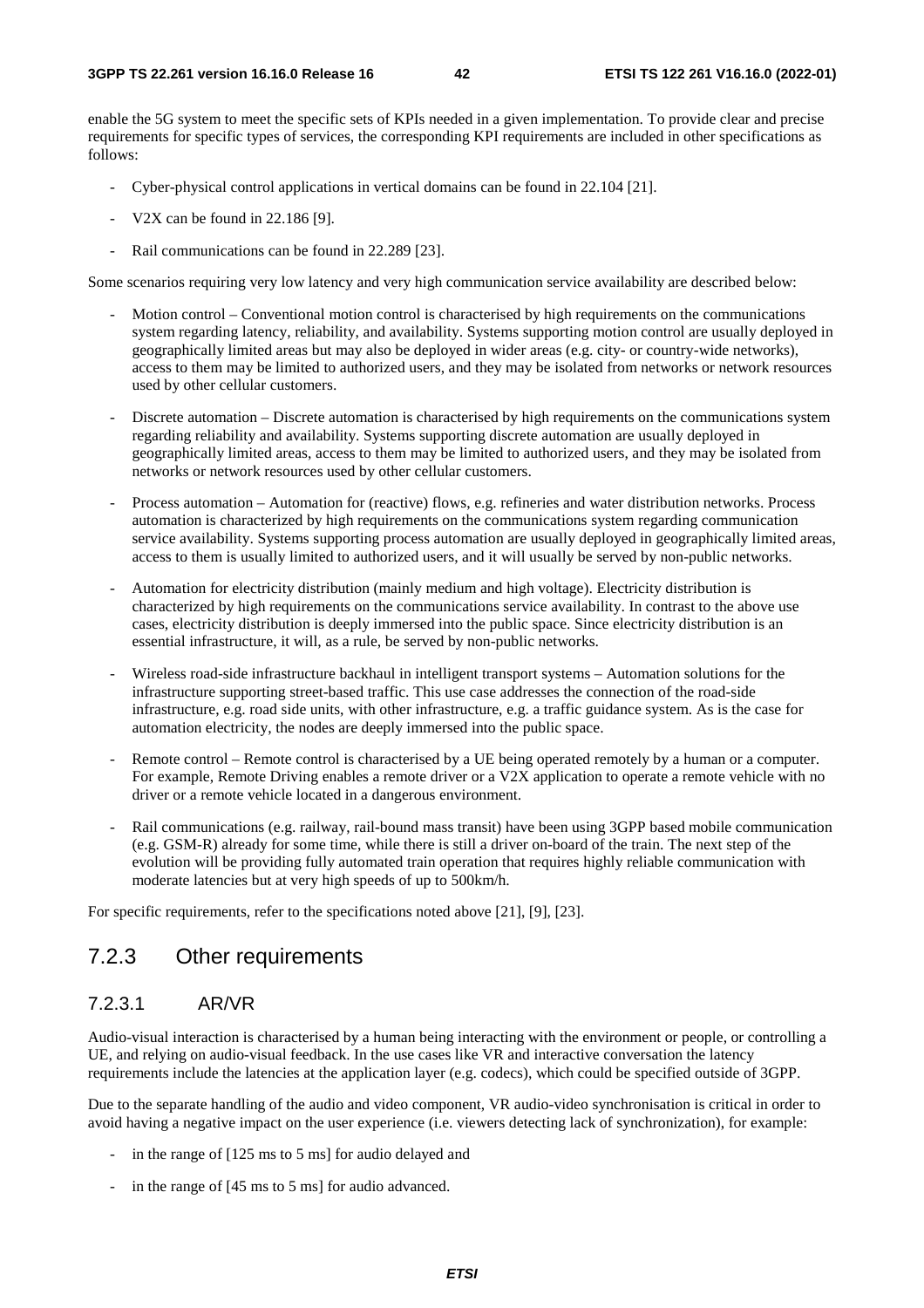enable the 5G system to meet the specific sets of KPIs needed in a given implementation. To provide clear and precise requirements for specific types of services, the corresponding KPI requirements are included in other specifications as follows:

- Cyber-physical control applications in vertical domains can be found in 22.104 [21].
- V2X can be found in 22.186 [9].
- Rail communications can be found in 22.289 [23].

Some scenarios requiring very low latency and very high communication service availability are described below:

- Motion control – Conventional motion control is characterised by high requirements on the communications system regarding latency, reliability, and availability. Systems supporting motion control are usually deployed in geographically limited areas but may also be deployed in wider areas (e.g. city- or country-wide networks), access to them may be limited to authorized users, and they may be isolated from networks or network resources used by other cellular customers.
- Discrete automation – Discrete automation is characterised by high requirements on the communications system regarding reliability and availability. Systems supporting discrete automation are usually deployed in geographically limited areas, access to them may be limited to authorized users, and they may be isolated from networks or network resources used by other cellular customers.
- Process automation – Automation for (reactive) flows, e.g. refineries and water distribution networks. Process automation is characterized by high requirements on the communications system regarding communication service availability. Systems supporting process automation are usually deployed in geographically limited areas, access to them is usually limited to authorized users, and it will usually be served by non-public networks.
- Automation for electricity distribution (mainly medium and high voltage). Electricity distribution is characterized by high requirements on the communications service availability. In contrast to the above use cases, electricity distribution is deeply immersed into the public space. Since electricity distribution is an essential infrastructure, it will, as a rule, be served by non-public networks.
- Wireless road-side infrastructure backhaul in intelligent transport systems – Automation solutions for the infrastructure supporting street-based traffic. This use case addresses the connection of the road-side infrastructure, e.g. road side units, with other infrastructure, e.g. a traffic guidance system. As is the case for automation electricity, the nodes are deeply immersed into the public space.
- Remote control – Remote control is characterised by a UE being operated remotely by a human or a computer. For example, Remote Driving enables a remote driver or a V2X application to operate a remote vehicle with no driver or a remote vehicle located in a dangerous environment.
- Rail communications (e.g. railway, rail-bound mass transit) have been using 3GPP based mobile communication (e.g. GSM-R) already for some time, while there is still a driver on-board of the train. The next step of the evolution will be providing fully automated train operation that requires highly reliable communication with moderate latencies but at very high speeds of up to 500km/h.

For specific requirements, refer to the specifications noted above [21], [9], [23].

## 7.2.3 Other requirements

### 7.2.3.1 AR/VR

Audio-visual interaction is characterised by a human being interacting with the environment or people, or controlling a UE, and relying on audio-visual feedback. In the use cases like VR and interactive conversation the latency requirements include the latencies at the application layer (e.g. codecs), which could be specified outside of 3GPP.

Due to the separate handling of the audio and video component, VR audio-video synchronisation is critical in order to avoid having a negative impact on the user experience (i.e. viewers detecting lack of synchronization), for example:

- in the range of [125 ms to 5 ms] for audio delayed and
- in the range of [45 ms to 5 ms] for audio advanced.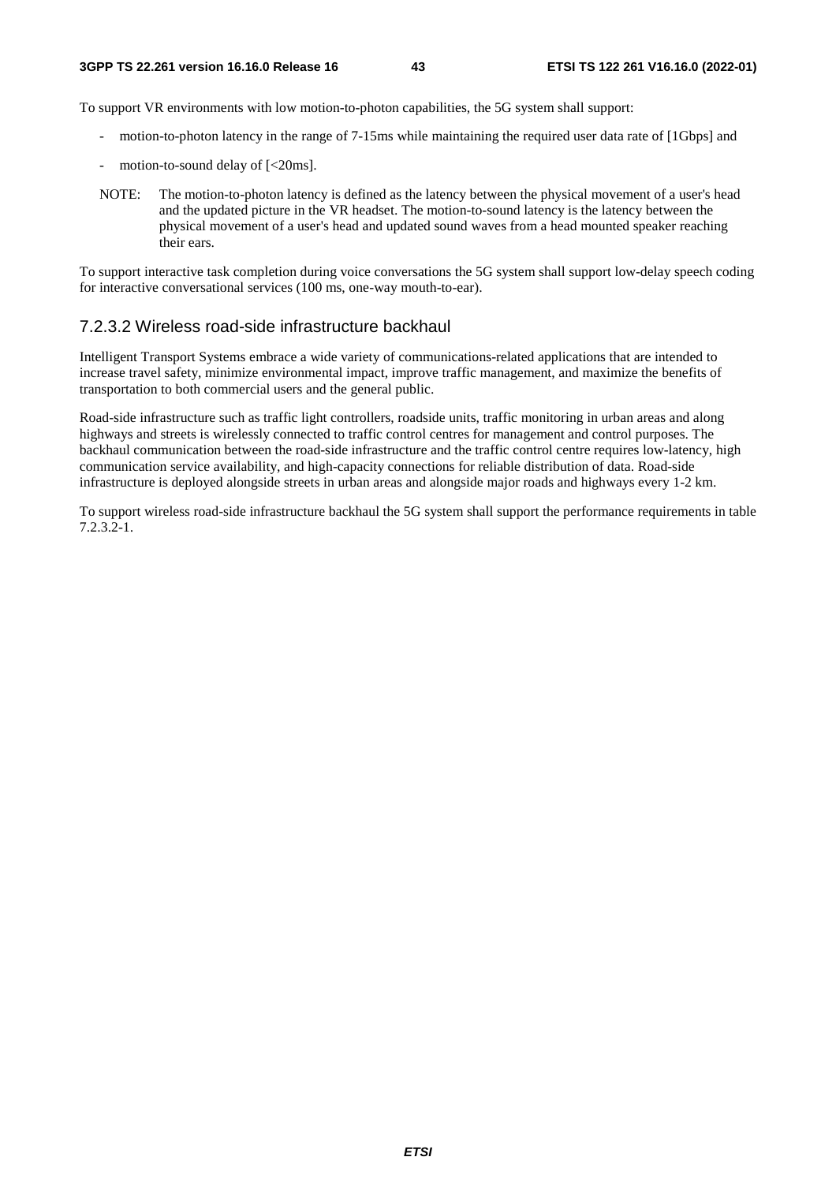To support VR environments with low motion-to-photon capabilities, the 5G system shall support:

- motion-to-photon latency in the range of 7-15ms while maintaining the required user data rate of [1Gbps] and
- motion-to-sound delay of [<20ms].

NOTE: The motion-to-photon latency is defined as the latency between the physical movement of a user's head and the updated picture in the VR headset. The motion-to-sound latency is the latency between the physical movement of a user's head and updated sound waves from a head mounted speaker reaching their ears.

To support interactive task completion during voice conversations the 5G system shall support low-delay speech coding for interactive conversational services (100 ms, one-way mouth-to-ear).

### 7.2.3.2 Wireless road-side infrastructure backhaul

Intelligent Transport Systems embrace a wide variety of communications-related applications that are intended to increase travel safety, minimize environmental impact, improve traffic management, and maximize the benefits of transportation to both commercial users and the general public.

Road-side infrastructure such as traffic light controllers, roadside units, traffic monitoring in urban areas and along highways and streets is wirelessly connected to traffic control centres for management and control purposes. The backhaul communication between the road-side infrastructure and the traffic control centre requires low-latency, high communication service availability, and high-capacity connections for reliable distribution of data. Road-side infrastructure is deployed alongside streets in urban areas and alongside major roads and highways every 1-2 km.

To support wireless road-side infrastructure backhaul the 5G system shall support the performance requirements in table 7.2.3.2-1.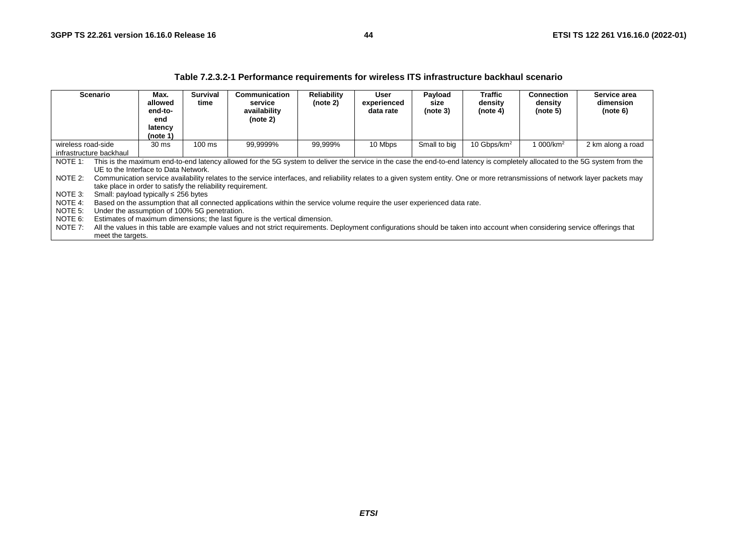**Table 7.2.3.2-1 Performance requirements for wireless ITS infrastructure backhaul scenario**

| Scenario | Max. allowed end-to-end latency (note 1) | Survival time | Communication service availability (note 2) | Reliability (note 2) | User experienced data rate | Payload size (note 3) | Traffic density (note 4) | Connection density (note 5) | Service area dimension (note 6) |
|---|---|---|---|---|---|---|---|---|---|
| wireless road-side infrastructure backhaul | 30 ms | 100 ms | 99,9999% | 99,999% | 10 Mbps | Small to big | 10 Gbps/km$^2$ | 1 000/km$^2$ | 2 km along a road |

NOTE 1: This is the maximum end-to-end latency allowed for the 5G system to deliver the service in the case the end-to-end latency is completely allocated to the 5G system from the UE to the Interface to Data Network.

NOTE 2: Communication service availability relates to the service interfaces, and reliability relates to a given system entity. One or more retransmissions of network layer packets may take place in order to satisfy the reliability requirement.

NOTE 3: Small: payload typically ≤ 256 bytes

NOTE 4: Based on the assumption that all connected applications within the service volume require the user experienced data rate.

NOTE 5: Under the assumption of 100% 5G penetration.

NOTE 6: Estimates of maximum dimensions; the last figure is the vertical dimension.

NOTE 7: All the values in this table are example values and not strict requirements. Deployment configurations should be taken into account when considering service offerings that meet the targets.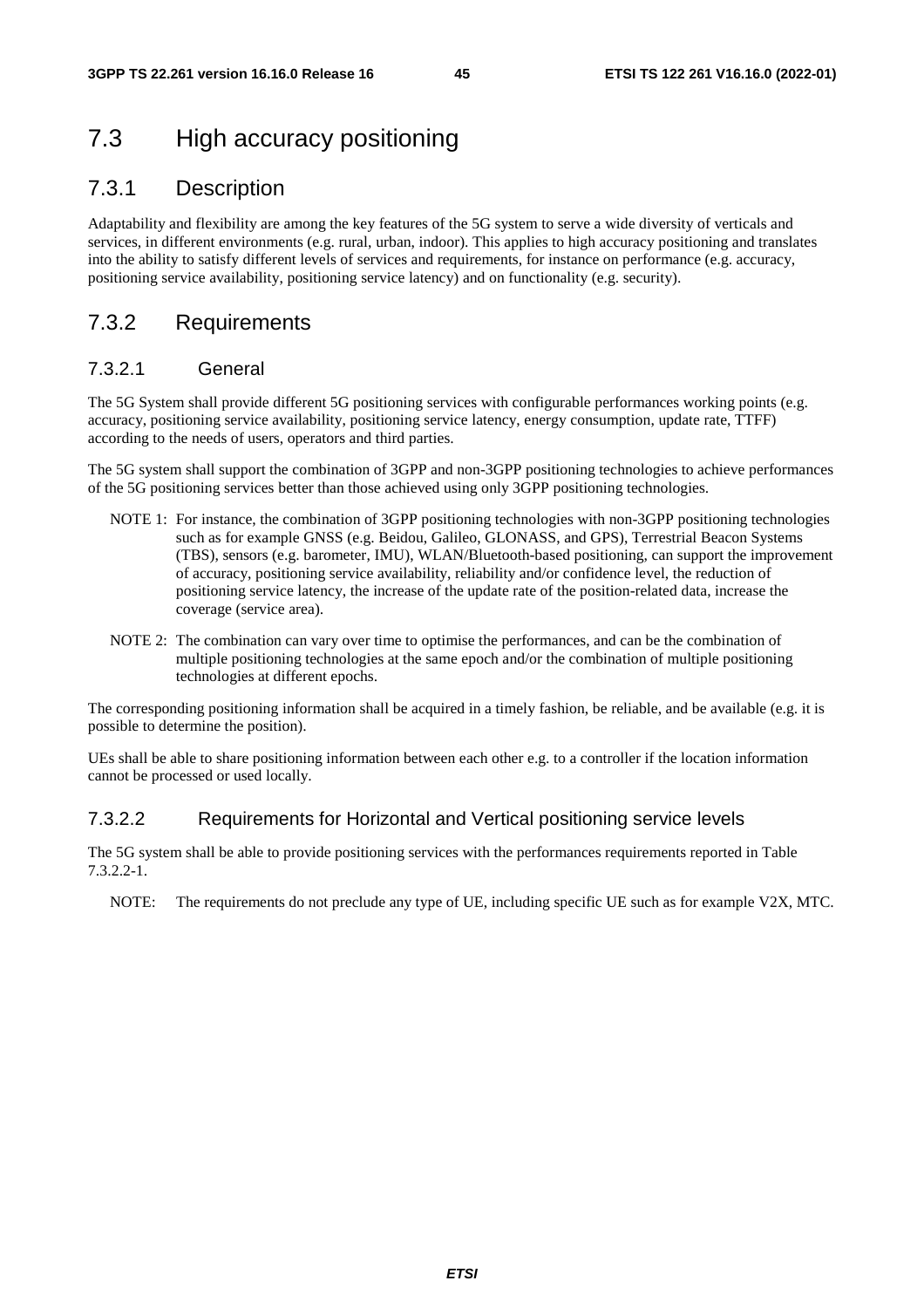## 7.3 High accuracy positioning

### 7.3.1 Description

Adaptability and flexibility are among the key features of the 5G system to serve a wide diversity of verticals and services, in different environments (e.g. rural, urban, indoor). This applies to high accuracy positioning and translates into the ability to satisfy different levels of services and requirements, for instance on performance (e.g. accuracy, positioning service availability, positioning service latency) and on functionality (e.g. security).

### 7.3.2 Requirements

#### 7.3.2.1 General

The 5G System shall provide different 5G positioning services with configurable performances working points (e.g. accuracy, positioning service availability, positioning service latency, energy consumption, update rate, TTFF) according to the needs of users, operators and third parties.

The 5G system shall support the combination of 3GPP and non-3GPP positioning technologies to achieve performances of the 5G positioning services better than those achieved using only 3GPP positioning technologies.

NOTE 1: For instance, the combination of 3GPP positioning technologies with non-3GPP positioning technologies such as for example GNSS (e.g. Beidou, Galileo, GLONASS, and GPS), Terrestrial Beacon Systems (TBS), sensors (e.g. barometer, IMU), WLAN/Bluetooth-based positioning, can support the improvement of accuracy, positioning service availability, reliability and/or confidence level, the reduction of positioning service latency, the increase of the update rate of the position-related data, increase the coverage (service area).

NOTE 2: The combination can vary over time to optimise the performances, and can be the combination of multiple positioning technologies at the same epoch and/or the combination of multiple positioning technologies at different epochs.

The corresponding positioning information shall be acquired in a timely fashion, be reliable, and be available (e.g. it is possible to determine the position).

UEs shall be able to share positioning information between each other e.g. to a controller if the location information cannot be processed or used locally.

#### 7.3.2.2 Requirements for Horizontal and Vertical positioning service levels

The 5G system shall be able to provide positioning services with the performances requirements reported in Table 7.3.2.2-1.

NOTE: The requirements do not preclude any type of UE, including specific UE such as for example V2X, MTC.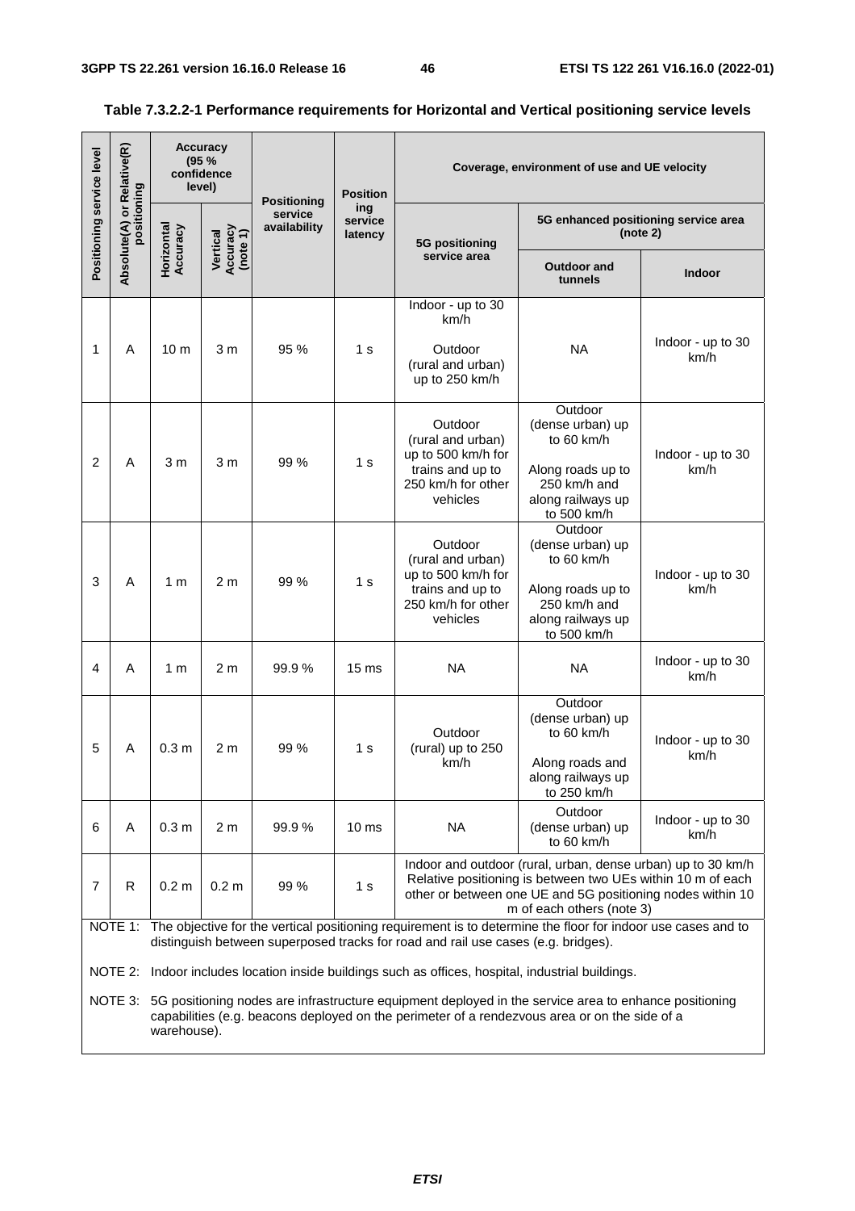**Table 7.3.2.2-1 Performance requirements for Horizontal and Vertical positioning service levels**

| Positioning service level | Absolute(A) or Relative(R) positioning | Accuracy (95 % confidence level) | | Positioning service availability | Positioning service latency | Coverage, environment of use and UE velocity | | |
|---|---|---|---|---|---|---|---|---|
| | | Horizontal Accuracy | Vertical Accuracy (note 1) | | | 5G positioning service area | 5G enhanced positioning service area (note 2) | |
| | | | | | | | Outdoor and tunnels | Indoor |
| 1 | A | 10 m | 3 m | 95 % | 1 s | Indoor - up to 30 km/h<br><br>Outdoor (rural and urban) up to 250 km/h | NA | Indoor - up to 30 km/h |
| 2 | A | 3 m | 3 m | 99 % | 1 s | Outdoor (rural and urban) up to 500 km/h for trains and up to 250 km/h for other vehicles | Outdoor (dense urban) up to 60 km/h<br><br>Along roads up to 250 km/h and along railways up to 500 km/h | Indoor - up to 30 km/h |
| 3 | A | 1 m | 2 m | 99 % | 1 s | Outdoor (rural and urban) up to 500 km/h for trains and up to 250 km/h for other vehicles | Outdoor (dense urban) up to 60 km/h<br><br>Along roads up to 250 km/h and along railways up to 500 km/h | Indoor - up to 30 km/h |
| 4 | A | 1 m | 2 m | 99.9 % | 15 ms | NA | NA | Indoor - up to 30 km/h |
| 5 | A | 0.3 m | 2 m | 99 % | 1 s | Outdoor (rural) up to 250 km/h | Outdoor (dense urban) up to 60 km/h<br><br>Along roads and along railways up to 250 km/h | Indoor - up to 30 km/h |
| 6 | A | 0.3 m | 2 m | 99.9 % | 10 ms | NA | Outdoor (dense urban) up to 60 km/h | Indoor - up to 30 km/h |
| 7 | R | 0.2 m | 0.2 m | 99 % | 1 s | Indoor and outdoor (rural, urban, dense urban) up to 30 km/h Relative positioning is between two UEs within 10 m of each other or between one UE and 5G positioning nodes within 10 m of each others (note 3) | | |

NOTE 1: The objective for the vertical positioning requirement is to determine the floor for indoor use cases and to distinguish between superposed tracks for road and rail use cases (e.g. bridges).

NOTE 2: Indoor includes location inside buildings such as offices, hospital, industrial buildings.

NOTE 3: 5G positioning nodes are infrastructure equipment deployed in the service area to enhance positioning capabilities (e.g. beacons deployed on the perimeter of a rendezvous area or on the side of a warehouse).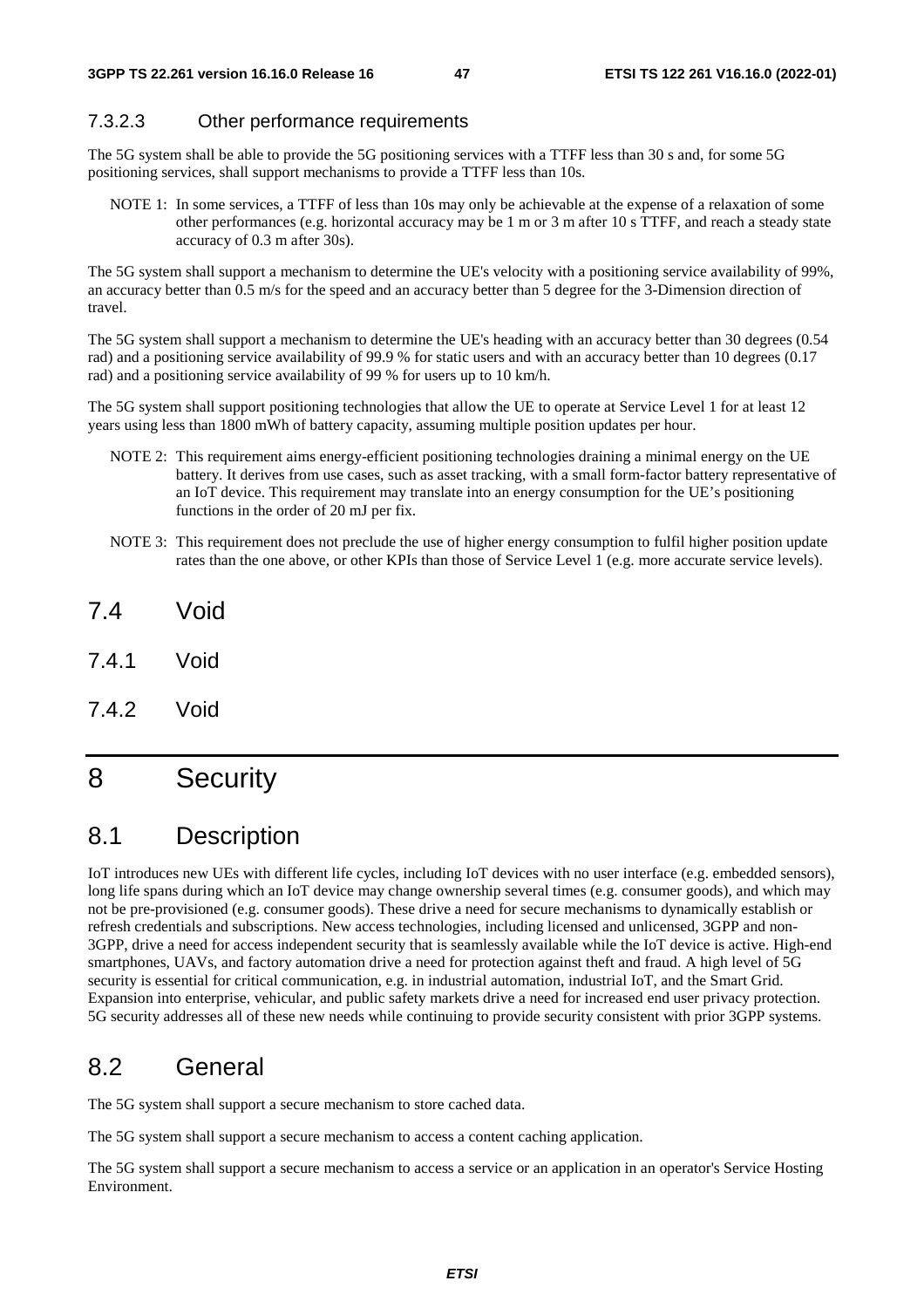#### 7.3.2.3 Other performance requirements

The 5G system shall be able to provide the 5G positioning services with a TTFF less than 30 s and, for some 5G positioning services, shall support mechanisms to provide a TTFF less than 10s.

NOTE 1: In some services, a TTFF of less than 10s may only be achievable at the expense of a relaxation of some other performances (e.g. horizontal accuracy may be 1 m or 3 m after 10 s TTFF, and reach a steady state accuracy of 0.3 m after 30s).

The 5G system shall support a mechanism to determine the UE's velocity with a positioning service availability of 99%, an accuracy better than 0.5 m/s for the speed and an accuracy better than 5 degree for the 3-Dimension direction of travel.

The 5G system shall support a mechanism to determine the UE's heading with an accuracy better than 30 degrees (0.54 rad) and a positioning service availability of 99.9 % for static users and with an accuracy better than 10 degrees (0.17 rad) and a positioning service availability of 99 % for users up to 10 km/h.

The 5G system shall support positioning technologies that allow the UE to operate at Service Level 1 for at least 12 years using less than 1800 mWh of battery capacity, assuming multiple position updates per hour.

NOTE 2: This requirement aims energy-efficient positioning technologies draining a minimal energy on the UE battery. It derives from use cases, such as asset tracking, with a small form-factor battery representative of an IoT device. This requirement may translate into an energy consumption for the UE's positioning functions in the order of 20 mJ per fix.

NOTE 3: This requirement does not preclude the use of higher energy consumption to fulfil higher position update rates than the one above, or other KPIs than those of Service Level 1 (e.g. more accurate service levels).

## 7.4 Void

### 7.4.1 Void

### 7.4.2 Void

# 8 Security

## 8.1 Description

IoT introduces new UEs with different life cycles, including IoT devices with no user interface (e.g. embedded sensors), long life spans during which an IoT device may change ownership several times (e.g. consumer goods), and which may not be pre-provisioned (e.g. consumer goods). These drive a need for secure mechanisms to dynamically establish or refresh credentials and subscriptions. New access technologies, including licensed and unlicensed, 3GPP and non-3GPP, drive a need for access independent security that is seamlessly available while the IoT device is active. High-end smartphones, UAVs, and factory automation drive a need for protection against theft and fraud. A high level of 5G security is essential for critical communication, e.g. in industrial automation, industrial IoT, and the Smart Grid. Expansion into enterprise, vehicular, and public safety markets drive a need for increased end user privacy protection. 5G security addresses all of these new needs while continuing to provide security consistent with prior 3GPP systems.

## 8.2 General

The 5G system shall support a secure mechanism to store cached data.

The 5G system shall support a secure mechanism to access a content caching application.

The 5G system shall support a secure mechanism to access a service or an application in an operator's Service Hosting Environment.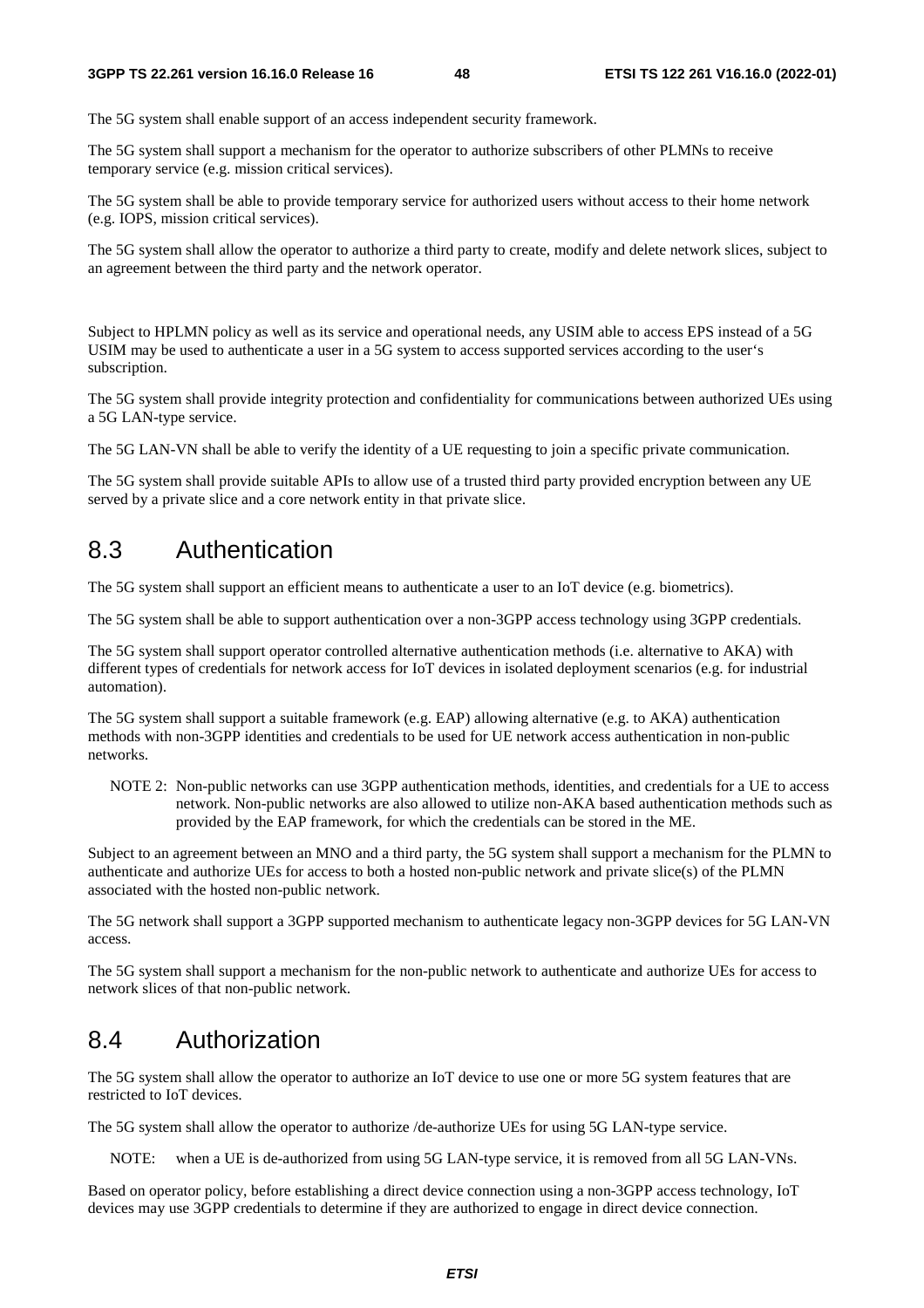The 5G system shall enable support of an access independent security framework.

The 5G system shall support a mechanism for the operator to authorize subscribers of other PLMNs to receive temporary service (e.g. mission critical services).

The 5G system shall be able to provide temporary service for authorized users without access to their home network (e.g. IOPS, mission critical services).

The 5G system shall allow the operator to authorize a third party to create, modify and delete network slices, subject to an agreement between the third party and the network operator.

Subject to HPLMN policy as well as its service and operational needs, any USIM able to access EPS instead of a 5G USIM may be used to authenticate a user in a 5G system to access supported services according to the user's subscription.

The 5G system shall provide integrity protection and confidentiality for communications between authorized UEs using a 5G LAN-type service.

The 5G LAN-VN shall be able to verify the identity of a UE requesting to join a specific private communication.

The 5G system shall provide suitable APIs to allow use of a trusted third party provided encryption between any UE served by a private slice and a core network entity in that private slice.

## 8.3 Authentication

The 5G system shall support an efficient means to authenticate a user to an IoT device (e.g. biometrics).

The 5G system shall be able to support authentication over a non-3GPP access technology using 3GPP credentials.

The 5G system shall support operator controlled alternative authentication methods (i.e. alternative to AKA) with different types of credentials for network access for IoT devices in isolated deployment scenarios (e.g. for industrial automation).

The 5G system shall support a suitable framework (e.g. EAP) allowing alternative (e.g. to AKA) authentication methods with non-3GPP identities and credentials to be used for UE network access authentication in non-public networks.

NOTE 2: Non-public networks can use 3GPP authentication methods, identities, and credentials for a UE to access network. Non-public networks are also allowed to utilize non-AKA based authentication methods such as provided by the EAP framework, for which the credentials can be stored in the ME.

Subject to an agreement between an MNO and a third party, the 5G system shall support a mechanism for the PLMN to authenticate and authorize UEs for access to both a hosted non-public network and private slice(s) of the PLMN associated with the hosted non-public network.

The 5G network shall support a 3GPP supported mechanism to authenticate legacy non-3GPP devices for 5G LAN-VN access.

The 5G system shall support a mechanism for the non-public network to authenticate and authorize UEs for access to network slices of that non-public network.

## 8.4 Authorization

The 5G system shall allow the operator to authorize an IoT device to use one or more 5G system features that are restricted to IoT devices.

The 5G system shall allow the operator to authorize /de-authorize UEs for using 5G LAN-type service.

NOTE: when a UE is de-authorized from using 5G LAN-type service, it is removed from all 5G LAN-VNs.

Based on operator policy, before establishing a direct device connection using a non-3GPP access technology, IoT devices may use 3GPP credentials to determine if they are authorized to engage in direct device connection.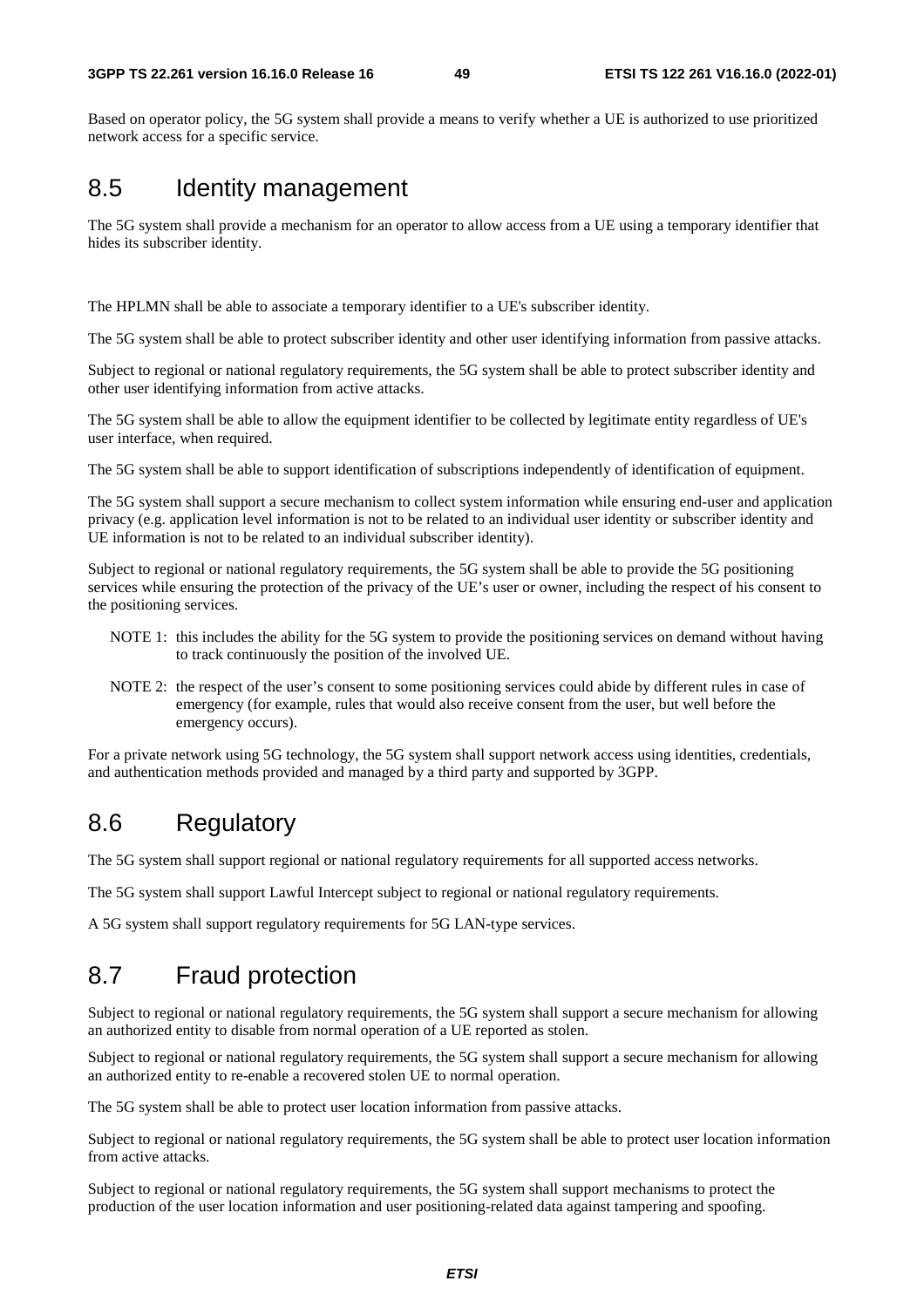Based on operator policy, the 5G system shall provide a means to verify whether a UE is authorized to use prioritized network access for a specific service.

## 8.5 Identity management

The 5G system shall provide a mechanism for an operator to allow access from a UE using a temporary identifier that hides its subscriber identity.

The HPLMN shall be able to associate a temporary identifier to a UE's subscriber identity.

The 5G system shall be able to protect subscriber identity and other user identifying information from passive attacks.

Subject to regional or national regulatory requirements, the 5G system shall be able to protect subscriber identity and other user identifying information from active attacks.

The 5G system shall be able to allow the equipment identifier to be collected by legitimate entity regardless of UE's user interface, when required.

The 5G system shall be able to support identification of subscriptions independently of identification of equipment.

The 5G system shall support a secure mechanism to collect system information while ensuring end-user and application privacy (e.g. application level information is not to be related to an individual user identity or subscriber identity and UE information is not to be related to an individual subscriber identity).

Subject to regional or national regulatory requirements, the 5G system shall be able to provide the 5G positioning services while ensuring the protection of the privacy of the UE's user or owner, including the respect of his consent to the positioning services.

NOTE 1: this includes the ability for the 5G system to provide the positioning services on demand without having to track continuously the position of the involved UE.

NOTE 2: the respect of the user's consent to some positioning services could abide by different rules in case of emergency (for example, rules that would also receive consent from the user, but well before the emergency occurs).

For a private network using 5G technology, the 5G system shall support network access using identities, credentials, and authentication methods provided and managed by a third party and supported by 3GPP.

## 8.6 Regulatory

The 5G system shall support regional or national regulatory requirements for all supported access networks.

The 5G system shall support Lawful Intercept subject to regional or national regulatory requirements.

A 5G system shall support regulatory requirements for 5G LAN-type services.

## 8.7 Fraud protection

Subject to regional or national regulatory requirements, the 5G system shall support a secure mechanism for allowing an authorized entity to disable from normal operation of a UE reported as stolen.

Subject to regional or national regulatory requirements, the 5G system shall support a secure mechanism for allowing an authorized entity to re-enable a recovered stolen UE to normal operation.

The 5G system shall be able to protect user location information from passive attacks.

Subject to regional or national regulatory requirements, the 5G system shall be able to protect user location information from active attacks.

Subject to regional or national regulatory requirements, the 5G system shall support mechanisms to protect the production of the user location information and user positioning-related data against tampering and spoofing.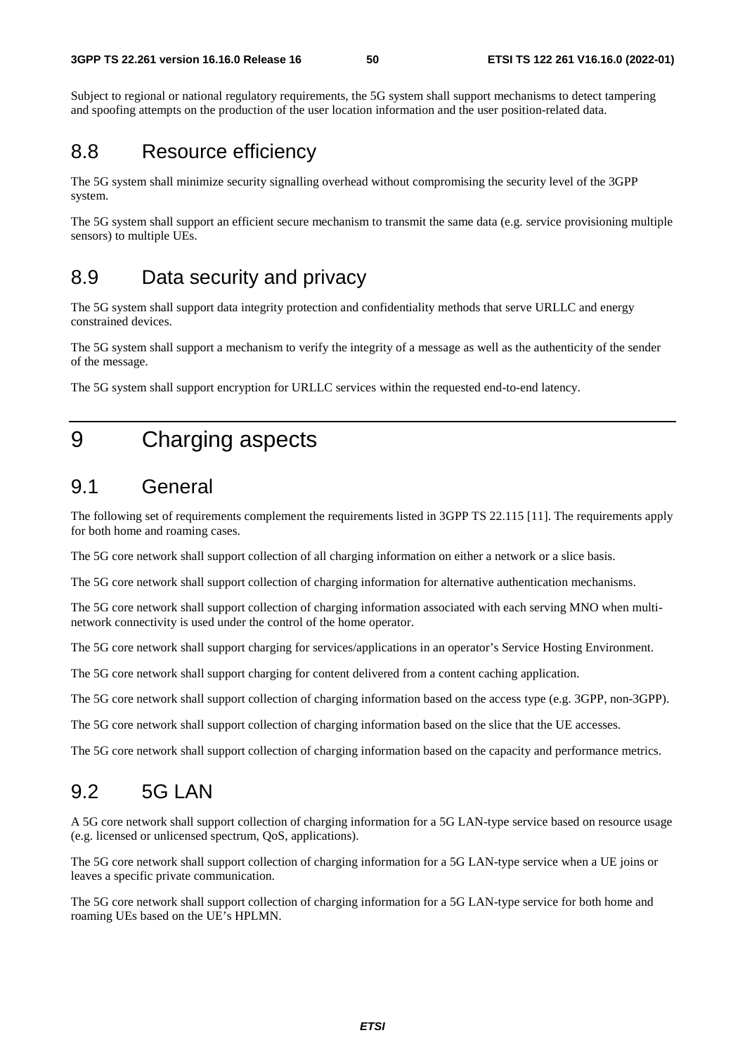Subject to regional or national regulatory requirements, the 5G system shall support mechanisms to detect tampering and spoofing attempts on the production of the user location information and the user position-related data.

## 8.8 Resource efficiency

The 5G system shall minimize security signalling overhead without compromising the security level of the 3GPP system.

The 5G system shall support an efficient secure mechanism to transmit the same data (e.g. service provisioning multiple sensors) to multiple UEs.

## 8.9 Data security and privacy

The 5G system shall support data integrity protection and confidentiality methods that serve URLLC and energy constrained devices.

The 5G system shall support a mechanism to verify the integrity of a message as well as the authenticity of the sender of the message.

The 5G system shall support encryption for URLLC services within the requested end-to-end latency.

# 9 Charging aspects

## 9.1 General

The following set of requirements complement the requirements listed in 3GPP TS 22.115 [11]. The requirements apply for both home and roaming cases.

The 5G core network shall support collection of all charging information on either a network or a slice basis.

The 5G core network shall support collection of charging information for alternative authentication mechanisms.

The 5G core network shall support collection of charging information associated with each serving MNO when multi-network connectivity is used under the control of the home operator.

The 5G core network shall support charging for services/applications in an operator's Service Hosting Environment.

The 5G core network shall support charging for content delivered from a content caching application.

The 5G core network shall support collection of charging information based on the access type (e.g. 3GPP, non-3GPP).

The 5G core network shall support collection of charging information based on the slice that the UE accesses.

The 5G core network shall support collection of charging information based on the capacity and performance metrics.

## 9.2 5G LAN

A 5G core network shall support collection of charging information for a 5G LAN-type service based on resource usage (e.g. licensed or unlicensed spectrum, QoS, applications).

The 5G core network shall support collection of charging information for a 5G LAN-type service when a UE joins or leaves a specific private communication.

The 5G core network shall support collection of charging information for a 5G LAN-type service for both home and roaming UEs based on the UE's HPLMN.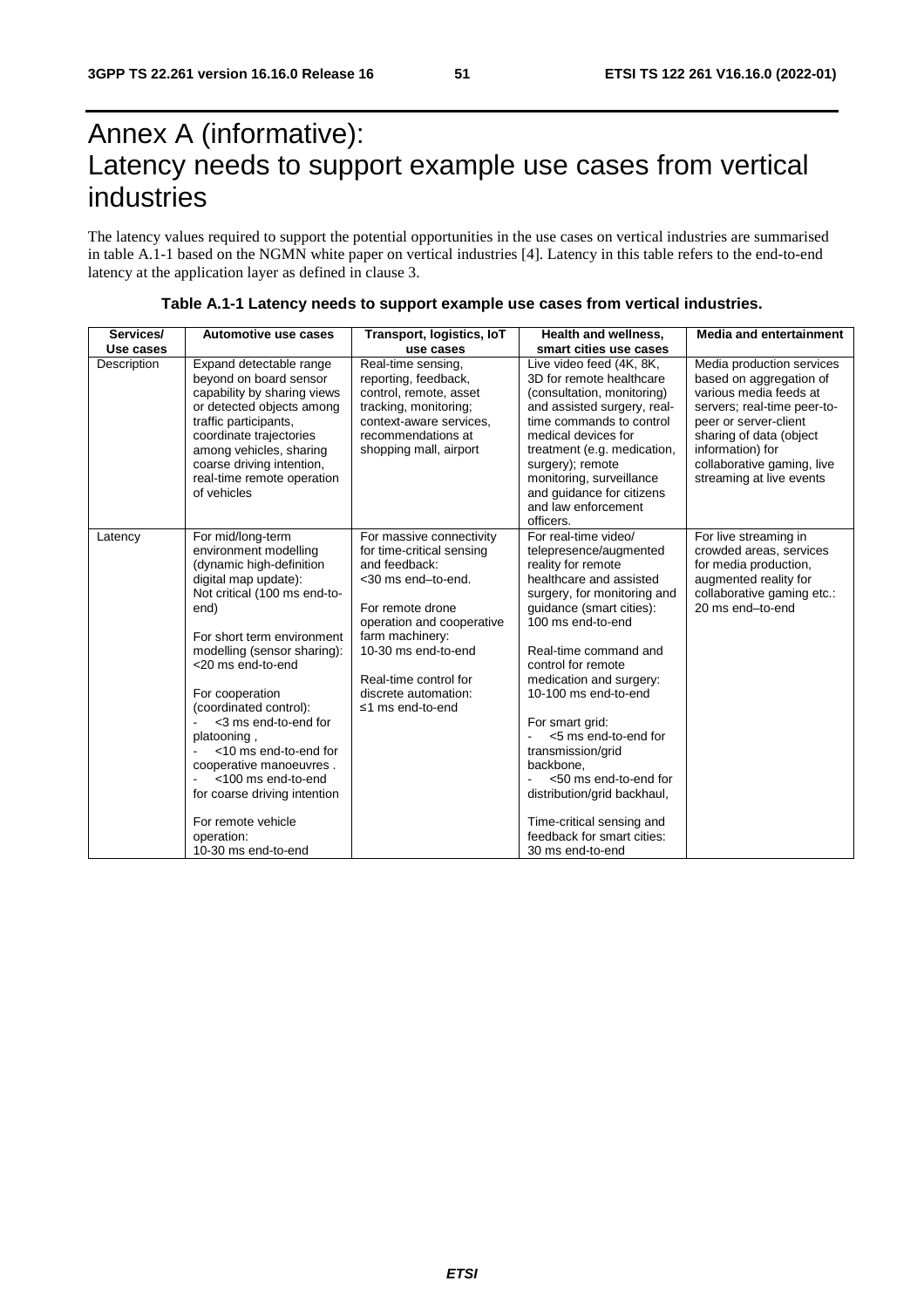# Annex A (informative): Latency needs to support example use cases from vertical industries

The latency values required to support the potential opportunities in the use cases on vertical industries are summarised in table A.1-1 based on the NGMN white paper on vertical industries [4]. Latency in this table refers to the end-to-end latency at the application layer as defined in clause 3.

**Table A.1-1 Latency needs to support example use cases from vertical industries.**

| Services/ Use cases | Automotive use cases | Transport, logistics, IoT use cases | Health and wellness, smart cities use cases | Media and entertainment |
|---|---|---|---|---|
| Description | Expand detectable range beyond on board sensor capability by sharing views or detected objects among traffic participants, coordinate trajectories among vehicles, sharing coarse driving intention, real-time remote operation of vehicles | Real-time sensing, reporting, feedback, control, remote, asset tracking, monitoring; context-aware services, recommendations at shopping mall, airport | Live video feed (4K, 8K, 3D for remote healthcare (consultation, monitoring) and assisted surgery, real-time commands to control medical devices for treatment (e.g. medication, surgery); remote monitoring, surveillance and guidance for citizens and law enforcement officers. | Media production services based on aggregation of various media feeds at servers; real-time peer-to-peer or server-client sharing of data (object information) for collaborative gaming, live streaming at live events |
| Latency | For mid/long-term environment modelling (dynamic high-definition digital map update): Not critical (100 ms end-to-end)<br><br>For short term environment modelling (sensor sharing): <20 ms end-to-end<br><br>For cooperation (coordinated control):<br>- <3 ms end-to-end for platooning ,<br>- <10 ms end-to-end for cooperative manoeuvres .<br>- <100 ms end-to-end for coarse driving intention<br><br>For remote vehicle operation:<br>10-30 ms end-to-end | For massive connectivity for time-critical sensing and feedback:<br><30 ms end–to-end.<br><br>For remote drone operation and cooperative farm machinery:<br>10-30 ms end-to-end<br><br>Real-time control for discrete automation:<br>≤1 ms end-to-end | For real-time video/ telepresence/augmented reality for remote healthcare and assisted surgery, for monitoring and guidance (smart cities):<br>100 ms end-to-end<br><br>Real-time command and control for remote medication and surgery:<br>10-100 ms end-to-end<br><br>For smart grid:<br>- <5 ms end-to-end for transmission/grid backbone,<br>- <50 ms end-to-end for distribution/grid backhaul,<br><br>Time-critical sensing and feedback for smart cities:<br>30 ms end-to-end | For live streaming in crowded areas, services for media production, augmented reality for collaborative gaming etc.:<br>20 ms end–to-end |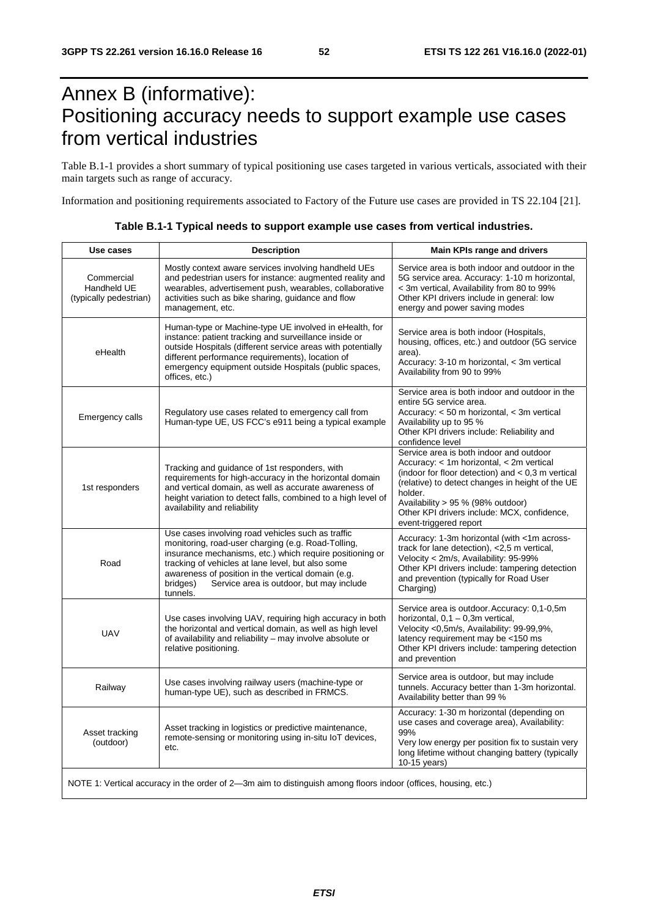# Annex B (informative): Positioning accuracy needs to support example use cases from vertical industries

Table B.1-1 provides a short summary of typical positioning use cases targeted in various verticals, associated with their main targets such as range of accuracy.

Information and positioning requirements associated to Factory of the Future use cases are provided in TS 22.104 [21].

**Table B.1-1 Typical needs to support example use cases from vertical industries.**

| Use cases | Description | Main KPIs range and drivers |
|---|---|---|
| Commercial Handheld UE (typically pedestrian) | Mostly context aware services involving handheld UEs and pedestrian users for instance: augmented reality and wearables, advertisement push, wearables, collaborative activities such as bike sharing, guidance and flow management, etc. | Service area is both indoor and outdoor in the 5G service area. Accuracy: 1-10 m horizontal, < 3m vertical, Availability from 80 to 99% Other KPI drivers include in general: low energy and power saving modes |
| eHealth | Human-type or Machine-type UE involved in eHealth, for instance: patient tracking and surveillance inside or outside Hospitals (different service areas with potentially different performance requirements), location of emergency equipment outside Hospitals (public spaces, offices, etc.) | Service area is both indoor (Hospitals, housing, offices, etc.) and outdoor (5G service area). Accuracy: 3-10 m horizontal, < 3m vertical Availability from 90 to 99% |
| Emergency calls | Regulatory use cases related to emergency call from Human-type UE, US FCC's e911 being a typical example | Service area is both indoor and outdoor in the entire 5G service area. Accuracy: < 50 m horizontal, < 3m vertical Availability up to 95 % Other KPI drivers include: Reliability and confidence level |
| 1st responders | Tracking and guidance of 1st responders, with requirements for high-accuracy in the horizontal domain and vertical domain, as well as accurate awareness of height variation to detect falls, combined to a high level of availability and reliability | Service area is both indoor and outdoor Accuracy: < 1m horizontal, < 2m vertical (indoor for floor detection) and < 0,3 m vertical (relative) to detect changes in height of the UE holder. Availability > 95 % (98% outdoor) Other KPI drivers include: MCX, confidence, event-triggered report |
| Road | Use cases involving road vehicles such as traffic monitoring, road-user charging (e.g. Road-Tolling, insurance mechanisms, etc.) which require positioning or tracking of vehicles at lane level, but also some awareness of position in the vertical domain (e.g. bridges) Service area is outdoor, but may include tunnels. | Accuracy: 1-3m horizontal (with <1m across-track for lane detection), <2,5 m vertical, Velocity < 2m/s, Availability: 95-99% Other KPI drivers include: tampering detection and prevention (typically for Road User Charging) |
| UAV | Use cases involving UAV, requiring high accuracy in both the horizontal and vertical domain, as well as high level of availability and reliability – may involve absolute or relative positioning. | Service area is outdoor. Accuracy: 0,1-0,5m horizontal, 0,1 – 0,3m vertical, Velocity <0,5m/s, Availability: 99-99,9%, latency requirement may be <150 ms Other KPI drivers include: tampering detection and prevention |
| Railway | Use cases involving railway users (machine-type or human-type UE), such as described in FRMCS. | Service area is outdoor, but may include tunnels. Accuracy better than 1-3m horizontal. Availability better than 99 % |
| Asset tracking (outdoor) | Asset tracking in logistics or predictive maintenance, remote-sensing or monitoring using in-situ IoT devices, etc. | Accuracy: 1-30 m horizontal (depending on use cases and coverage area), Availability: 99% Very low energy per position fix to sustain very long lifetime without changing battery (typically 10-15 years) |
| NOTE 1: Vertical accuracy in the order of 2—3m aim to distinguish among floors indoor (offices, housing, etc.) | | |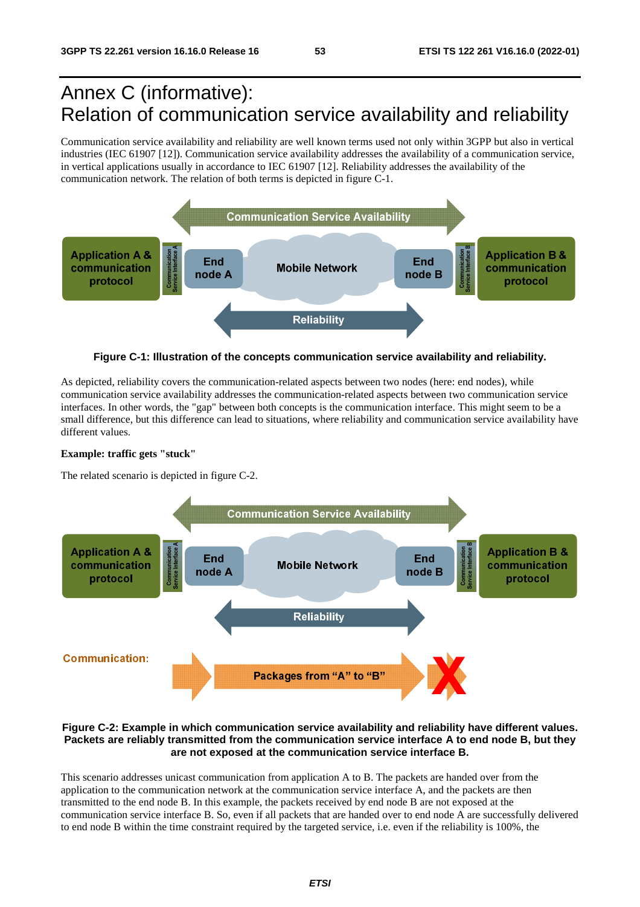# Annex C (informative): Relation of communication service availability and reliability

Communication service availability and reliability are well known terms used not only within 3GPP but also in vertical industries (IEC 61907 [12]). Communication service availability addresses the availability of a communication service, in vertical applications usually in accordance to IEC 61907 [12]. Reliability addresses the availability of the communication network. The relation of both terms is depicted in figure C-1.

**Figure C-1: Illustration of the concepts communication service availability and reliability.**

As depicted, reliability covers the communication-related aspects between two nodes (here: end nodes), while communication service availability addresses the communication-related aspects between two communication service interfaces. In other words, the "gap" between both concepts is the communication interface. This might seem to be a small difference, but this difference can lead to situations, where reliability and communication service availability have different values.

**Example: traffic gets "stuck"**

The related scenario is depicted in figure C-2.

**Figure C-2: Example in which communication service availability and reliability have different values. Packets are reliably transmitted from the communication service interface A to end node B, but they are not exposed at the communication service interface B.**

This scenario addresses unicast communication from application A to B. The packets are handed over from the application to the communication network at the communication service interface A, and the packets are then transmitted to the end node B. In this example, the packets received by end node B are not exposed at the communication service interface B. So, even if all packets that are handed over to end node A are successfully delivered to end node B within the time constraint required by the targeted service, i.e. even if the reliability is 100%, the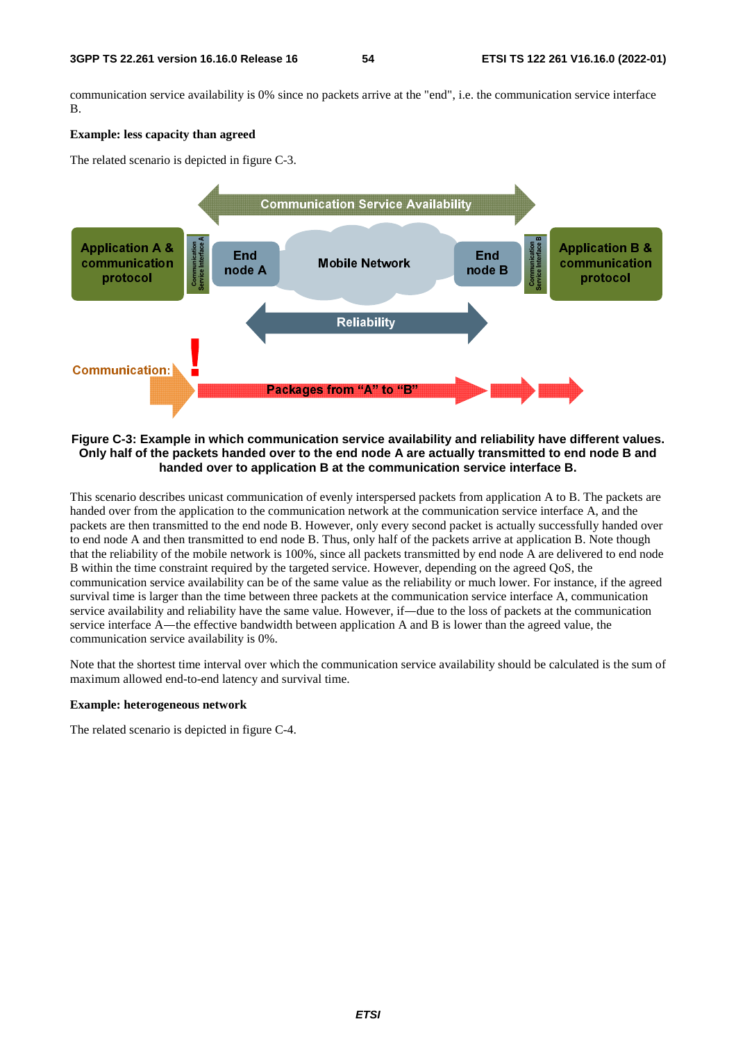communication service availability is 0% since no packets arrive at the "end", i.e. the communication service interface B.

**Example: less capacity than agreed**

The related scenario is depicted in figure C-3.

**Figure C-3: Example in which communication service availability and reliability have different values. Only half of the packets handed over to the end node A are actually transmitted to end node B and handed over to application B at the communication service interface B.**

This scenario describes unicast communication of evenly interspersed packets from application A to B. The packets are handed over from the application to the communication network at the communication service interface A, and the packets are then transmitted to the end node B. However, only every second packet is actually successfully handed over to end node A and then transmitted to end node B. Thus, only half of the packets arrive at application B. Note though that the reliability of the mobile network is 100%, since all packets transmitted by end node A are delivered to end node B within the time constraint required by the targeted service. However, depending on the agreed QoS, the communication service availability can be of the same value as the reliability or much lower. For instance, if the agreed survival time is larger than the time between three packets at the communication service interface A, communication service availability and reliability have the same value. However, if—due to the loss of packets at the communication service interface A—the effective bandwidth between application A and B is lower than the agreed value, the communication service availability is 0%.

Note that the shortest time interval over which the communication service availability should be calculated is the sum of maximum allowed end-to-end latency and survival time.

**Example: heterogeneous network**

The related scenario is depicted in figure C-4.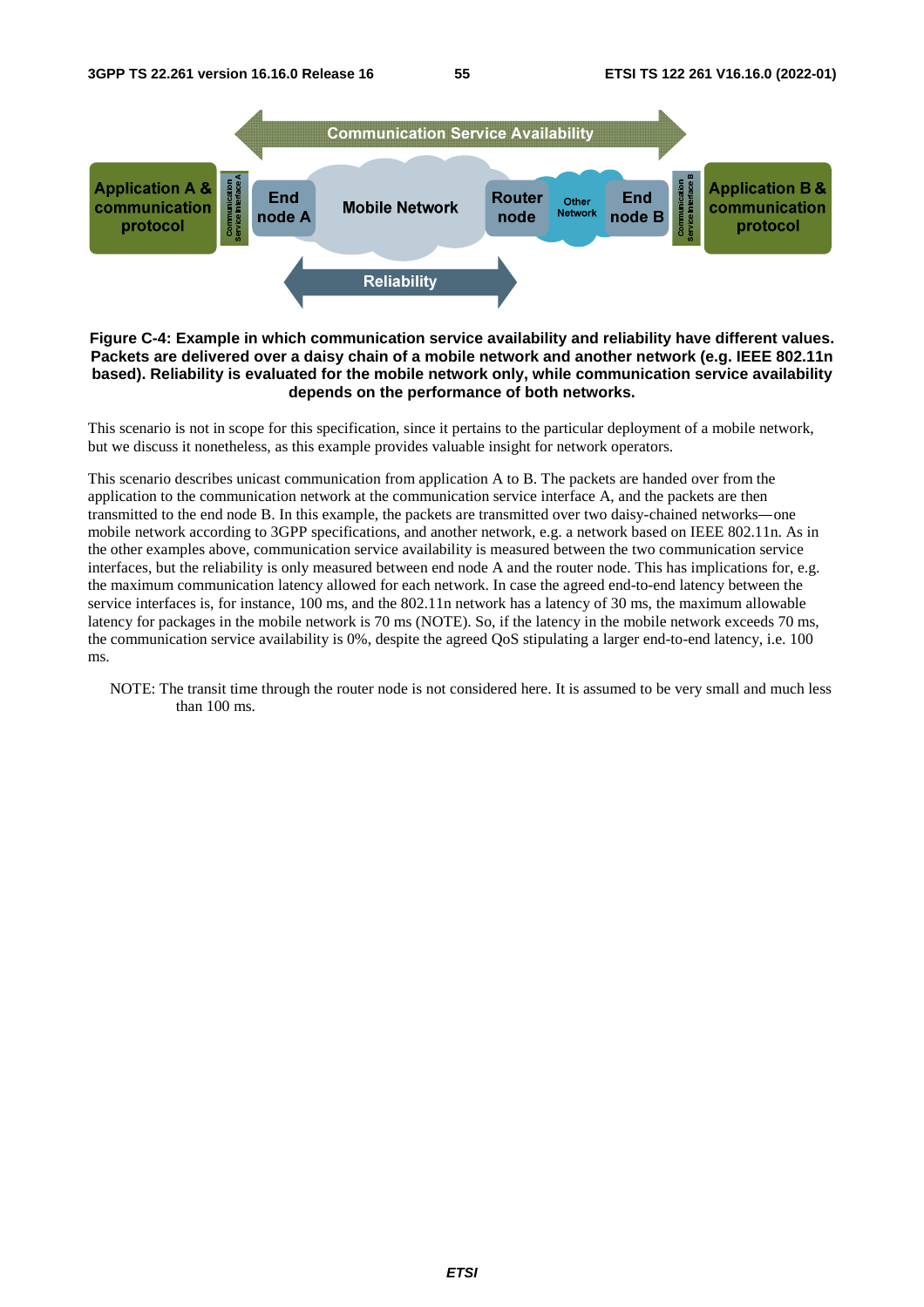**Figure C-4: Example in which communication service availability and reliability have different values. Packets are delivered over a daisy chain of a mobile network and another network (e.g. IEEE 802.11n based). Reliability is evaluated for the mobile network only, while communication service availability depends on the performance of both networks.**

This scenario is not in scope for this specification, since it pertains to the particular deployment of a mobile network, but we discuss it nonetheless, as this example provides valuable insight for network operators.

This scenario describes unicast communication from application A to B. The packets are handed over from the application to the communication network at the communication service interface A, and the packets are then transmitted to the end node B. In this example, the packets are transmitted over two daisy-chained networks—one mobile network according to 3GPP specifications, and another network, e.g. a network based on IEEE 802.11n. As in the other examples above, communication service availability is measured between the two communication service interfaces, but the reliability is only measured between end node A and the router node. This has implications for, e.g. the maximum communication latency allowed for each network. In case the agreed end-to-end latency between the service interfaces is, for instance, 100 ms, and the 802.11n network has a latency of 30 ms, the maximum allowable latency for packages in the mobile network is 70 ms (NOTE). So, if the latency in the mobile network exceeds 70 ms, the communication service availability is 0%, despite the agreed QoS stipulating a larger end-to-end latency, i.e. 100 ms.

NOTE: The transit time through the router node is not considered here. It is assumed to be very small and much less than 100 ms.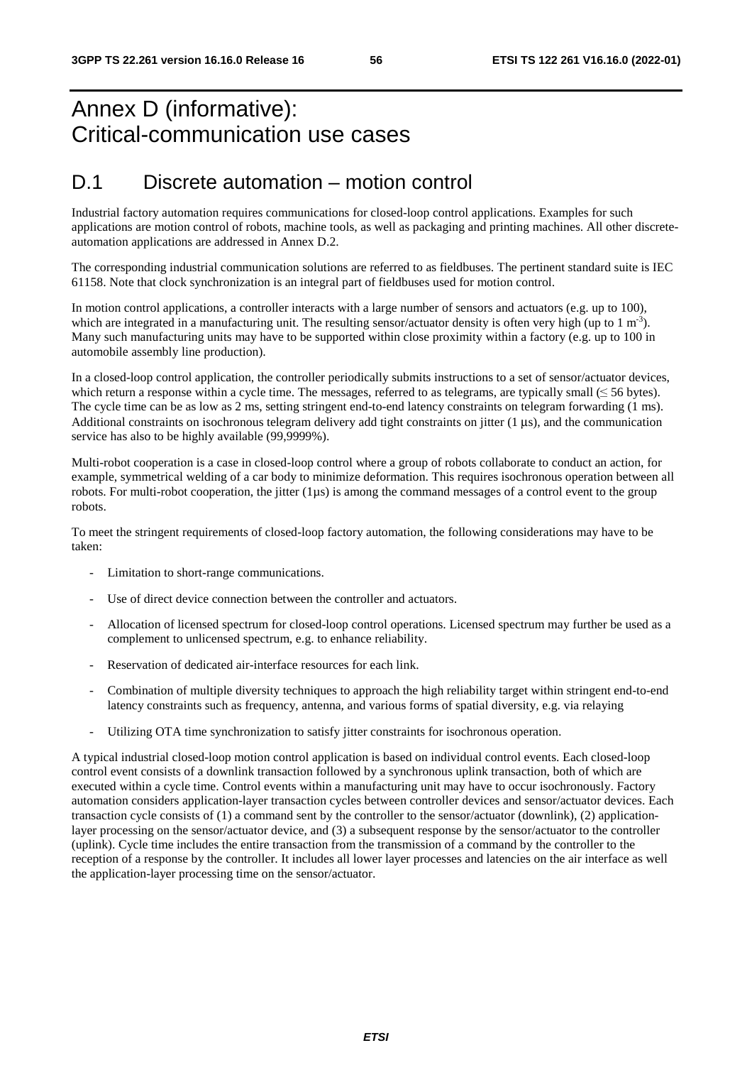# Annex D (informative): Critical-communication use cases

## D.1 Discrete automation – motion control

Industrial factory automation requires communications for closed-loop control applications. Examples for such applications are motion control of robots, machine tools, as well as packaging and printing machines. All other discrete-automation applications are addressed in Annex D.2.

The corresponding industrial communication solutions are referred to as fieldbuses. The pertinent standard suite is IEC 61158. Note that clock synchronization is an integral part of fieldbuses used for motion control.

In motion control applications, a controller interacts with a large number of sensors and actuators (e.g. up to 100), which are integrated in a manufacturing unit. The resulting sensor/actuator density is often very high (up to 1 $m^{-3}$). Many such manufacturing units may have to be supported within close proximity within a factory (e.g. up to 100 in automobile assembly line production).

In a closed-loop control application, the controller periodically submits instructions to a set of sensor/actuator devices, which return a response within a cycle time. The messages, referred to as telegrams, are typically small ($\leq$ 56 bytes). The cycle time can be as low as 2 ms, setting stringent end-to-end latency constraints on telegram forwarding (1 ms). Additional constraints on isochronous telegram delivery add tight constraints on jitter (1 µs), and the communication service has also to be highly available (99,9999%).

Multi-robot cooperation is a case in closed-loop control where a group of robots collaborate to conduct an action, for example, symmetrical welding of a car body to minimize deformation. This requires isochronous operation between all robots. For multi-robot cooperation, the jitter (1µs) is among the command messages of a control event to the group robots.

To meet the stringent requirements of closed-loop factory automation, the following considerations may have to be taken:

- Limitation to short-range communications.
- Use of direct device connection between the controller and actuators.
- Allocation of licensed spectrum for closed-loop control operations. Licensed spectrum may further be used as a complement to unlicensed spectrum, e.g. to enhance reliability.
- Reservation of dedicated air-interface resources for each link.
- Combination of multiple diversity techniques to approach the high reliability target within stringent end-to-end latency constraints such as frequency, antenna, and various forms of spatial diversity, e.g. via relaying
- Utilizing OTA time synchronization to satisfy jitter constraints for isochronous operation.

A typical industrial closed-loop motion control application is based on individual control events. Each closed-loop control event consists of a downlink transaction followed by a synchronous uplink transaction, both of which are executed within a cycle time. Control events within a manufacturing unit may have to occur isochronously. Factory automation considers application-layer transaction cycles between controller devices and sensor/actuator devices. Each transaction cycle consists of (1) a command sent by the controller to the sensor/actuator (downlink), (2) application-layer processing on the sensor/actuator device, and (3) a subsequent response by the sensor/actuator to the controller (uplink). Cycle time includes the entire transaction from the transmission of a command by the controller to the reception of a response by the controller. It includes all lower layer processes and latencies on the air interface as well the application-layer processing time on the sensor/actuator.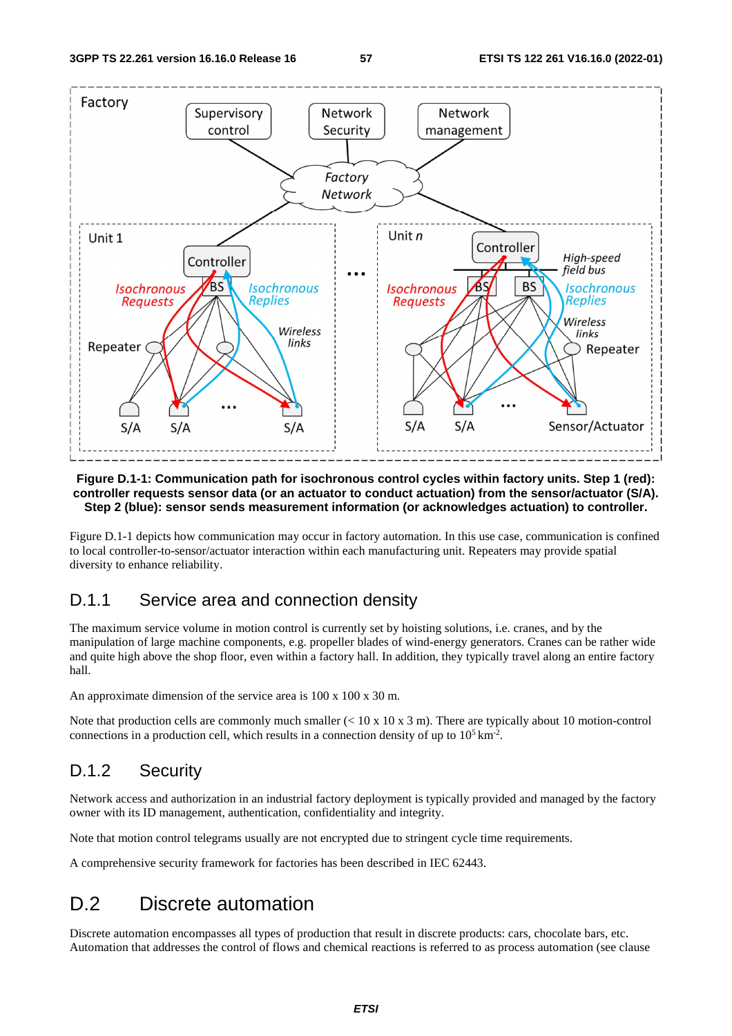**Figure D.1-1: Communication path for isochronous control cycles within factory units. Step 1 (red): controller requests sensor data (or an actuator to conduct actuation) from the sensor/actuator (S/A). Step 2 (blue): sensor sends measurement information (or acknowledges actuation) to controller.**

Figure D.1-1 depicts how communication may occur in factory automation. In this use case, communication is confined to local controller-to-sensor/actuator interaction within each manufacturing unit. Repeaters may provide spatial diversity to enhance reliability.

## D.1.1 Service area and connection density

The maximum service volume in motion control is currently set by hoisting solutions, i.e. cranes, and by the manipulation of large machine components, e.g. propeller blades of wind-energy generators. Cranes can be rather wide and quite high above the shop floor, even within a factory hall. In addition, they typically travel along an entire factory hall.

An approximate dimension of the service area is 100 x 100 x 30 m.

Note that production cells are commonly much smaller (< 10 x 10 x 3 m). There are typically about 10 motion-control connections in a production cell, which results in a connection density of up to $10^5$ $km^{-2}$.

## D.1.2 Security

Network access and authorization in an industrial factory deployment is typically provided and managed by the factory owner with its ID management, authentication, confidentiality and integrity.

Note that motion control telegrams usually are not encrypted due to stringent cycle time requirements.

A comprehensive security framework for factories has been described in IEC 62443.

# D.2 Discrete automation

Discrete automation encompasses all types of production that result in discrete products: cars, chocolate bars, etc. Automation that addresses the control of flows and chemical reactions is referred to as process automation (see clause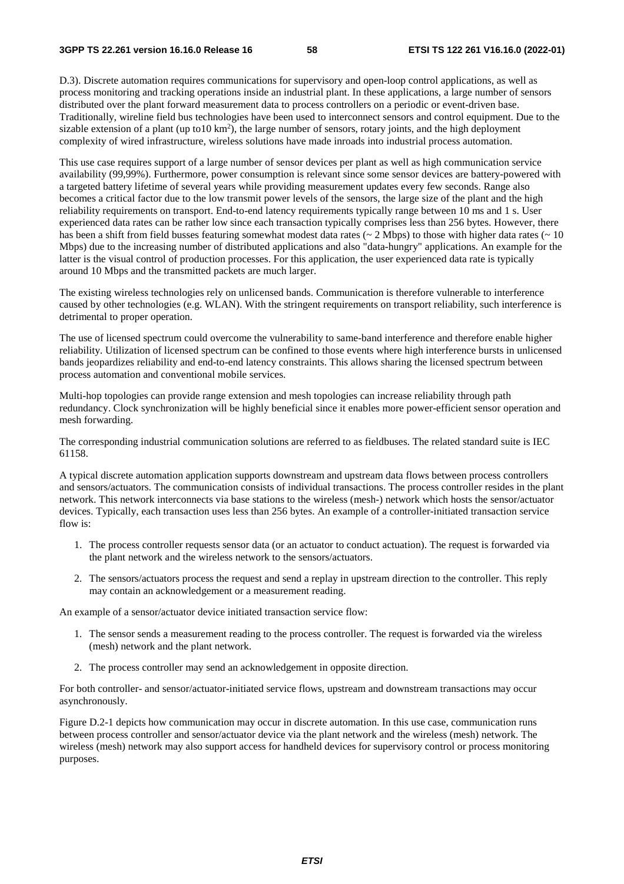D.3). Discrete automation requires communications for supervisory and open-loop control applications, as well as process monitoring and tracking operations inside an industrial plant. In these applications, a large number of sensors distributed over the plant forward measurement data to process controllers on a periodic or event-driven base. Traditionally, wireline field bus technologies have been used to interconnect sensors and control equipment. Due to the sizable extension of a plant (up to10 km$^2$), the large number of sensors, rotary joints, and the high deployment complexity of wired infrastructure, wireless solutions have made inroads into industrial process automation.

This use case requires support of a large number of sensor devices per plant as well as high communication service availability (99,99%). Furthermore, power consumption is relevant since some sensor devices are battery-powered with a targeted battery lifetime of several years while providing measurement updates every few seconds. Range also becomes a critical factor due to the low transmit power levels of the sensors, the large size of the plant and the high reliability requirements on transport. End-to-end latency requirements typically range between 10 ms and 1 s. User experienced data rates can be rather low since each transaction typically comprises less than 256 bytes. However, there has been a shift from field busses featuring somewhat modest data rates (~ 2 Mbps) to those with higher data rates (~ 10 Mbps) due to the increasing number of distributed applications and also "data-hungry" applications. An example for the latter is the visual control of production processes. For this application, the user experienced data rate is typically around 10 Mbps and the transmitted packets are much larger.

The existing wireless technologies rely on unlicensed bands. Communication is therefore vulnerable to interference caused by other technologies (e.g. WLAN). With the stringent requirements on transport reliability, such interference is detrimental to proper operation.

The use of licensed spectrum could overcome the vulnerability to same-band interference and therefore enable higher reliability. Utilization of licensed spectrum can be confined to those events where high interference bursts in unlicensed bands jeopardizes reliability and end-to-end latency constraints. This allows sharing the licensed spectrum between process automation and conventional mobile services.

Multi-hop topologies can provide range extension and mesh topologies can increase reliability through path redundancy. Clock synchronization will be highly beneficial since it enables more power-efficient sensor operation and mesh forwarding.

The corresponding industrial communication solutions are referred to as fieldbuses. The related standard suite is IEC 61158.

A typical discrete automation application supports downstream and upstream data flows between process controllers and sensors/actuators. The communication consists of individual transactions. The process controller resides in the plant network. This network interconnects via base stations to the wireless (mesh-) network which hosts the sensor/actuator devices. Typically, each transaction uses less than 256 bytes. An example of a controller-initiated transaction service flow is:

1. The process controller requests sensor data (or an actuator to conduct actuation). The request is forwarded via the plant network and the wireless network to the sensors/actuators.
2. The sensors/actuators process the request and send a replay in upstream direction to the controller. This reply may contain an acknowledgement or a measurement reading.

An example of a sensor/actuator device initiated transaction service flow:

1. The sensor sends a measurement reading to the process controller. The request is forwarded via the wireless (mesh) network and the plant network.
2. The process controller may send an acknowledgement in opposite direction.

For both controller- and sensor/actuator-initiated service flows, upstream and downstream transactions may occur asynchronously.

Figure D.2-1 depicts how communication may occur in discrete automation. In this use case, communication runs between process controller and sensor/actuator device via the plant network and the wireless (mesh) network. The wireless (mesh) network may also support access for handheld devices for supervisory control or process monitoring purposes.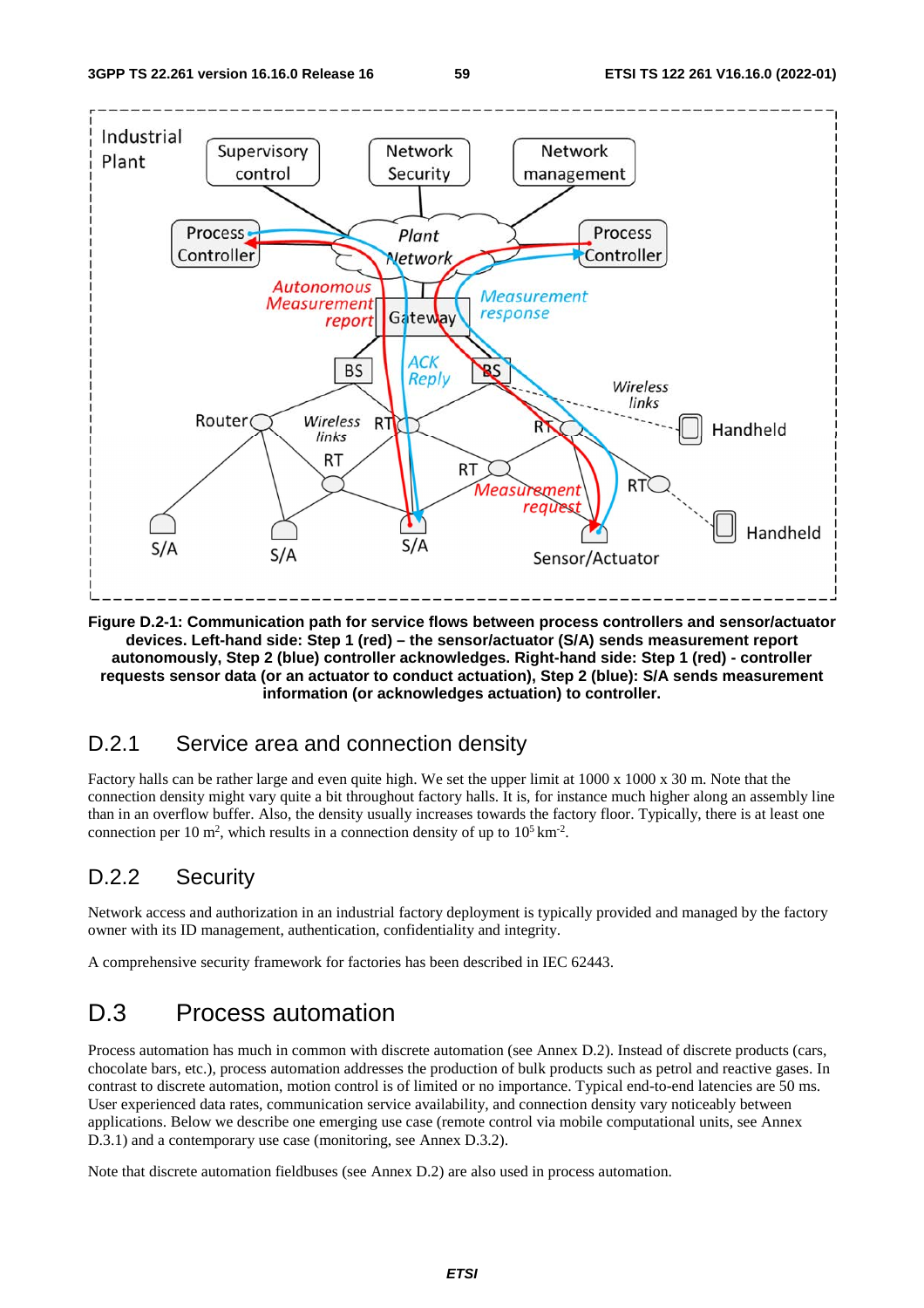**Figure D.2-1: Communication path for service flows between process controllers and sensor/actuator devices. Left-hand side: Step 1 (red) – the sensor/actuator (S/A) sends measurement report autonomously, Step 2 (blue) controller acknowledges. Right-hand side: Step 1 (red) - controller requests sensor data (or an actuator to conduct actuation), Step 2 (blue): S/A sends measurement information (or acknowledges actuation) to controller.**

## D.2.1 Service area and connection density

Factory halls can be rather large and even quite high. We set the upper limit at 1000 x 1000 x 30 m. Note that the connection density might vary quite a bit throughout factory halls. It is, for instance much higher along an assembly line than in an overflow buffer. Also, the density usually increases towards the factory floor. Typically, there is at least one connection per 10 $m^2$, which results in a connection density of up to $10^5$ $km^{-2}$.

## D.2.2 Security

Network access and authorization in an industrial factory deployment is typically provided and managed by the factory owner with its ID management, authentication, confidentiality and integrity.

A comprehensive security framework for factories has been described in IEC 62443.

# D.3 Process automation

Process automation has much in common with discrete automation (see Annex D.2). Instead of discrete products (cars, chocolate bars, etc.), process automation addresses the production of bulk products such as petrol and reactive gases. In contrast to discrete automation, motion control is of limited or no importance. Typical end-to-end latencies are 50 ms. User experienced data rates, communication service availability, and connection density vary noticeably between applications. Below we describe one emerging use case (remote control via mobile computational units, see Annex D.3.1) and a contemporary use case (monitoring, see Annex D.3.2).

Note that discrete automation fieldbuses (see Annex D.2) are also used in process automation.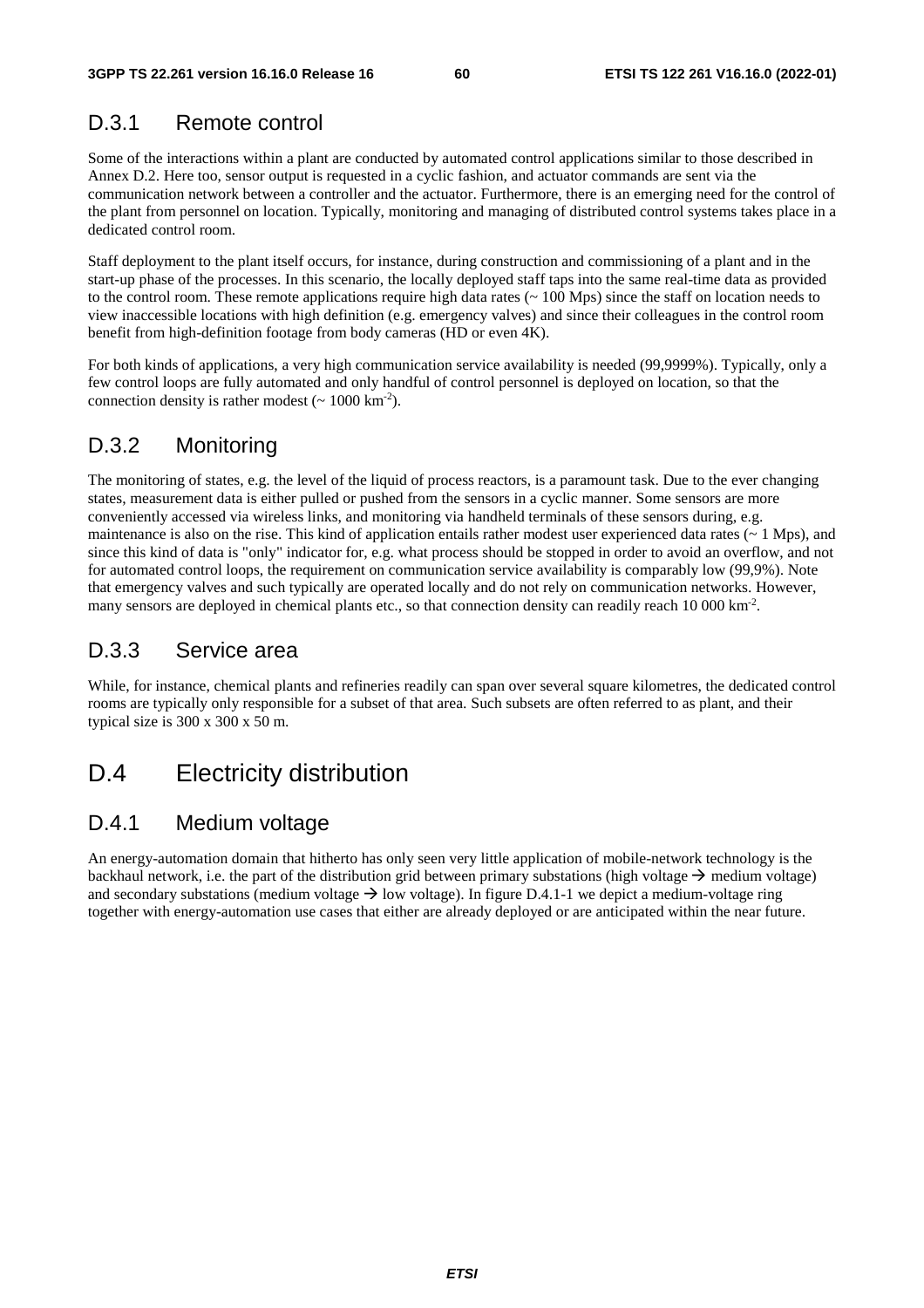### D.3.1 Remote control

Some of the interactions within a plant are conducted by automated control applications similar to those described in Annex D.2. Here too, sensor output is requested in a cyclic fashion, and actuator commands are sent via the communication network between a controller and the actuator. Furthermore, there is an emerging need for the control of the plant from personnel on location. Typically, monitoring and managing of distributed control systems takes place in a dedicated control room.

Staff deployment to the plant itself occurs, for instance, during construction and commissioning of a plant and in the start-up phase of the processes. In this scenario, the locally deployed staff taps into the same real-time data as provided to the control room. These remote applications require high data rates (~ 100 Mps) since the staff on location needs to view inaccessible locations with high definition (e.g. emergency valves) and since their colleagues in the control room benefit from high-definition footage from body cameras (HD or even 4K).

For both kinds of applications, a very high communication service availability is needed (99,9999%). Typically, only a few control loops are fully automated and only handful of control personnel is deployed on location, so that the connection density is rather modest (~ 1000 km$^{-2}$).

### D.3.2 Monitoring

The monitoring of states, e.g. the level of the liquid of process reactors, is a paramount task. Due to the ever changing states, measurement data is either pulled or pushed from the sensors in a cyclic manner. Some sensors are more conveniently accessed via wireless links, and monitoring via handheld terminals of these sensors during, e.g. maintenance is also on the rise. This kind of application entails rather modest user experienced data rates (~ 1 Mps), and since this kind of data is "only" indicator for, e.g. what process should be stopped in order to avoid an overflow, and not for automated control loops, the requirement on communication service availability is comparably low (99,9%). Note that emergency valves and such typically are operated locally and do not rely on communication networks. However, many sensors are deployed in chemical plants etc., so that connection density can readily reach 10 000 km$^{-2}$.

### D.3.3 Service area

While, for instance, chemical plants and refineries readily can span over several square kilometres, the dedicated control rooms are typically only responsible for a subset of that area. Such subsets are often referred to as plant, and their typical size is 300 x 300 x 50 m.

## D.4 Electricity distribution

### D.4.1 Medium voltage

An energy-automation domain that hitherto has only seen very little application of mobile-network technology is the backhaul network, i.e. the part of the distribution grid between primary substations (high voltage → medium voltage) and secondary substations (medium voltage → low voltage). In figure D.4.1-1 we depict a medium-voltage ring together with energy-automation use cases that either are already deployed or are anticipated within the near future.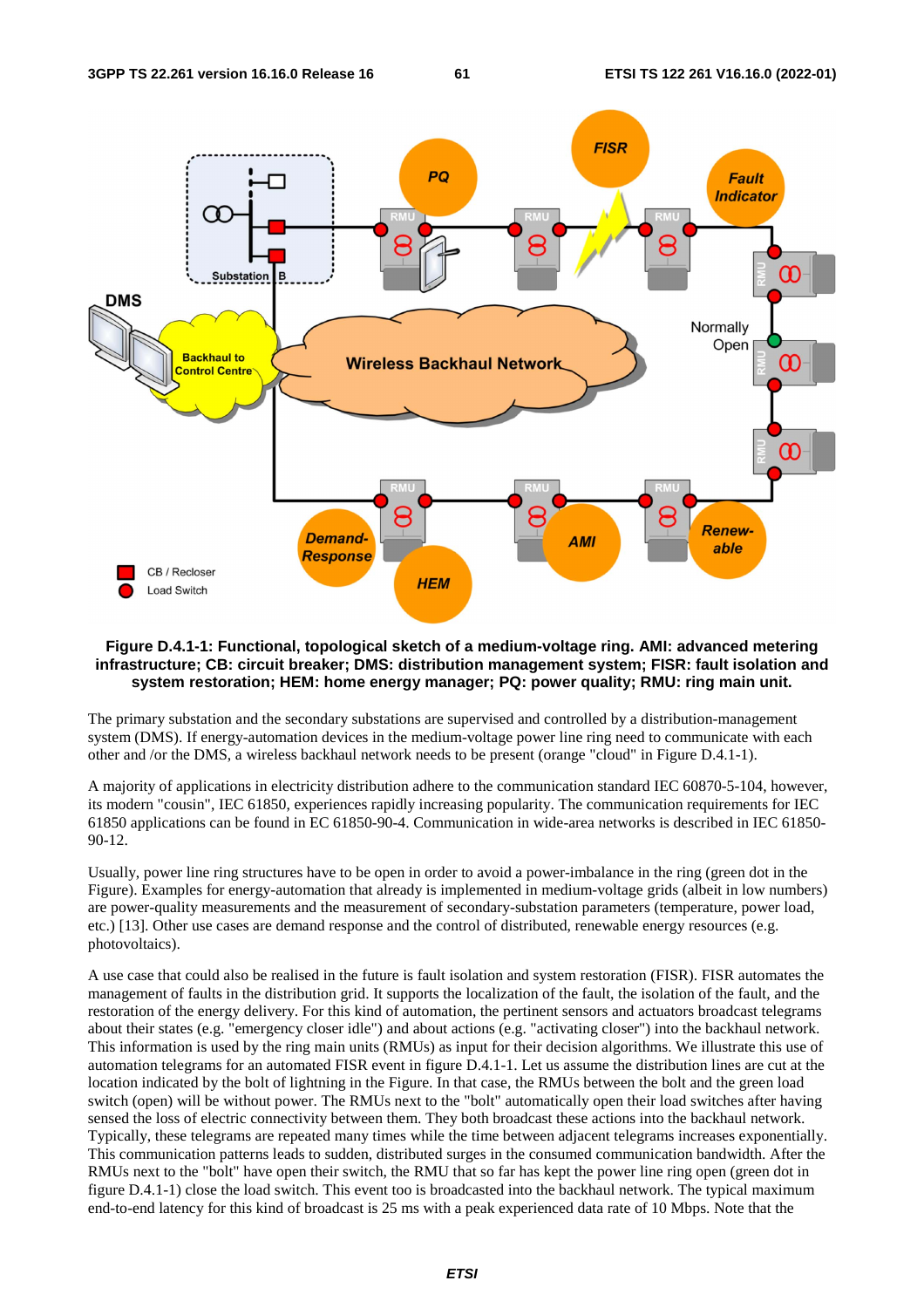**Figure D.4.1-1: Functional, topological sketch of a medium-voltage ring. AMI: advanced metering infrastructure; CB: circuit breaker; DMS: distribution management system; FISR: fault isolation and system restoration; HEM: home energy manager; PQ: power quality; RMU: ring main unit.**

The primary substation and the secondary substations are supervised and controlled by a distribution-management system (DMS). If energy-automation devices in the medium-voltage power line ring need to communicate with each other and /or the DMS, a wireless backhaul network needs to be present (orange "cloud" in Figure D.4.1-1).

A majority of applications in electricity distribution adhere to the communication standard IEC 60870-5-104, however, its modern "cousin", IEC 61850, experiences rapidly increasing popularity. The communication requirements for IEC 61850 applications can be found in EC 61850-90-4. Communication in wide-area networks is described in IEC 61850-90-12.

Usually, power line ring structures have to be open in order to avoid a power-imbalance in the ring (green dot in the Figure). Examples for energy-automation that already is implemented in medium-voltage grids (albeit in low numbers) are power-quality measurements and the measurement of secondary-substation parameters (temperature, power load, etc.) [13]. Other use cases are demand response and the control of distributed, renewable energy resources (e.g. photovoltaics).

A use case that could also be realised in the future is fault isolation and system restoration (FISR). FISR automates the management of faults in the distribution grid. It supports the localization of the fault, the isolation of the fault, and the restoration of the energy delivery. For this kind of automation, the pertinent sensors and actuators broadcast telegrams about their states (e.g. "emergency closer idle") and about actions (e.g. "activating closer") into the backhaul network. This information is used by the ring main units (RMUs) as input for their decision algorithms. We illustrate this use of automation telegrams for an automated FISR event in figure D.4.1-1. Let us assume the distribution lines are cut at the location indicated by the bolt of lightning in the Figure. In that case, the RMUs between the bolt and the green load switch (open) will be without power. The RMUs next to the "bolt" automatically open their load switches after having sensed the loss of electric connectivity between them. They both broadcast these actions into the backhaul network. Typically, these telegrams are repeated many times while the time between adjacent telegrams increases exponentially. This communication patterns leads to sudden, distributed surges in the consumed communication bandwidth. After the RMUs next to the "bolt" have open their switch, the RMU that so far has kept the power line ring open (green dot in figure D.4.1-1) close the load switch. This event too is broadcasted into the backhaul network. The typical maximum end-to-end latency for this kind of broadcast is 25 ms with a peak experienced data rate of 10 Mbps. Note that the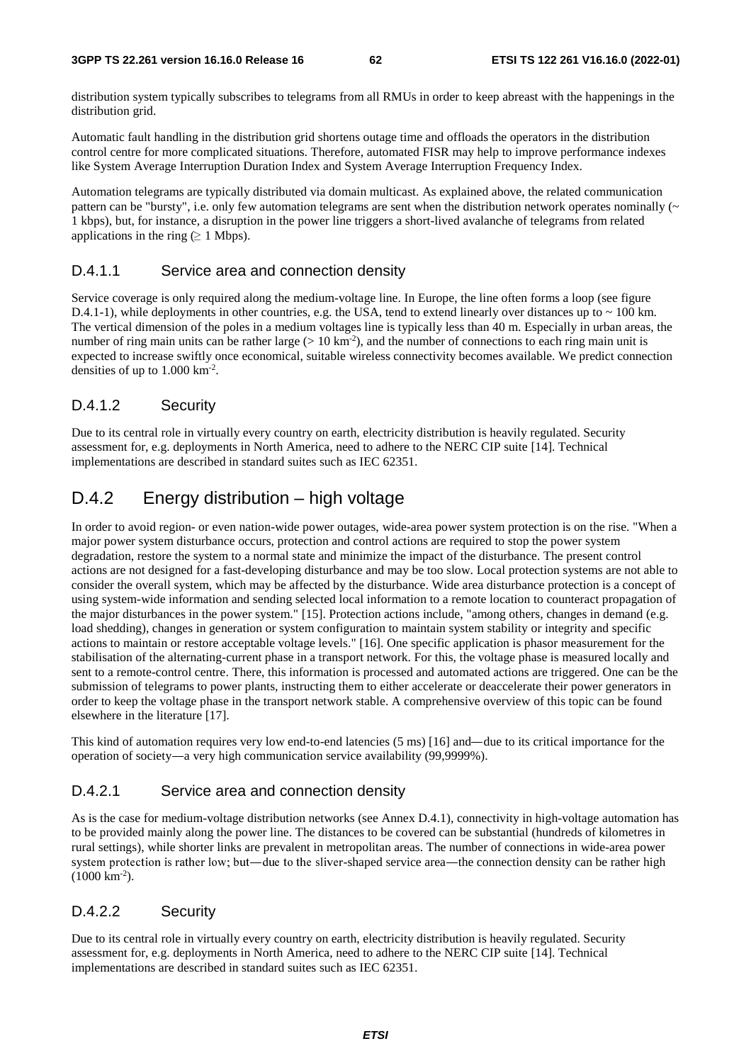distribution system typically subscribes to telegrams from all RMUs in order to keep abreast with the happenings in the distribution grid.

Automatic fault handling in the distribution grid shortens outage time and offloads the operators in the distribution control centre for more complicated situations. Therefore, automated FISR may help to improve performance indexes like System Average Interruption Duration Index and System Average Interruption Frequency Index.

Automation telegrams are typically distributed via domain multicast. As explained above, the related communication pattern can be "bursty", i.e. only few automation telegrams are sent when the distribution network operates nominally (~ 1 kbps), but, for instance, a disruption in the power line triggers a short-lived avalanche of telegrams from related applications in the ring (≥ 1 Mbps).

### D.4.1.1 Service area and connection density

Service coverage is only required along the medium-voltage line. In Europe, the line often forms a loop (see figure D.4.1-1), while deployments in other countries, e.g. the USA, tend to extend linearly over distances up to ~ 100 km. The vertical dimension of the poles in a medium voltages line is typically less than 40 m. Especially in urban areas, the number of ring main units can be rather large (> 10 km$^{-2}$), and the number of connections to each ring main unit is expected to increase swiftly once economical, suitable wireless connectivity becomes available. We predict connection densities of up to 1.000 km$^{-2}$.

### D.4.1.2 Security

Due to its central role in virtually every country on earth, electricity distribution is heavily regulated. Security assessment for, e.g. deployments in North America, need to adhere to the NERC CIP suite [14]. Technical implementations are described in standard suites such as IEC 62351.

## D.4.2 Energy distribution – high voltage

In order to avoid region- or even nation-wide power outages, wide-area power system protection is on the rise. "When a major power system disturbance occurs, protection and control actions are required to stop the power system degradation, restore the system to a normal state and minimize the impact of the disturbance. The present control actions are not designed for a fast-developing disturbance and may be too slow. Local protection systems are not able to consider the overall system, which may be affected by the disturbance. Wide area disturbance protection is a concept of using system-wide information and sending selected local information to a remote location to counteract propagation of the major disturbances in the power system." [15]. Protection actions include, "among others, changes in demand (e.g. load shedding), changes in generation or system configuration to maintain system stability or integrity and specific actions to maintain or restore acceptable voltage levels." [16]. One specific application is phasor measurement for the stabilisation of the alternating-current phase in a transport network. For this, the voltage phase is measured locally and sent to a remote-control centre. There, this information is processed and automated actions are triggered. One can be the submission of telegrams to power plants, instructing them to either accelerate or deaccelerate their power generators in order to keep the voltage phase in the transport network stable. A comprehensive overview of this topic can be found elsewhere in the literature [17].

This kind of automation requires very low end-to-end latencies (5 ms) [16] and—due to its critical importance for the operation of society—a very high communication service availability (99,9999%).

### D.4.2.1 Service area and connection density

As is the case for medium-voltage distribution networks (see Annex D.4.1), connectivity in high-voltage automation has to be provided mainly along the power line. The distances to be covered can be substantial (hundreds of kilometres in rural settings), while shorter links are prevalent in metropolitan areas. The number of connections in wide-area power system protection is rather low; but—due to the sliver-shaped service area—the connection density can be rather high (1000 km$^{-2}$).

### D.4.2.2 Security

Due to its central role in virtually every country on earth, electricity distribution is heavily regulated. Security assessment for, e.g. deployments in North America, need to adhere to the NERC CIP suite [14]. Technical implementations are described in standard suites such as IEC 62351.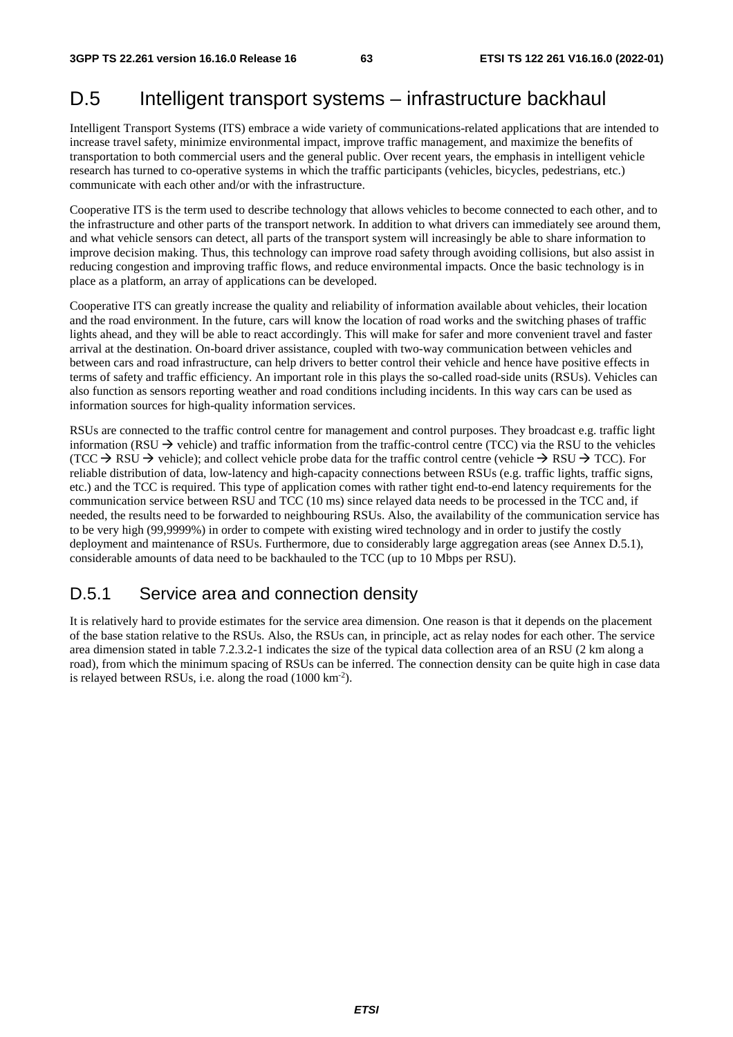# D.5 Intelligent transport systems – infrastructure backhaul

Intelligent Transport Systems (ITS) embrace a wide variety of communications-related applications that are intended to increase travel safety, minimize environmental impact, improve traffic management, and maximize the benefits of transportation to both commercial users and the general public. Over recent years, the emphasis in intelligent vehicle research has turned to co-operative systems in which the traffic participants (vehicles, bicycles, pedestrians, etc.) communicate with each other and/or with the infrastructure.

Cooperative ITS is the term used to describe technology that allows vehicles to become connected to each other, and to the infrastructure and other parts of the transport network. In addition to what drivers can immediately see around them, and what vehicle sensors can detect, all parts of the transport system will increasingly be able to share information to improve decision making. Thus, this technology can improve road safety through avoiding collisions, but also assist in reducing congestion and improving traffic flows, and reduce environmental impacts. Once the basic technology is in place as a platform, an array of applications can be developed.

Cooperative ITS can greatly increase the quality and reliability of information available about vehicles, their location and the road environment. In the future, cars will know the location of road works and the switching phases of traffic lights ahead, and they will be able to react accordingly. This will make for safer and more convenient travel and faster arrival at the destination. On-board driver assistance, coupled with two-way communication between vehicles and between cars and road infrastructure, can help drivers to better control their vehicle and hence have positive effects in terms of safety and traffic efficiency. An important role in this plays the so-called road-side units (RSUs). Vehicles can also function as sensors reporting weather and road conditions including incidents. In this way cars can be used as information sources for high-quality information services.

RSUs are connected to the traffic control centre for management and control purposes. They broadcast e.g. traffic light information (RSU → vehicle) and traffic information from the traffic-control centre (TCC) via the RSU to the vehicles (TCC → RSU → vehicle); and collect vehicle probe data for the traffic control centre (vehicle → RSU → TCC). For reliable distribution of data, low-latency and high-capacity connections between RSUs (e.g. traffic lights, traffic signs, etc.) and the TCC is required. This type of application comes with rather tight end-to-end latency requirements for the communication service between RSU and TCC (10 ms) since relayed data needs to be processed in the TCC and, if needed, the results need to be forwarded to neighbouring RSUs. Also, the availability of the communication service has to be very high (99,9999%) in order to compete with existing wired technology and in order to justify the costly deployment and maintenance of RSUs. Furthermore, due to considerably large aggregation areas (see Annex D.5.1), considerable amounts of data need to be backhauled to the TCC (up to 10 Mbps per RSU).

## D.5.1 Service area and connection density

It is relatively hard to provide estimates for the service area dimension. One reason is that it depends on the placement of the base station relative to the RSUs. Also, the RSUs can, in principle, act as relay nodes for each other. The service area dimension stated in table 7.2.3.2-1 indicates the size of the typical data collection area of an RSU (2 km along a road), from which the minimum spacing of RSUs can be inferred. The connection density can be quite high in case data is relayed between RSUs, i.e. along the road (1000 km$^{-2}$).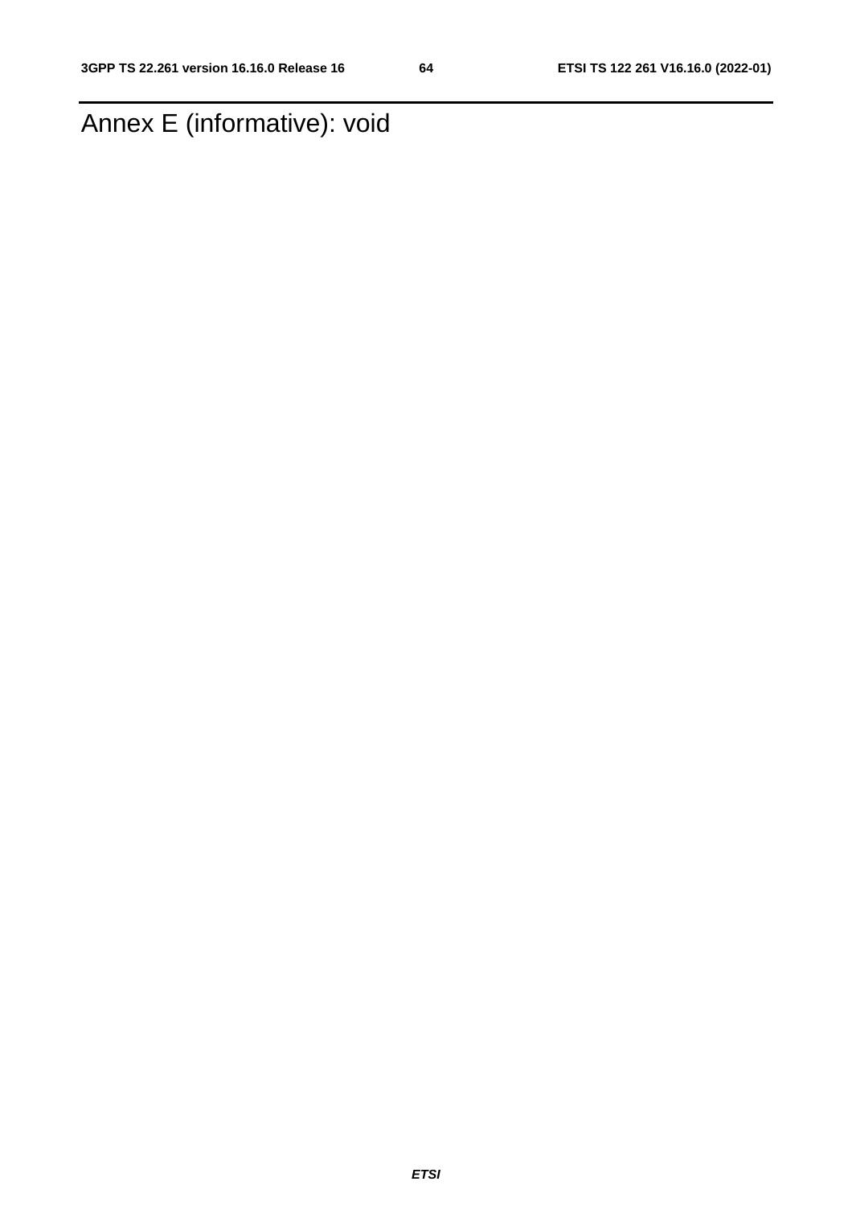# Annex E (informative): void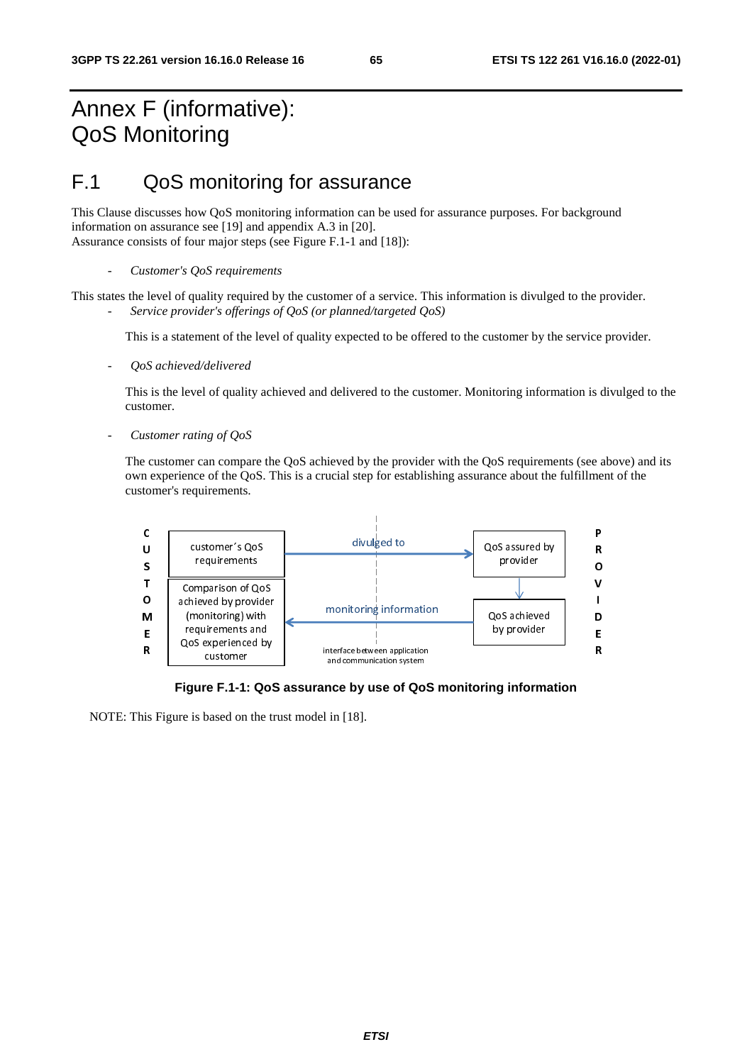# Annex F (informative): QoS Monitoring

## F.1 QoS monitoring for assurance

This Clause discusses how QoS monitoring information can be used for assurance purposes. For background information on assurance see [19] and appendix A.3 in [20].
Assurance consists of four major steps (see Figure F.1-1 and [18]):

- *Customer's QoS requirements*

This states the level of quality required by the customer of a service. This information is divulged to the provider.

- *Service provider's offerings of QoS (or planned/targeted QoS)*

  This is a statement of the level of quality expected to be offered to the customer by the service provider.

- *QoS achieved/delivered*

  This is the level of quality achieved and delivered to the customer. Monitoring information is divulged to the customer.

- *Customer rating of QoS*

  The customer can compare the QoS achieved by the provider with the QoS requirements (see above) and its own experience of the QoS. This is a crucial step for establishing assurance about the fulfillment of the customer's requirements.

CUSTOMER | customer´s QoS requirements | divulged to → | QoS assured by provider | PROVIDER

CUSTOMER | Comparison of QoS achieved by provider (monitoring) with requirements and QoS experienced by customer | ← monitoring information | QoS achieved by provider | PROVIDER

interface between application and communication system

**Figure F.1-1: QoS assurance by use of QoS monitoring information**

NOTE: This Figure is based on the trust model in [18].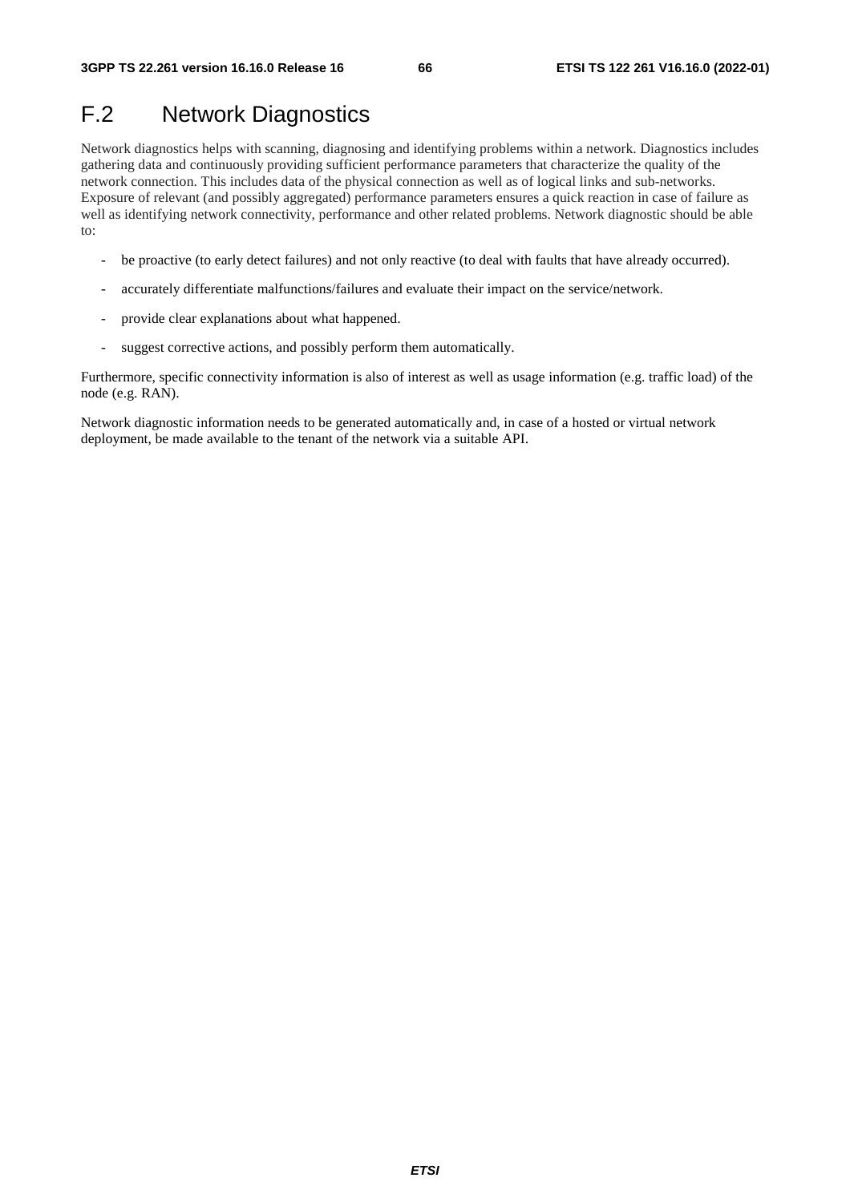# F.2 Network Diagnostics

Network diagnostics helps with scanning, diagnosing and identifying problems within a network. Diagnostics includes gathering data and continuously providing sufficient performance parameters that characterize the quality of the network connection. This includes data of the physical connection as well as of logical links and sub-networks. Exposure of relevant (and possibly aggregated) performance parameters ensures a quick reaction in case of failure as well as identifying network connectivity, performance and other related problems. Network diagnostic should be able to:

- be proactive (to early detect failures) and not only reactive (to deal with faults that have already occurred).
- accurately differentiate malfunctions/failures and evaluate their impact on the service/network.
- provide clear explanations about what happened.
- suggest corrective actions, and possibly perform them automatically.

Furthermore, specific connectivity information is also of interest as well as usage information (e.g. traffic load) of the node (e.g. RAN).

Network diagnostic information needs to be generated automatically and, in case of a hosted or virtual network deployment, be made available to the tenant of the network via a suitable API.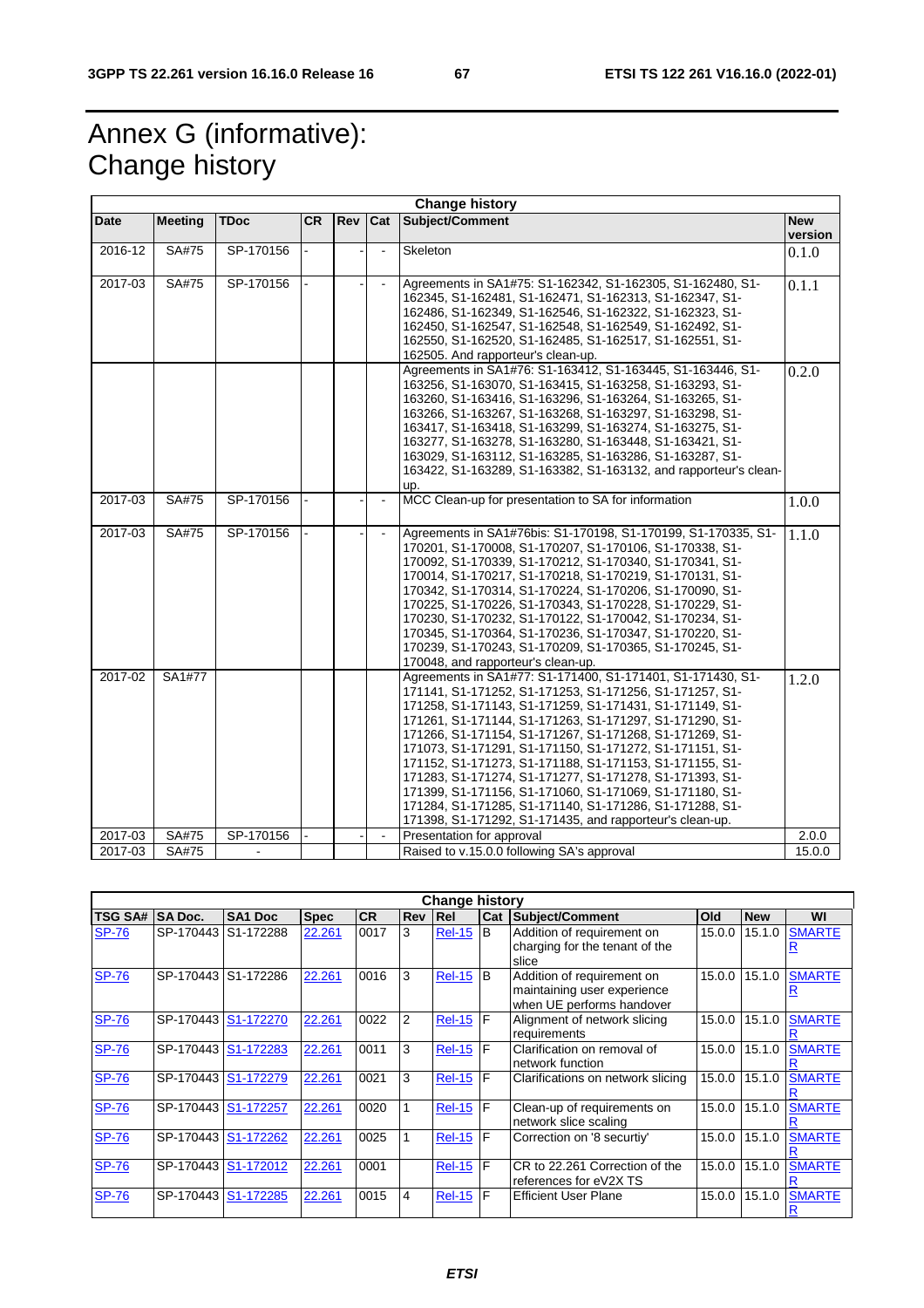# Annex G (informative): Change history

| Change history | | | | | | | |
|---|---|---|---|---|---|---|---|
| **Date** | **Meeting** | **TDoc** | **CR** | **Rev** | **Cat** | **Subject/Comment** | **New version** |
| 2016-12 | SA#75 | SP-170156 | - | - | - | Skeleton | 0.1.0 |
| 2017-03 | SA#75 | SP-170156 | - | - | - | Agreements in SA1#75: S1-162342, S1-162305, S1-162480, S1-162345, S1-162481, S1-162471, S1-162313, S1-162347, S1-162486, S1-162349, S1-162546, S1-162322, S1-162323, S1-162450, S1-162547, S1-162548, S1-162549, S1-162492, S1-162550, S1-162520, S1-162485, S1-162517, S1-162551, S1-162505. And rapporteur's clean-up. | 0.1.1 |
| | | | | | | Agreements in SA1#76: S1-163412, S1-163445, S1-163446, S1-163256, S1-163070, S1-163415, S1-163258, S1-163293, S1-163260, S1-163416, S1-163296, S1-163264, S1-163265, S1-163266, S1-163267, S1-163268, S1-163297, S1-163298, S1-163417, S1-163418, S1-163299, S1-163274, S1-163275, S1-163277, S1-163278, S1-163280, S1-163448, S1-163421, S1-163029, S1-163112, S1-163285, S1-163286, S1-163287, S1-163422, S1-163289, S1-163382, S1-163132, and rapporteur's clean-up. | 0.2.0 |
| 2017-03 | SA#75 | SP-170156 | - | - | - | MCC Clean-up for presentation to SA for information | 1.0.0 |
| 2017-03 | SA#75 | SP-170156 | - | - | - | Agreements in SA1#76bis: S1-170198, S1-170199, S1-170335, S1-170201, S1-170008, S1-170207, S1-170106, S1-170338, S1-170092, S1-170339, S1-170212, S1-170340, S1-170341, S1-170014, S1-170217, S1-170218, S1-170219, S1-170131, S1-170342, S1-170314, S1-170224, S1-170206, S1-170090, S1-170225, S1-170226, S1-170343, S1-170228, S1-170229, S1-170230, S1-170232, S1-170122, S1-170042, S1-170234, S1-170345, S1-170364, S1-170236, S1-170347, S1-170220, S1-170239, S1-170243, S1-170209, S1-170365, S1-170245, S1-170048, and rapporteur's clean-up. | 1.1.0 |
| 2017-02 | SA1#77 | | | | | Agreements in SA1#77: S1-171400, S1-171401, S1-171430, S1-171141, S1-171252, S1-171253, S1-171256, S1-171257, S1-171258, S1-171143, S1-171259, S1-171431, S1-171149, S1-171261, S1-171144, S1-171263, S1-171297, S1-171290, S1-171266, S1-171154, S1-171267, S1-171268, S1-171269, S1-171073, S1-171291, S1-171150, S1-171272, S1-171151, S1-171152, S1-171273, S1-171188, S1-171153, S1-171155, S1-171283, S1-171274, S1-171277, S1-171278, S1-171393, S1-171399, S1-171156, S1-171060, S1-171069, S1-171180, S1-171284, S1-171285, S1-171140, S1-171286, S1-171288, S1-171398, S1-171292, S1-171435, and rapporteur's clean-up. | 1.2.0 |
| 2017-03 | SA#75 | SP-170156 | - | - | - | Presentation for approval | 2.0.0 |
| 2017-03 | SA#75 | - | | | | Raised to v.15.0.0 following SA's approval | 15.0.0 |

| Change history | | | | | | | | | | | |
|---|---|---|---|---|---|---|---|---|---|---|---|
| **TSG SA#** | **SA Doc.** | **SA1 Doc** | **Spec** | **CR** | **Rev** | **Rel** | **Cat** | **Subject/Comment** | **Old** | **New** | **WI** |
| SP-76 | SP-170443 | S1-172288 | 22.261 | 0017 | 3 | Rel-15 | B | Addition of requirement on charging for the tenant of the slice | 15.0.0 | 15.1.0 | SMARTER |
| SP-76 | SP-170443 | S1-172286 | 22.261 | 0016 | 3 | Rel-15 | B | Addition of requirement on maintaining user experience when UE performs handover | 15.0.0 | 15.1.0 | SMARTER |
| SP-76 | SP-170443 | S1-172270 | 22.261 | 0022 | 2 | Rel-15 | F | Alignment of network slicing requirements | 15.0.0 | 15.1.0 | SMARTER |
| SP-76 | SP-170443 | S1-172283 | 22.261 | 0011 | 3 | Rel-15 | F | Clarification on removal of network function | 15.0.0 | 15.1.0 | SMARTER |
| SP-76 | SP-170443 | S1-172279 | 22.261 | 0021 | 3 | Rel-15 | F | Clarifications on network slicing | 15.0.0 | 15.1.0 | SMARTER |
| SP-76 | SP-170443 | S1-172257 | 22.261 | 0020 | 1 | Rel-15 | F | Clean-up of requirements on network slice scaling | 15.0.0 | 15.1.0 | SMARTER |
| SP-76 | SP-170443 | S1-172262 | 22.261 | 0025 | 1 | Rel-15 | F | Correction on '8 securtiy' | 15.0.0 | 15.1.0 | SMARTER |
| SP-76 | SP-170443 | S1-172012 | 22.261 | 0001 | | Rel-15 | F | CR to 22.261 Correction of the references for eV2X TS | 15.0.0 | 15.1.0 | SMARTER |
| SP-76 | SP-170443 | S1-172285 | 22.261 | 0015 | 4 | Rel-15 | F | Efficient User Plane | 15.0.0 | 15.1.0 | SMARTER |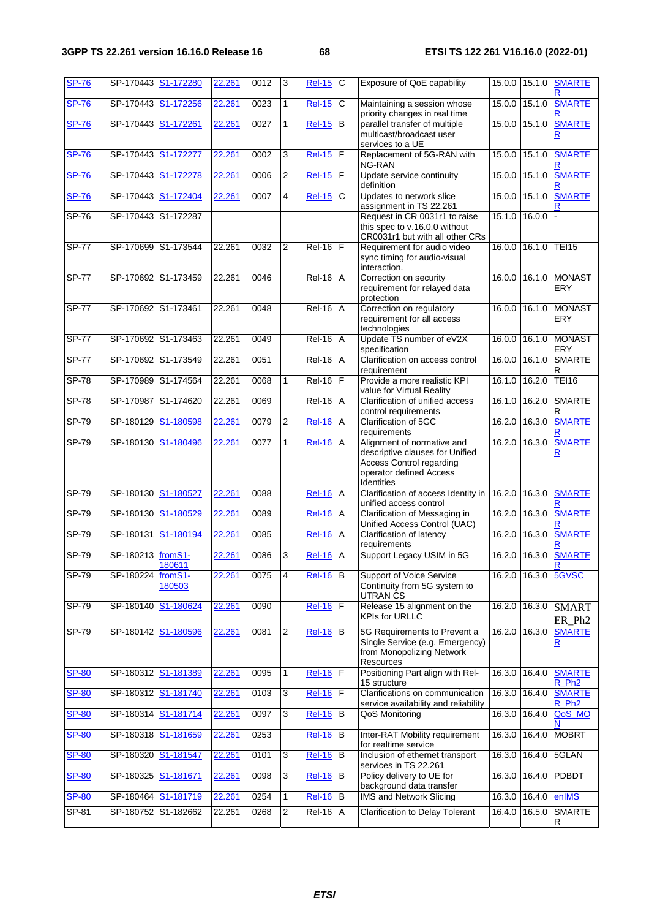| SP-76 | SP-170443 | S1-172280 | 22.261 | 0012 | 3 | Rel-15 | C | Exposure of QoE capability | 15.0.0 | 15.1.0 | SMARTER |
|---|---|---|---|---|---|---|---|---|---|---|---|
| SP-76 | SP-170443 | S1-172256 | 22.261 | 0023 | 1 | Rel-15 | C | Maintaining a session whose priority changes in real time | 15.0.0 | 15.1.0 | SMARTER |
| SP-76 | SP-170443 | S1-172261 | 22.261 | 0027 | 1 | Rel-15 | B | parallel transfer of multiple multicast/broadcast user services to a UE | 15.0.0 | 15.1.0 | SMARTER |
| SP-76 | SP-170443 | S1-172277 | 22.261 | 0002 | 3 | Rel-15 | F | Replacement of 5G-RAN with NG-RAN | 15.0.0 | 15.1.0 | SMARTER |
| SP-76 | SP-170443 | S1-172278 | 22.261 | 0006 | 2 | Rel-15 | F | Update service continuity definition | 15.0.0 | 15.1.0 | SMARTER |
| SP-76 | SP-170443 | S1-172404 | 22.261 | 0007 | 4 | Rel-15 | C | Updates to network slice assignment in TS 22.261 | 15.0.0 | 15.1.0 | SMARTER |
| SP-76 | SP-170443 | S1-172287 | | | | | | Request in CR 0031r1 to raise this spec to v.16.0.0 without CR0031r1 but with all other CRs | 15.1.0 | 16.0.0 | - |
| SP-77 | SP-170699 | S1-173544 | 22.261 | 0032 | 2 | Rel-16 | F | Requirement for audio video sync timing for audio-visual interaction. | 16.0.0 | 16.1.0 | TEI15 |
| SP-77 | SP-170692 | S1-173459 | 22.261 | 0046 | | Rel-16 | A | Correction on security requirement for relayed data protection | 16.0.0 | 16.1.0 | MONASTERY |
| SP-77 | SP-170692 | S1-173461 | 22.261 | 0048 | | Rel-16 | A | Correction on regulatory requirement for all access technologies | 16.0.0 | 16.1.0 | MONASTERY |
| SP-77 | SP-170692 | S1-173463 | 22.261 | 0049 | | Rel-16 | A | Update TS number of eV2X specification | 16.0.0 | 16.1.0 | MONASTERY |
| SP-77 | SP-170692 | S1-173549 | 22.261 | 0051 | | Rel-16 | A | Clarification on access control requirement | 16.0.0 | 16.1.0 | SMARTER |
| SP-78 | SP-170989 | S1-174564 | 22.261 | 0068 | 1 | Rel-16 | F | Provide a more realistic KPI value for Virtual Reality | 16.1.0 | 16.2.0 | TEI16 |
| SP-78 | SP-170987 | S1-174620 | 22.261 | 0069 | | Rel-16 | A | Clarification of unified access control requirements | 16.1.0 | 16.2.0 | SMARTER |
| SP-79 | SP-180129 | S1-180598 | 22.261 | 0079 | 2 | Rel-16 | A | Clarification of 5GC requirements | 16.2.0 | 16.3.0 | SMARTER |
| SP-79 | SP-180130 | S1-180496 | 22.261 | 0077 | 1 | Rel-16 | A | Alignment of normative and descriptive clauses for Unified Access Control regarding operator defined Access Identities | 16.2.0 | 16.3.0 | SMARTER |
| SP-79 | SP-180130 | S1-180527 | 22.261 | 0088 | | Rel-16 | A | Clarification of access Identity in unified access control | 16.2.0 | 16.3.0 | SMARTER |
| SP-79 | SP-180130 | S1-180529 | 22.261 | 0089 | | Rel-16 | A | Clarification of Messaging in Unified Access Control (UAC) | 16.2.0 | 16.3.0 | SMARTER |
| SP-79 | SP-180131 | S1-180194 | 22.261 | 0085 | | Rel-16 | A | Clarification of latency requirements | 16.2.0 | 16.3.0 | SMARTER |
| SP-79 | SP-180213 | fromS1-180611 | 22.261 | 0086 | 3 | Rel-16 | A | Support Legacy USIM in 5G | 16.2.0 | 16.3.0 | SMARTER |
| SP-79 | SP-180224 | fromS1-180503 | 22.261 | 0075 | 4 | Rel-16 | B | Support of Voice Service Continuity from 5G system to UTRAN CS | 16.2.0 | 16.3.0 | 5GVSC |
| SP-79 | SP-180140 | S1-180624 | 22.261 | 0090 | | Rel-16 | F | Release 15 alignment on the KPIs for URLLC | 16.2.0 | 16.3.0 | SMARTER_Ph2 |
| SP-79 | SP-180142 | S1-180596 | 22.261 | 0081 | 2 | Rel-16 | B | 5G Requirements to Prevent a Single Service (e.g. Emergency) from Monopolizing Network Resources | 16.2.0 | 16.3.0 | SMARTER |
| SP-80 | SP-180312 | S1-181389 | 22.261 | 0095 | 1 | Rel-16 | F | Positioning Part align with Rel-15 structure | 16.3.0 | 16.4.0 | SMARTER_Ph2 |
| SP-80 | SP-180312 | S1-181740 | 22.261 | 0103 | 3 | Rel-16 | F | Clarifications on communication service availability and reliability | 16.3.0 | 16.4.0 | SMARTER_Ph2 |
| SP-80 | SP-180314 | S1-181714 | 22.261 | 0097 | 3 | Rel-16 | B | QoS Monitoring | 16.3.0 | 16.4.0 | QoS_MON |
| SP-80 | SP-180318 | S1-181659 | 22.261 | 0253 | | Rel-16 | B | Inter-RAT Mobility requirement for realtime service | 16.3.0 | 16.4.0 | MOBRT |
| SP-80 | SP-180320 | S1-181547 | 22.261 | 0101 | 3 | Rel-16 | B | Inclusion of ethernet transport services in TS 22.261 | 16.3.0 | 16.4.0 | 5GLAN |
| SP-80 | SP-180325 | S1-181671 | 22.261 | 0098 | 3 | Rel-16 | B | Policy delivery to UE for background data transfer | 16.3.0 | 16.4.0 | PDBDT |
| SP-80 | SP-180464 | S1-181719 | 22.261 | 0254 | 1 | Rel-16 | B | IMS and Network Slicing | 16.3.0 | 16.4.0 | enIMS |
| SP-81 | SP-180752 | S1-182662 | 22.261 | 0268 | 2 | Rel-16 | A | Clarification to Delay Tolerant | 16.4.0 | 16.5.0 | SMARTER |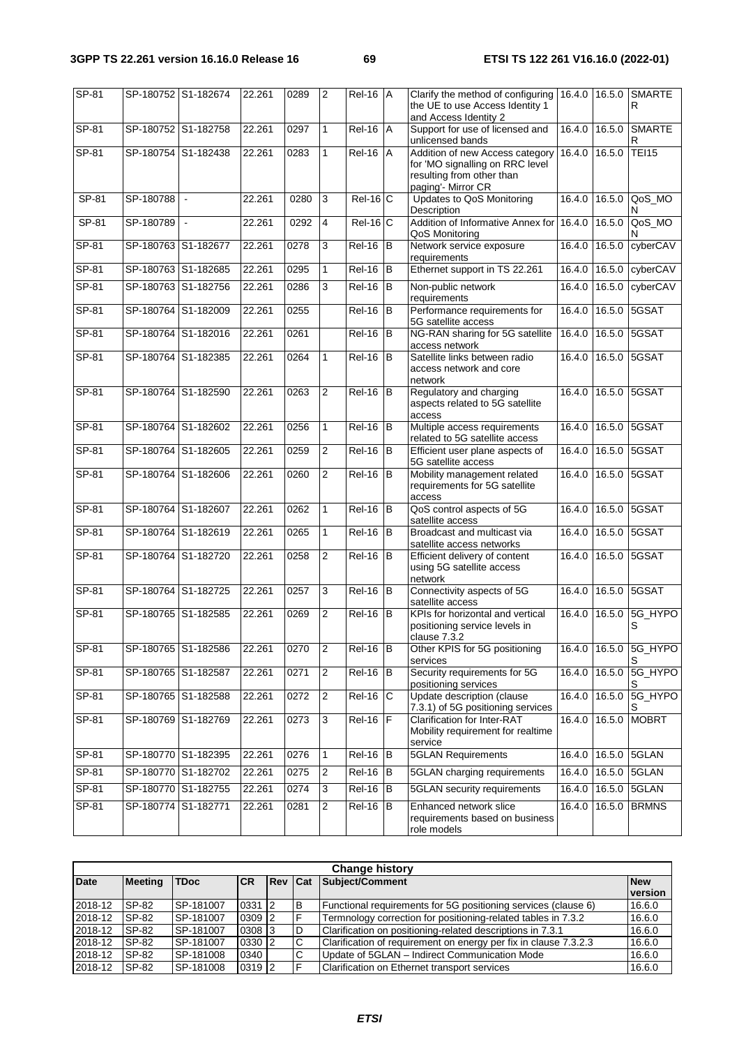| SP-81 | SP-180752 | S1-182674 | 22.261 | 0289 | 2 | Rel-16 | A | Clarify the method of configuring the UE to use Access Identity 1 and Access Identity 2 | 16.4.0 | 16.5.0 | SMARTER |
|---|---|---|---|---|---|---|---|---|---|---|---|
| SP-81 | SP-180752 | S1-182758 | 22.261 | 0297 | 1 | Rel-16 | A | Support for use of licensed and unlicensed bands | 16.4.0 | 16.5.0 | SMARTER |
| SP-81 | SP-180754 | S1-182438 | 22.261 | 0283 | 1 | Rel-16 | A | Addition of new Access category for 'MO signalling on RRC level resulting from other than paging'- Mirror CR | 16.4.0 | 16.5.0 | TEI15 |
| SP-81 | SP-180788 | - | 22.261 | 0280 | 3 | Rel-16 | C | Updates to QoS Monitoring Description | 16.4.0 | 16.5.0 | QoS_MON |
| SP-81 | SP-180789 | - | 22.261 | 0292 | 4 | Rel-16 | C | Addition of Informative Annex for QoS Monitoring | 16.4.0 | 16.5.0 | QoS_MON |
| SP-81 | SP-180763 | S1-182677 | 22.261 | 0278 | 3 | Rel-16 | B | Network service exposure requirements | 16.4.0 | 16.5.0 | cyberCAV |
| SP-81 | SP-180763 | S1-182685 | 22.261 | 0295 | 1 | Rel-16 | B | Ethernet support in TS 22.261 | 16.4.0 | 16.5.0 | cyberCAV |
| SP-81 | SP-180763 | S1-182756 | 22.261 | 0286 | 3 | Rel-16 | B | Non-public network requirements | 16.4.0 | 16.5.0 | cyberCAV |
| SP-81 | SP-180764 | S1-182009 | 22.261 | 0255 | | Rel-16 | B | Performance requirements for 5G satellite access | 16.4.0 | 16.5.0 | 5GSAT |
| SP-81 | SP-180764 | S1-182016 | 22.261 | 0261 | | Rel-16 | B | NG-RAN sharing for 5G satellite access network | 16.4.0 | 16.5.0 | 5GSAT |
| SP-81 | SP-180764 | S1-182385 | 22.261 | 0264 | 1 | Rel-16 | B | Satellite links between radio access network and core network | 16.4.0 | 16.5.0 | 5GSAT |
| SP-81 | SP-180764 | S1-182590 | 22.261 | 0263 | 2 | Rel-16 | B | Regulatory and charging aspects related to 5G satellite access | 16.4.0 | 16.5.0 | 5GSAT |
| SP-81 | SP-180764 | S1-182602 | 22.261 | 0256 | 1 | Rel-16 | B | Multiple access requirements related to 5G satellite access | 16.4.0 | 16.5.0 | 5GSAT |
| SP-81 | SP-180764 | S1-182605 | 22.261 | 0259 | 2 | Rel-16 | B | Efficient user plane aspects of 5G satellite access | 16.4.0 | 16.5.0 | 5GSAT |
| SP-81 | SP-180764 | S1-182606 | 22.261 | 0260 | 2 | Rel-16 | B | Mobility management related requirements for 5G satellite access | 16.4.0 | 16.5.0 | 5GSAT |
| SP-81 | SP-180764 | S1-182607 | 22.261 | 0262 | 1 | Rel-16 | B | QoS control aspects of 5G satellite access | 16.4.0 | 16.5.0 | 5GSAT |
| SP-81 | SP-180764 | S1-182619 | 22.261 | 0265 | 1 | Rel-16 | B | Broadcast and multicast via satellite access networks | 16.4.0 | 16.5.0 | 5GSAT |
| SP-81 | SP-180764 | S1-182720 | 22.261 | 0258 | 2 | Rel-16 | B | Efficient delivery of content using 5G satellite access network | 16.4.0 | 16.5.0 | 5GSAT |
| SP-81 | SP-180764 | S1-182725 | 22.261 | 0257 | 3 | Rel-16 | B | Connectivity aspects of 5G satellite access | 16.4.0 | 16.5.0 | 5GSAT |
| SP-81 | SP-180765 | S1-182585 | 22.261 | 0269 | 2 | Rel-16 | B | KPIs for horizontal and vertical positioning service levels in clause 7.3.2 | 16.4.0 | 16.5.0 | 5G_HYPOS |
| SP-81 | SP-180765 | S1-182586 | 22.261 | 0270 | 2 | Rel-16 | B | Other KPIS for 5G positioning services | 16.4.0 | 16.5.0 | 5G_HYPOS |
| SP-81 | SP-180765 | S1-182587 | 22.261 | 0271 | 2 | Rel-16 | B | Security requirements for 5G positioning services | 16.4.0 | 16.5.0 | 5G_HYPOS |
| SP-81 | SP-180765 | S1-182588 | 22.261 | 0272 | 2 | Rel-16 | C | Update description (clause 7.3.1) of 5G positioning services | 16.4.0 | 16.5.0 | 5G_HYPOS |
| SP-81 | SP-180769 | S1-182769 | 22.261 | 0273 | 3 | Rel-16 | F | Clarification for Inter-RAT Mobility requirement for realtime service | 16.4.0 | 16.5.0 | MOBRT |
| SP-81 | SP-180770 | S1-182395 | 22.261 | 0276 | 1 | Rel-16 | B | 5GLAN Requirements | 16.4.0 | 16.5.0 | 5GLAN |
| SP-81 | SP-180770 | S1-182702 | 22.261 | 0275 | 2 | Rel-16 | B | 5GLAN charging requirements | 16.4.0 | 16.5.0 | 5GLAN |
| SP-81 | SP-180770 | S1-182755 | 22.261 | 0274 | 3 | Rel-16 | B | 5GLAN security requirements | 16.4.0 | 16.5.0 | 5GLAN |
| SP-81 | SP-180774 | S1-182771 | 22.261 | 0281 | 2 | Rel-16 | B | Enhanced network slice requirements based on business role models | 16.4.0 | 16.5.0 | BRMNS |

| **Change history** | | | | | | | |
|---|---|---|---|---|---|---|---|
| **Date** | **Meeting** | **TDoc** | **CR** | **Rev** | **Cat** | **Subject/Comment** | **New version** |
| 2018-12 | SP-82 | SP-181007 | 0331 | 2 | B | Functional requirements for 5G positioning services (clause 6) | 16.6.0 |
| 2018-12 | SP-82 | SP-181007 | 0309 | 2 | F | Termnology correction for positioning-related tables in 7.3.2 | 16.6.0 |
| 2018-12 | SP-82 | SP-181007 | 0308 | 3 | D | Clarification on positioning-related descriptions in 7.3.1 | 16.6.0 |
| 2018-12 | SP-82 | SP-181007 | 0330 | 2 | C | Clarification of requirement on energy per fix in clause 7.3.2.3 | 16.6.0 |
| 2018-12 | SP-82 | SP-181008 | 0340 | | C | Update of 5GLAN – Indirect Communication Mode | 16.6.0 |
| 2018-12 | SP-82 | SP-181008 | 0319 | 2 | F | Clarification on Ethernet transport services | 16.6.0 |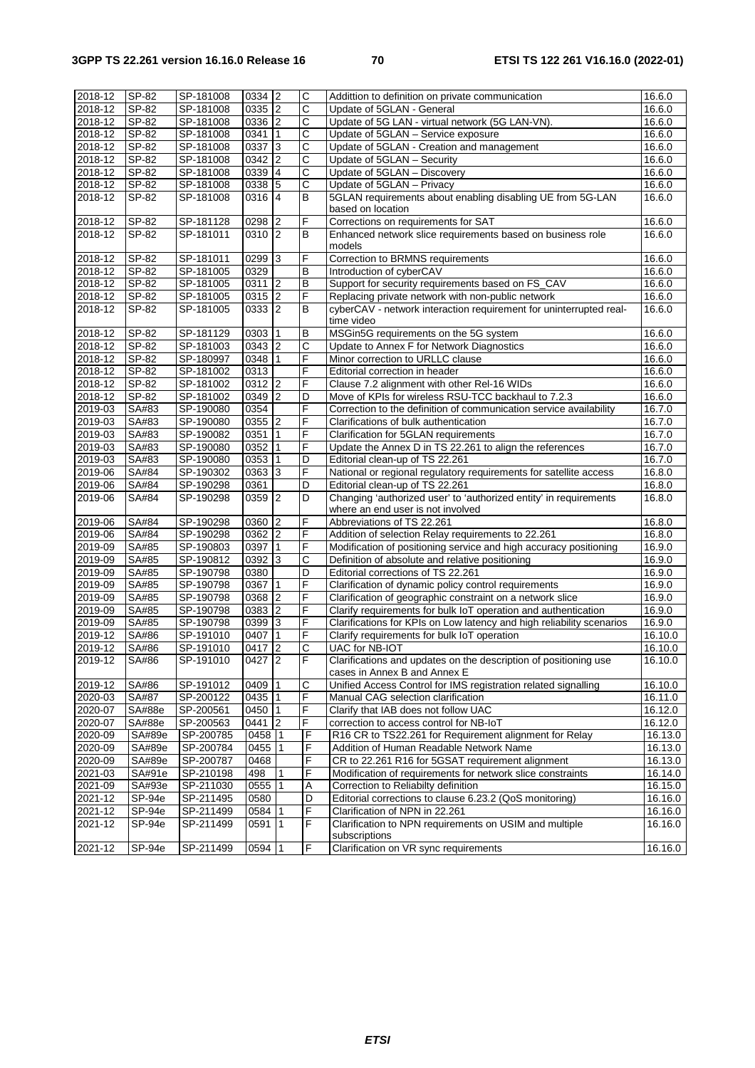| 2018-12 | SP-82 | SP-181008 | 0334 | 2 | C | Addittion to definition on private communication | 16.6.0 |
|---|---|---|---|---|---|---|---|
| 2018-12 | SP-82 | SP-181008 | 0335 | 2 | C | Update of 5GLAN - General | 16.6.0 |
| 2018-12 | SP-82 | SP-181008 | 0336 | 2 | C | Update of 5G LAN - virtual network (5G LAN-VN). | 16.6.0 |
| 2018-12 | SP-82 | SP-181008 | 0341 | 1 | C | Update of 5GLAN – Service exposure | 16.6.0 |
| 2018-12 | SP-82 | SP-181008 | 0337 | 3 | C | Update of 5GLAN - Creation and management | 16.6.0 |
| 2018-12 | SP-82 | SP-181008 | 0342 | 2 | C | Update of 5GLAN – Security | 16.6.0 |
| 2018-12 | SP-82 | SP-181008 | 0339 | 4 | C | Update of 5GLAN – Discovery | 16.6.0 |
| 2018-12 | SP-82 | SP-181008 | 0338 | 5 | C | Update of 5GLAN – Privacy | 16.6.0 |
| 2018-12 | SP-82 | SP-181008 | 0316 | 4 | B | 5GLAN requirements about enabling disabling UE from 5G-LAN based on location | 16.6.0 |
| 2018-12 | SP-82 | SP-181128 | 0298 | 2 | F | Corrections on requirements for SAT | 16.6.0 |
| 2018-12 | SP-82 | SP-181011 | 0310 | 2 | B | Enhanced network slice requirements based on business role models | 16.6.0 |
| 2018-12 | SP-82 | SP-181011 | 0299 | 3 | F | Correction to BRMNS requirements | 16.6.0 |
| 2018-12 | SP-82 | SP-181005 | 0329 | | B | Introduction of cyberCAV | 16.6.0 |
| 2018-12 | SP-82 | SP-181005 | 0311 | 2 | B | Support for security requirements based on FS_CAV | 16.6.0 |
| 2018-12 | SP-82 | SP-181005 | 0315 | 2 | F | Replacing private network with non-public network | 16.6.0 |
| 2018-12 | SP-82 | SP-181005 | 0333 | 2 | B | cyberCAV - network interaction requirement for uninterrupted real-time video | 16.6.0 |
| 2018-12 | SP-82 | SP-181129 | 0303 | 1 | B | MSGin5G requirements on the 5G system | 16.6.0 |
| 2018-12 | SP-82 | SP-181003 | 0343 | 2 | C | Update to Annex F for Network Diagnostics | 16.6.0 |
| 2018-12 | SP-82 | SP-180997 | 0348 | 1 | F | Minor correction to URLLC clause | 16.6.0 |
| 2018-12 | SP-82 | SP-181002 | 0313 | | F | Editorial correction in header | 16.6.0 |
| 2018-12 | SP-82 | SP-181002 | 0312 | 2 | F | Clause 7.2 alignment with other Rel-16 WIDs | 16.6.0 |
| 2018-12 | SP-82 | SP-181002 | 0349 | 2 | D | Move of KPIs for wireless RSU-TCC backhaul to 7.2.3 | 16.6.0 |
| 2019-03 | SA#83 | SP-190080 | 0354 | | F | Correction to the definition of communication service availability | 16.7.0 |
| 2019-03 | SA#83 | SP-190080 | 0355 | 2 | F | Clarifications of bulk authentication | 16.7.0 |
| 2019-03 | SA#83 | SP-190082 | 0351 | 1 | F | Clarification for 5GLAN requirements | 16.7.0 |
| 2019-03 | SA#83 | SP-190080 | 0352 | 1 | F | Update the Annex D in TS 22.261 to align the references | 16.7.0 |
| 2019-03 | SA#83 | SP-190080 | 0353 | 1 | D | Editorial clean-up of TS 22.261 | 16.7.0 |
| 2019-06 | SA#84 | SP-190302 | 0363 | 3 | F | National or regional regulatory requirements for satellite access | 16.8.0 |
| 2019-06 | SA#84 | SP-190298 | 0361 | | D | Editorial clean-up of TS 22.261 | 16.8.0 |
| 2019-06 | SA#84 | SP-190298 | 0359 | 2 | D | Changing 'authorized user' to 'authorized entity' in requirements where an end user is not involved | 16.8.0 |
| 2019-06 | SA#84 | SP-190298 | 0360 | 2 | F | Abbreviations of TS 22.261 | 16.8.0 |
| 2019-06 | SA#84 | SP-190298 | 0362 | 2 | F | Addition of selection Relay requirements to 22.261 | 16.8.0 |
| 2019-09 | SA#85 | SP-190803 | 0397 | 1 | F | Modification of positioning service and high accuracy positioning | 16.9.0 |
| 2019-09 | SA#85 | SP-190812 | 0392 | 3 | C | Definition of absolute and relative positioning | 16.9.0 |
| 2019-09 | SA#85 | SP-190798 | 0380 | | D | Editorial corrections of TS 22.261 | 16.9.0 |
| 2019-09 | SA#85 | SP-190798 | 0367 | 1 | F | Clarification of dynamic policy control requirements | 16.9.0 |
| 2019-09 | SA#85 | SP-190798 | 0368 | 2 | F | Clarification of geographic constraint on a network slice | 16.9.0 |
| 2019-09 | SA#85 | SP-190798 | 0383 | 2 | F | Clarify requirements for bulk IoT operation and authentication | 16.9.0 |
| 2019-09 | SA#85 | SP-190798 | 0399 | 3 | F | Clarifications for KPIs on Low latency and high reliability scenarios | 16.9.0 |
| 2019-12 | SA#86 | SP-191010 | 0407 | 1 | F | Clarify requirements for bulk IoT operation | 16.10.0 |
| 2019-12 | SA#86 | SP-191010 | 0417 | 2 | C | UAC for NB-IOT | 16.10.0 |
| 2019-12 | SA#86 | SP-191010 | 0427 | 2 | F | Clarifications and updates on the description of positioning use cases in Annex B and Annex E | 16.10.0 |
| 2019-12 | SA#86 | SP-191012 | 0409 | 1 | C | Unified Access Control for IMS registration related signalling | 16.10.0 |
| 2020-03 | SA#87 | SP-200122 | 0435 | 1 | F | Manual CAG selection clarification | 16.11.0 |
| 2020-07 | SA#88e | SP-200561 | 0450 | 1 | F | Clarify that IAB does not follow UAC | 16.12.0 |
| 2020-07 | SA#88e | SP-200563 | 0441 | 2 | F | correction to access control for NB-IoT | 16.12.0 |
| 2020-09 | SA#89e | SP-200785 | 0458 | 1 | F | R16 CR to TS22.261 for Requirement alignment for Relay | 16.13.0 |
| 2020-09 | SA#89e | SP-200784 | 0455 | 1 | F | Addition of Human Readable Network Name | 16.13.0 |
| 2020-09 | SA#89e | SP-200787 | 0468 | | F | CR to 22.261 R16 for 5GSAT requirement alignment | 16.13.0 |
| 2021-03 | SA#91e | SP-210198 | 498 | 1 | F | Modification of requirements for network slice constraints | 16.14.0 |
| 2021-09 | SA#93e | SP-211030 | 0555 | 1 | A | Correction to Reliabilty definition | 16.15.0 |
| 2021-12 | SP-94e | SP-211495 | 0580 | | D | Editorial corrections to clause 6.23.2 (QoS monitoring) | 16.16.0 |
| 2021-12 | SP-94e | SP-211499 | 0584 | 1 | F | Clarification of NPN in 22.261 | 16.16.0 |
| 2021-12 | SP-94e | SP-211499 | 0591 | 1 | F | Clarification to NPN requirements on USIM and multiple subscriptions | 16.16.0 |
| 2021-12 | SP-94e | SP-211499 | 0594 | 1 | F | Clarification on VR sync requirements | 16.16.0 |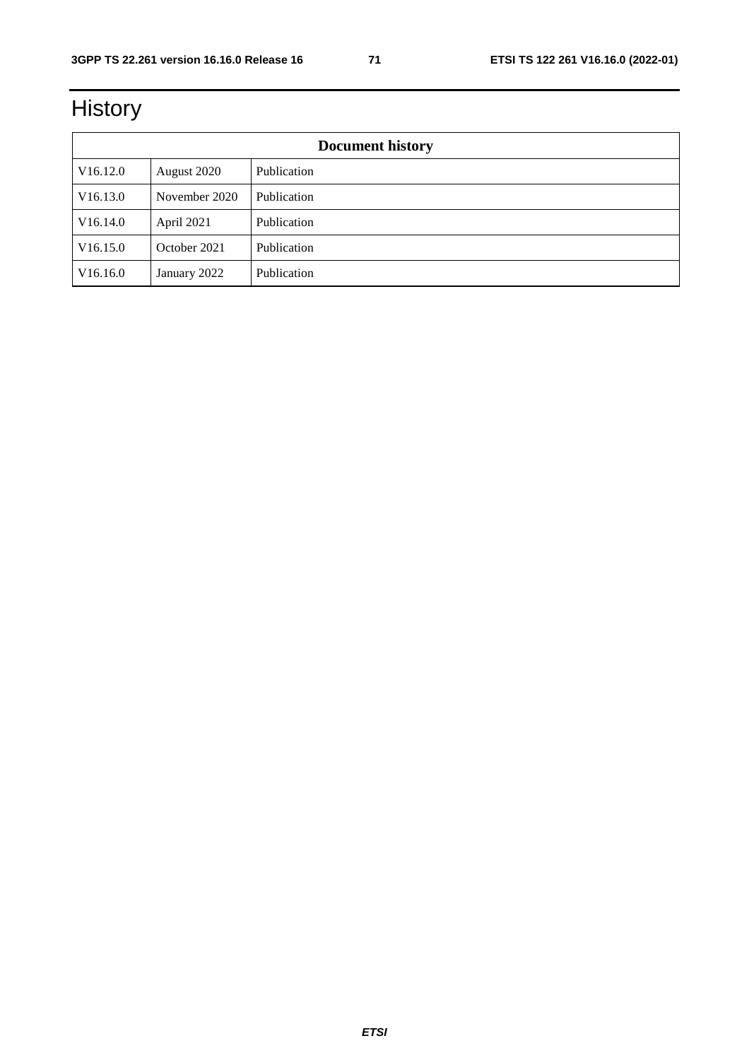# History

| Document history | | |
|---|---|---|
| V16.12.0 | August 2020 | Publication |
| V16.13.0 | November 2020 | Publication |
| V16.14.0 | April 2021 | Publication |
| V16.15.0 | October 2021 | Publication |
| V16.16.0 | January 2022 | Publication |